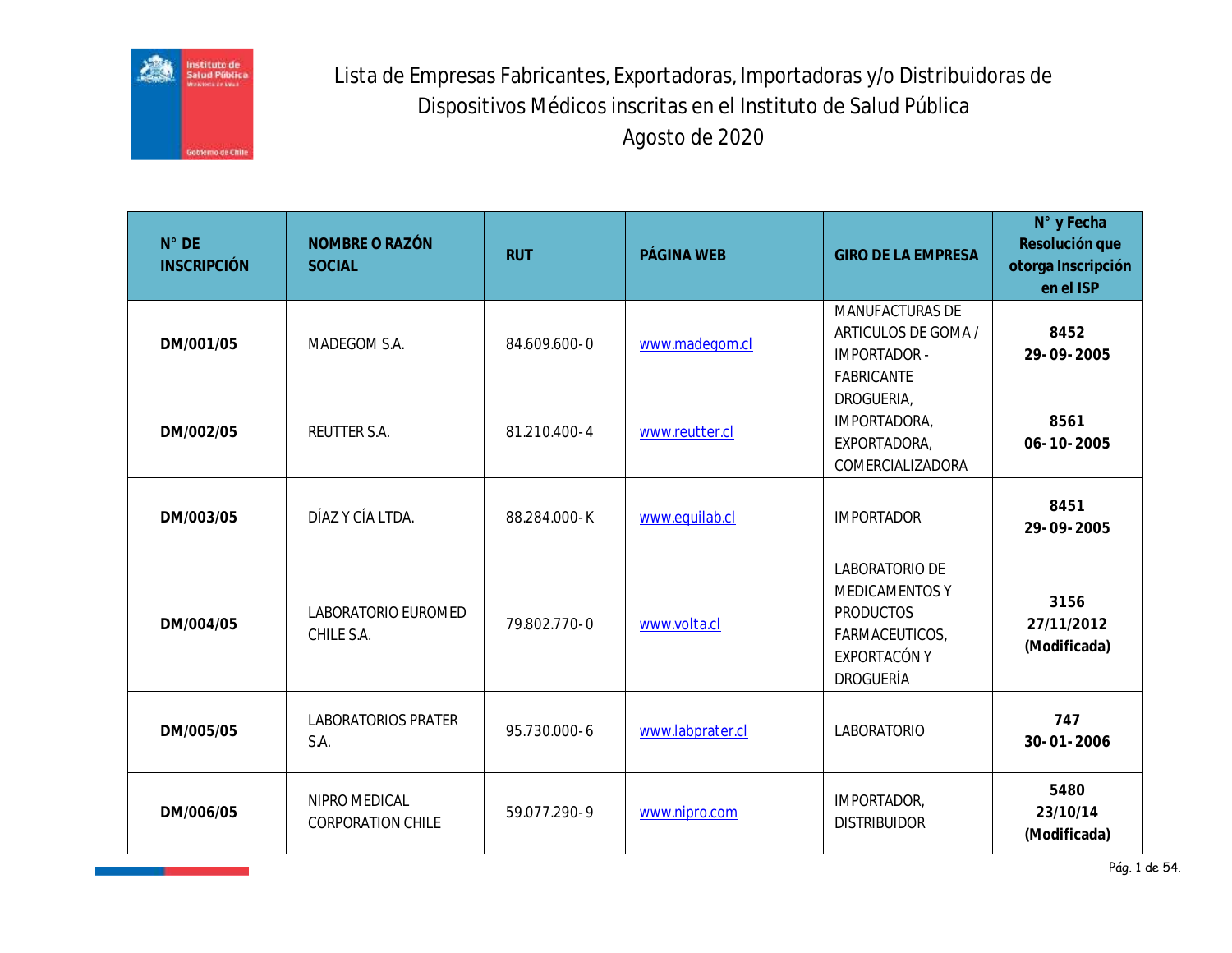# Lista de Empresas Fabricantes, Exportadoras, Importadoras y/o Distribuidoras de Dispositivos Médicos inscritas en el Instituto de Salud Pública

## Agosto de 2020

| N° DE INSCRIPCIÓN | NOMBRE O RAZÓN SOCIAL | RUT | PÁGINA WEB | GIRO DE LA EMPRESA | N° y Fecha Resolución que otorga Inscripción en el ISP |
|---|---|---|---|---|---|
| **DM/001/05** | MADEGOM S.A. | 84.609.600-0 | www.madegom.cl | MANUFACTURAS DE ARTICULOS DE GOMA / IMPORTADOR - FABRICANTE | **8452 29-09-2005** |
| **DM/002/05** | REUTTER S.A. | 81.210.400-4 | www.reutter.cl | DROGUERIA, IMPORTADORA, EXPORTADORA, COMERCIALIZADORA | **8561 06-10-2005** |
| **DM/003/05** | DÍAZ Y CÍA LTDA. | 88.284.000-K | www.equilab.cl | IMPORTADOR | **8451 29-09-2005** |
| **DM/004/05** | LABORATORIO EUROMED CHILE S.A. | 79.802.770-0 | www.volta.cl | LABORATORIO DE MEDICAMENTOS Y PRODUCTOS FARMACEUTICOS, EXPORTACÓN Y DROGUERÍA | **3156 27/11/2012 (Modificada)** |
| **DM/005/05** | LABORATORIOS PRATER S.A. | 95.730.000-6 | www.labprater.cl | LABORATORIO | **747 30-01-2006** |
| **DM/006/05** | NIPRO MEDICAL CORPORATION CHILE | 59.077.290-9 | www.nipro.com | IMPORTADOR, DISTRIBUIDOR | **5480 23/10/14 (Modificada)** |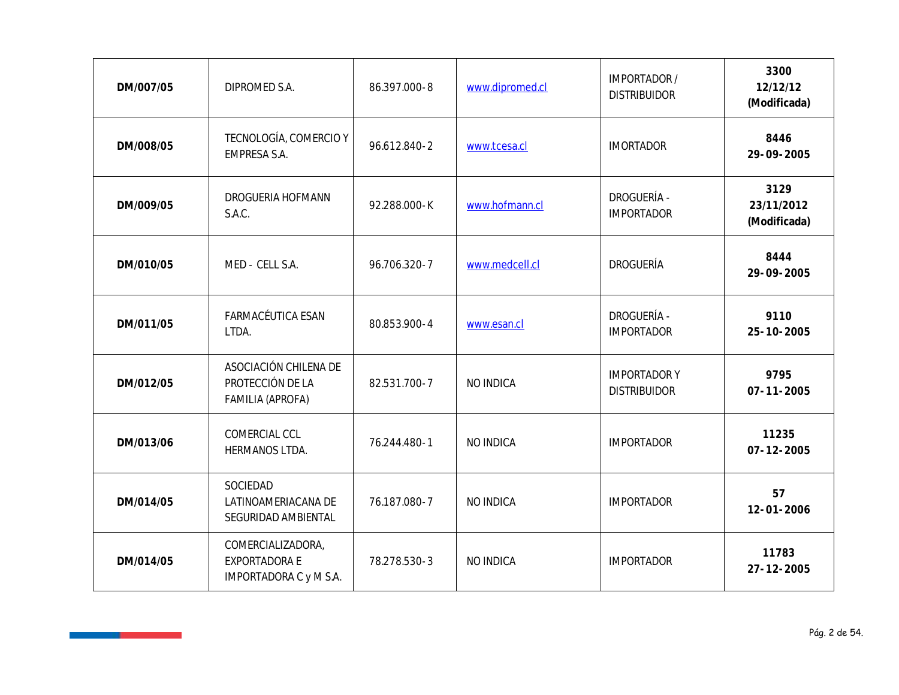| **DM/007/05** | DIPROMED S.A. | 86.397.000-8 | www.dipromed.cl | IMPORTADOR / DISTRIBUIDOR | **3300 12/12/12 (Modificada)** |
|---|---|---|---|---|---|
| **DM/008/05** | TECNOLOGÍA, COMERCIO Y EMPRESA S.A. | 96.612.840-2 | www.tcesa.cl | IMORTADOR | **8446 29-09-2005** |
| **DM/009/05** | DROGUERIA HOFMANN S.A.C. | 92.288.000-K | www.hofmann.cl | DROGUERÍA - IMPORTADOR | **3129 23/11/2012 (Modificada)** |
| **DM/010/05** | MED - CELL S.A. | 96.706.320-7 | www.medcell.cl | DROGUERÍA | **8444 29-09-2005** |
| **DM/011/05** | FARMACÉUTICA ESAN LTDA. | 80.853.900-4 | www.esan.cl | DROGUERÍA - IMPORTADOR | **9110 25-10-2005** |
| **DM/012/05** | ASOCIACIÓN CHILENA DE PROTECCIÓN DE LA FAMILIA (APROFA) | 82.531.700-7 | NO INDICA | IMPORTADOR Y DISTRIBUIDOR | **9795 07-11-2005** |
| **DM/013/06** | COMERCIAL CCL HERMANOS LTDA. | 76.244.480-1 | NO INDICA | IMPORTADOR | **11235 07-12-2005** |
| **DM/014/05** | SOCIEDAD LATINOAMERIACANA DE SEGURIDAD AMBIENTAL | 76.187.080-7 | NO INDICA | IMPORTADOR | **57 12-01-2006** |
| **DM/014/05** | COMERCIALIZADORA, EXPORTADORA E IMPORTADORA C y M S.A. | 78.278.530-3 | NO INDICA | IMPORTADOR | **11783 27-12-2005** |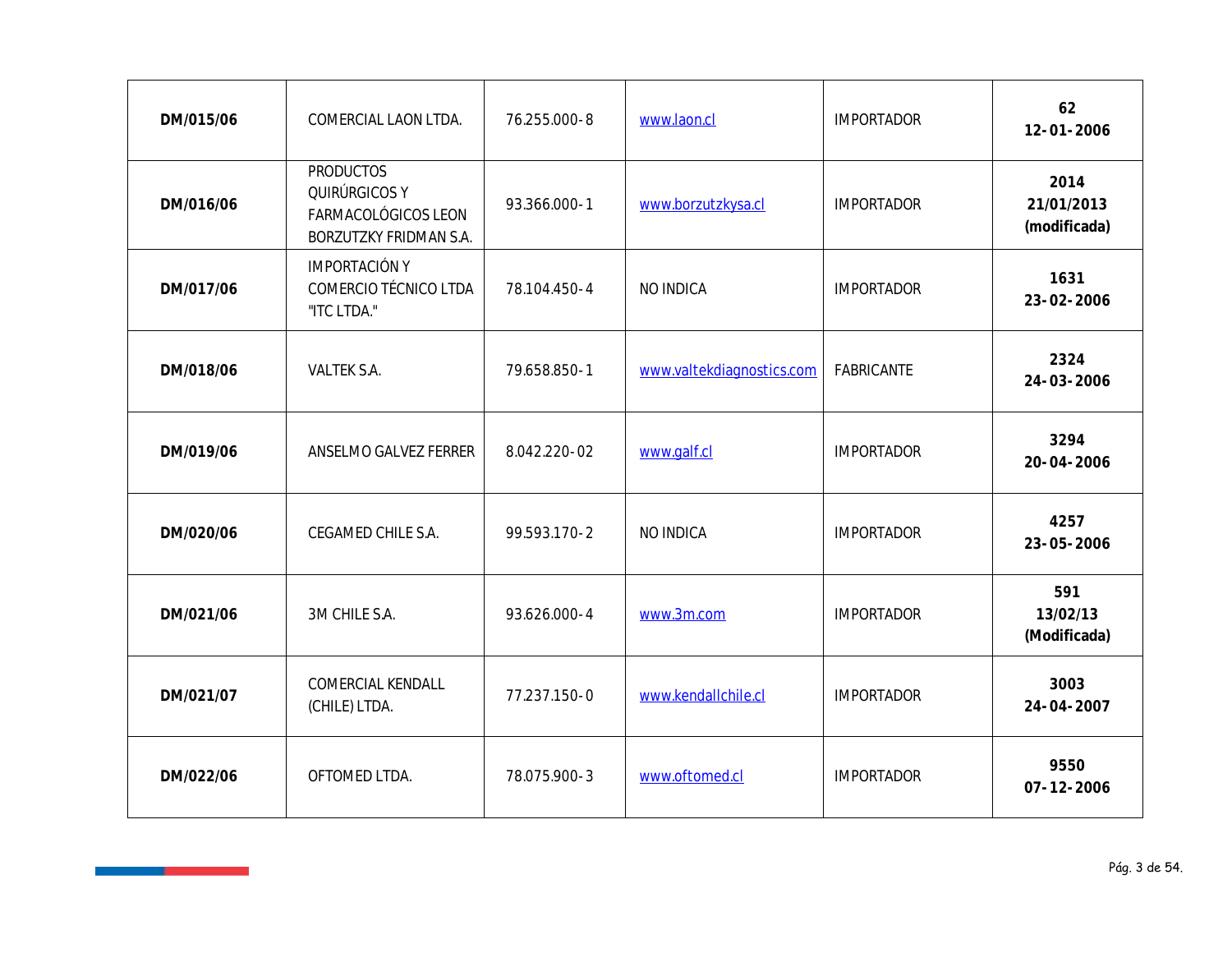| | | | | | |
|---|---|---|---|---|---|
| **DM/015/06** | COMERCIAL LAON LTDA. | 76.255.000-8 | www.laon.cl | IMPORTADOR | **62**<br>**12-01-2006** |
| **DM/016/06** | PRODUCTOS QUIRÚRGICOS Y FARMACOLÓGICOS LEON BORZUTZKY FRIDMAN S.A. | 93.366.000-1 | www.borzutzkysa.cl | IMPORTADOR | **2014**<br>**21/01/2013**<br>**(modificada)** |
| **DM/017/06** | IMPORTACIÓN Y COMERCIO TÉCNICO LTDA "ITC LTDA." | 78.104.450-4 | NO INDICA | IMPORTADOR | **1631**<br>**23-02-2006** |
| **DM/018/06** | VALTEK S.A. | 79.658.850-1 | www.valtekdiagnostics.com | FABRICANTE | **2324**<br>**24-03-2006** |
| **DM/019/06** | ANSELMO GALVEZ FERRER | 8.042.220-02 | www.galf.cl | IMPORTADOR | **3294**<br>**20-04-2006** |
| **DM/020/06** | CEGAMED CHILE S.A. | 99.593.170-2 | NO INDICA | IMPORTADOR | **4257**<br>**23-05-2006** |
| **DM/021/06** | 3M CHILE S.A. | 93.626.000-4 | www.3m.com | IMPORTADOR | **591**<br>**13/02/13**<br>**(Modificada)** |
| **DM/021/07** | COMERCIAL KENDALL (CHILE) LTDA. | 77.237.150-0 | www.kendallchile.cl | IMPORTADOR | **3003**<br>**24-04-2007** |
| **DM/022/06** | OFTOMED LTDA. | 78.075.900-3 | www.oftomed.cl | IMPORTADOR | **9550**<br>**07-12-2006** |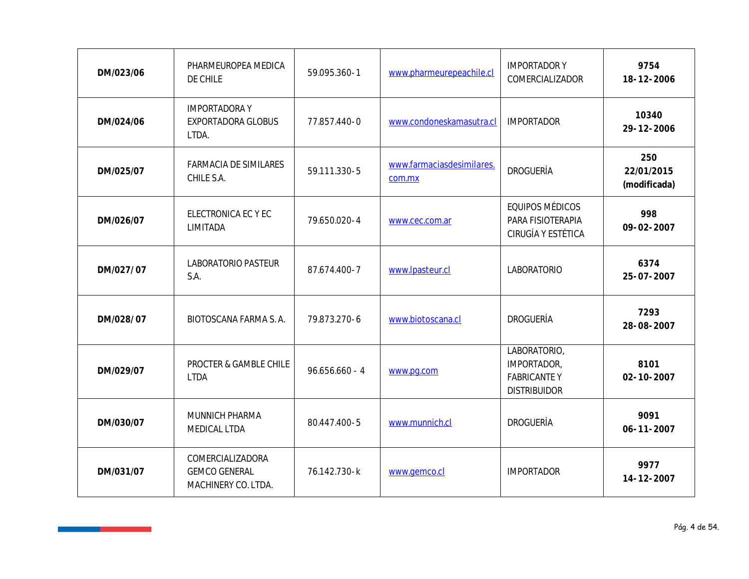| **DM/023/06** | PHARMEUROPEA MEDICA DE CHILE | 59.095.360-1 | www.pharmeurepeachile.cl | IMPORTADOR Y COMERCIALIZADOR | **9754**<br>**18-12-2006** |
|---|---|---|---|---|---|
| **DM/024/06** | IMPORTADORA Y EXPORTADORA GLOBUS LTDA. | 77.857.440-0 | www.condoneskamasutra.cl | IMPORTADOR | **10340**<br>**29-12-2006** |
| **DM/025/07** | FARMACIA DE SIMILARES CHILE S.A. | 59.111.330-5 | www.farmaciasdesimilares.com.mx | DROGUERÍA | **250**<br>**22/01/2015**<br>**(modificada)** |
| **DM/026/07** | ELECTRONICA EC Y EC LIMITADA | 79.650.020-4 | www.cec.com.ar | EQUIPOS MÉDICOS PARA FISIOTERAPIA CIRUGÍA Y ESTÉTICA | **998**<br>**09-02-2007** |
| **DM/027/ 07** | LABORATORIO PASTEUR S.A. | 87.674.400-7 | www.lpasteur.cl | LABORATORIO | **6374**<br>**25-07-2007** |
| **DM/028/ 07** | BIOTOSCANA FARMA S. A. | 79.873.270-6 | www.biotoscana.cl | DROGUERÍA | **7293**<br>**28-08-2007** |
| **DM/029/07** | PROCTER & GAMBLE CHILE LTDA | 96.656.660 - 4 | www.pg.com | LABORATORIO, IMPORTADOR, FABRICANTE Y DISTRIBUIDOR | **8101**<br>**02-10-2007** |
| **DM/030/07** | MUNNICH PHARMA MEDICAL LTDA | 80.447.400-5 | www.munnich.cl | DROGUERÍA | **9091**<br>**06-11-2007** |
| **DM/031/07** | COMERCIALIZADORA GEMCO GENERAL MACHINERY CO. LTDA. | 76.142.730-k | www.gemco.cl | IMPORTADOR | **9977**<br>**14-12-2007** |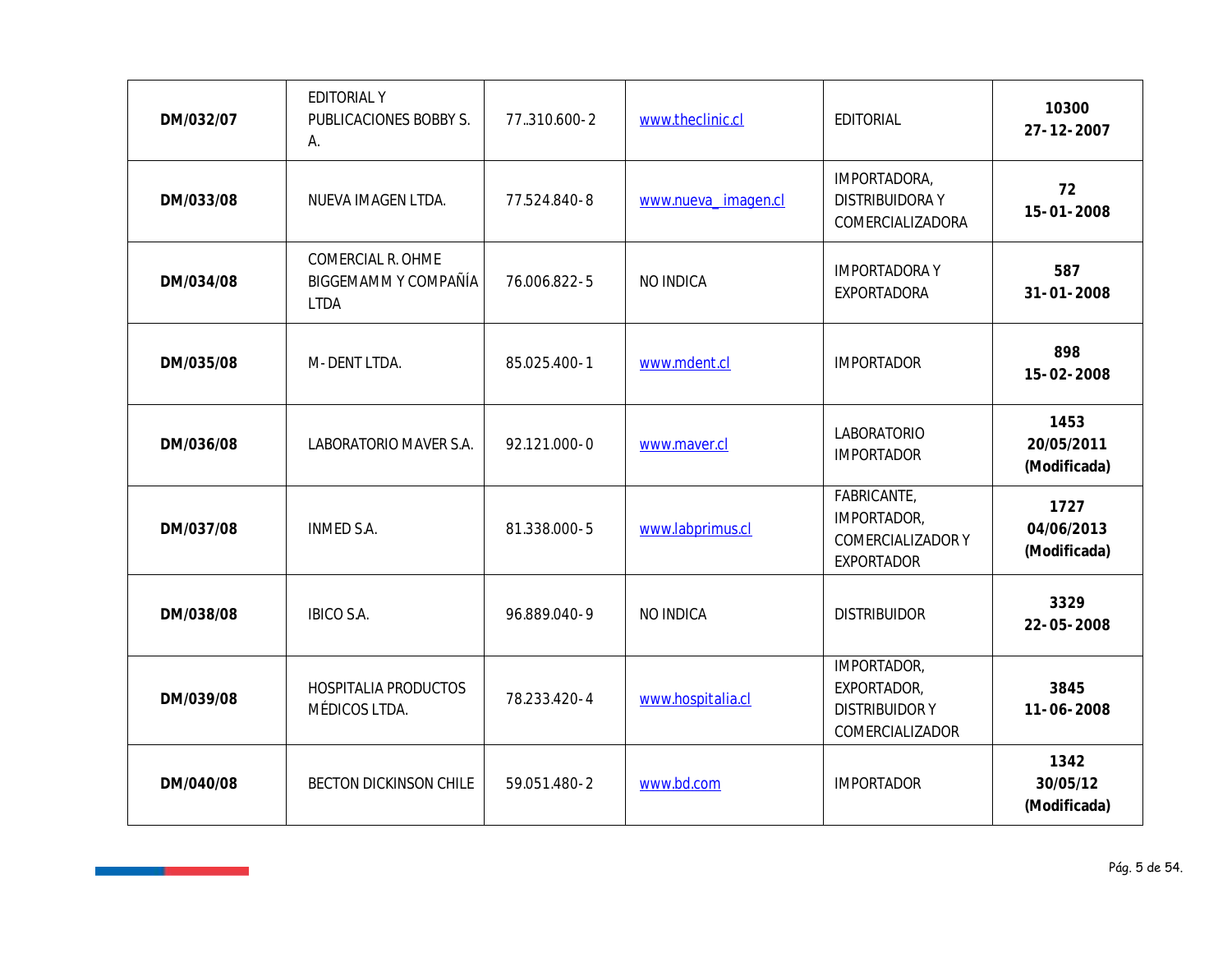| | | | | | |
|---|---|---|---|---|---|
| **DM/032/07** | EDITORIAL Y PUBLICACIONES BOBBY S. A. | 77..310.600-2 | www.theclinic.cl | EDITORIAL | **10300** **27-12-2007** |
| **DM/033/08** | NUEVA IMAGEN LTDA. | 77.524.840-8 | www.nueva_imagen.cl | IMPORTADORA, DISTRIBUIDORA Y COMERCIALIZADORA | **72** **15-01-2008** |
| **DM/034/08** | COMERCIAL R. OHME BIGGEMAMM Y COMPAÑÍA LTDA | 76.006.822-5 | NO INDICA | IMPORTADORA Y EXPORTADORA | **587** **31-01-2008** |
| **DM/035/08** | M-DENT LTDA. | 85.025.400-1 | www.mdent.cl | IMPORTADOR | **898** **15-02-2008** |
| **DM/036/08** | LABORATORIO MAVER S.A. | 92.121.000-0 | www.maver.cl | LABORATORIO IMPORTADOR | **1453** **20/05/2011** **(Modificada)** |
| **DM/037/08** | INMED S.A. | 81.338.000-5 | www.labprimus.cl | FABRICANTE, IMPORTADOR, COMERCIALIZADOR Y EXPORTADOR | **1727** **04/06/2013** **(Modificada)** |
| **DM/038/08** | IBICO S.A. | 96.889.040-9 | NO INDICA | DISTRIBUIDOR | **3329** **22-05-2008** |
| **DM/039/08** | HOSPITALIA PRODUCTOS MÉDICOS LTDA. | 78.233.420-4 | www.hospitalia.cl | IMPORTADOR, EXPORTADOR, DISTRIBUIDOR Y COMERCIALIZADOR | **3845** **11-06-2008** |
| **DM/040/08** | BECTON DICKINSON CHILE | 59.051.480-2 | www.bd.com | IMPORTADOR | **1342** **30/05/12** **(Modificada)** |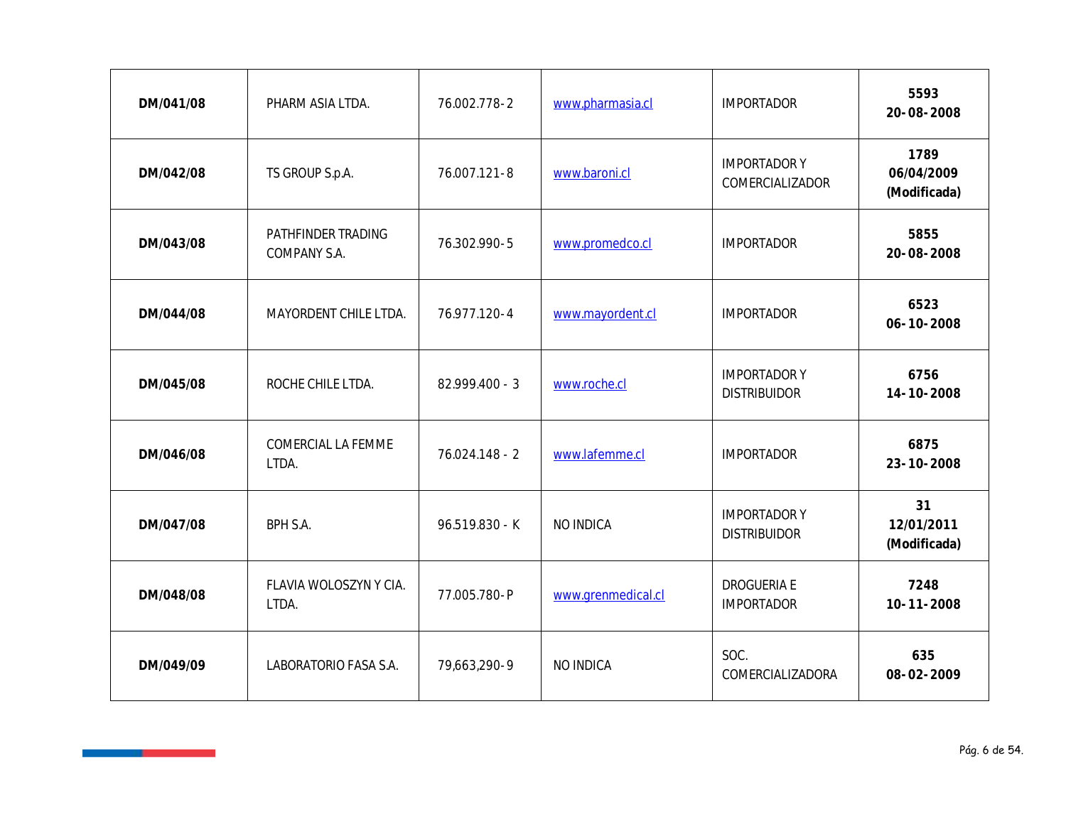| | | | | | |
|---|---|---|---|---|---|
| **DM/041/08** | PHARM ASIA LTDA. | 76.002.778-2 | www.pharmasia.cl | IMPORTADOR | **5593 20-08-2008** |
| **DM/042/08** | TS GROUP S.p.A. | 76.007.121-8 | www.baroni.cl | IMPORTADOR Y COMERCIALIZADOR | **1789 06/04/2009 (Modificada)** |
| **DM/043/08** | PATHFINDER TRADING COMPANY S.A. | 76.302.990-5 | www.promedco.cl | IMPORTADOR | **5855 20-08-2008** |
| **DM/044/08** | MAYORDENT CHILE LTDA. | 76.977.120-4 | www.mayordent.cl | IMPORTADOR | **6523 06-10-2008** |
| **DM/045/08** | ROCHE CHILE LTDA. | 82.999.400 - 3 | www.roche.cl | IMPORTADOR Y DISTRIBUIDOR | **6756 14-10-2008** |
| **DM/046/08** | COMERCIAL LA FEMME LTDA. | 76.024.148 - 2 | www.lafemme.cl | IMPORTADOR | **6875 23-10-2008** |
| **DM/047/08** | BPH S.A. | 96.519.830 - K | NO INDICA | IMPORTADOR Y DISTRIBUIDOR | **31 12/01/2011 (Modificada)** |
| **DM/048/08** | FLAVIA WOLOSZYN Y CIA. LTDA. | 77.005.780-P | www.grenmedical.cl | DROGUERIA E IMPORTADOR | **7248 10-11-2008** |
| **DM/049/09** | LABORATORIO FASA S.A. | 79,663,290-9 | NO INDICA | SOC. COMERCIALIZADORA | **635 08-02-2009** |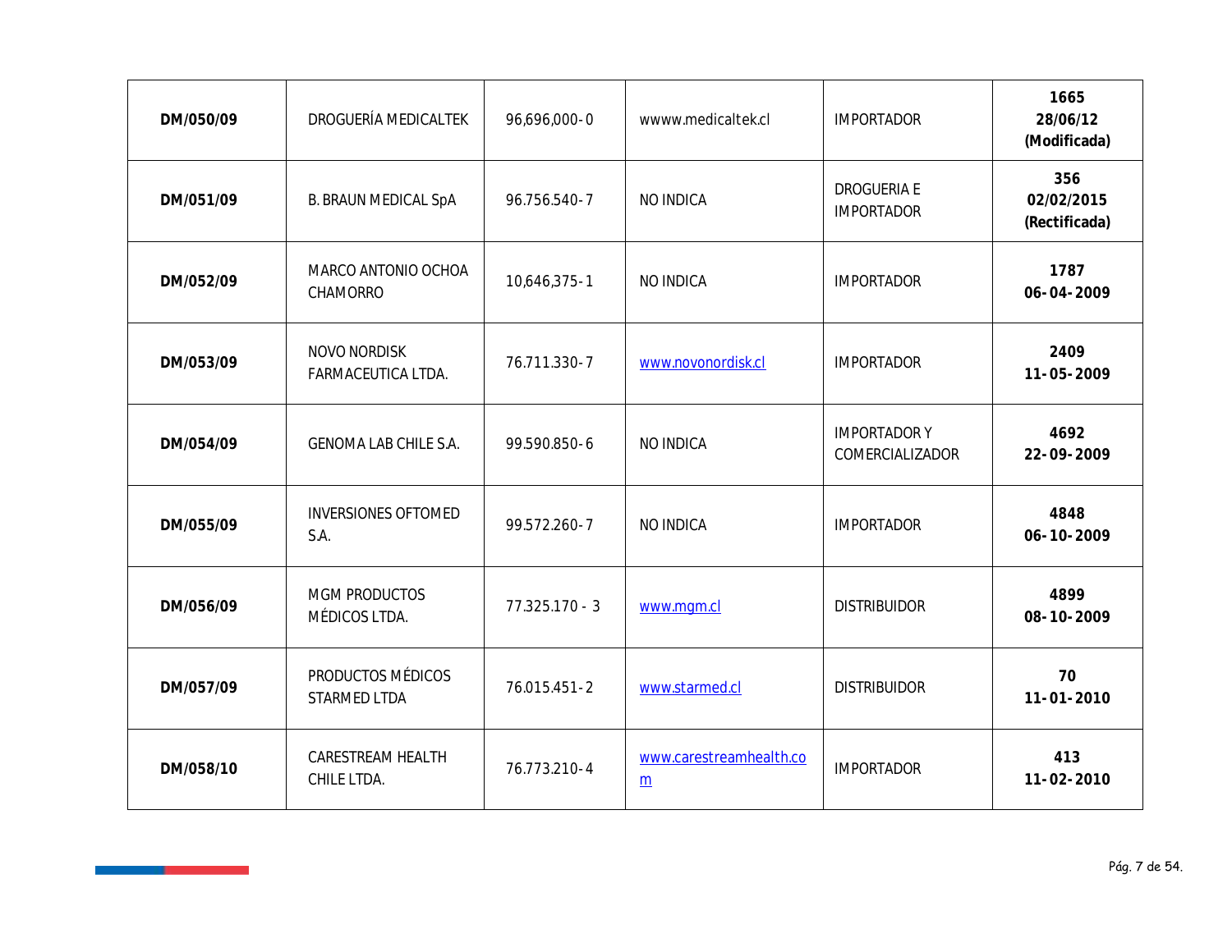| DM/050/09 | DROGUERÍA MEDICALTEK | 96,696,000-0 | wwww.medicaltek.cl | IMPORTADOR | **1665 28/06/12 (Modificada)** |
|---|---|---|---|---|---|
| **DM/051/09** | B. BRAUN MEDICAL SpA | 96.756.540-7 | NO INDICA | DROGUERIA E IMPORTADOR | **356 02/02/2015 (Rectificada)** |
| **DM/052/09** | MARCO ANTONIO OCHOA CHAMORRO | 10,646,375-1 | NO INDICA | IMPORTADOR | **1787 06-04-2009** |
| **DM/053/09** | NOVO NORDISK FARMACEUTICA LTDA. | 76.711.330-7 | www.novonordisk.cl | IMPORTADOR | **2409 11-05-2009** |
| **DM/054/09** | GENOMA LAB CHILE S.A. | 99.590.850-6 | NO INDICA | IMPORTADOR Y COMERCIALIZADOR | **4692 22-09-2009** |
| **DM/055/09** | INVERSIONES OFTOMED S.A. | 99.572.260-7 | NO INDICA | IMPORTADOR | **4848 06-10-2009** |
| **DM/056/09** | MGM PRODUCTOS MÉDICOS LTDA. | 77.325.170 - 3 | www.mgm.cl | DISTRIBUIDOR | **4899 08-10-2009** |
| **DM/057/09** | PRODUCTOS MÉDICOS STARMED LTDA | 76.015.451-2 | www.starmed.cl | DISTRIBUIDOR | **70 11-01-2010** |
| **DM/058/10** | CARESTREAM HEALTH CHILE LTDA. | 76.773.210-4 | www.carestreamhealth.com | IMPORTADOR | **413 11-02-2010** |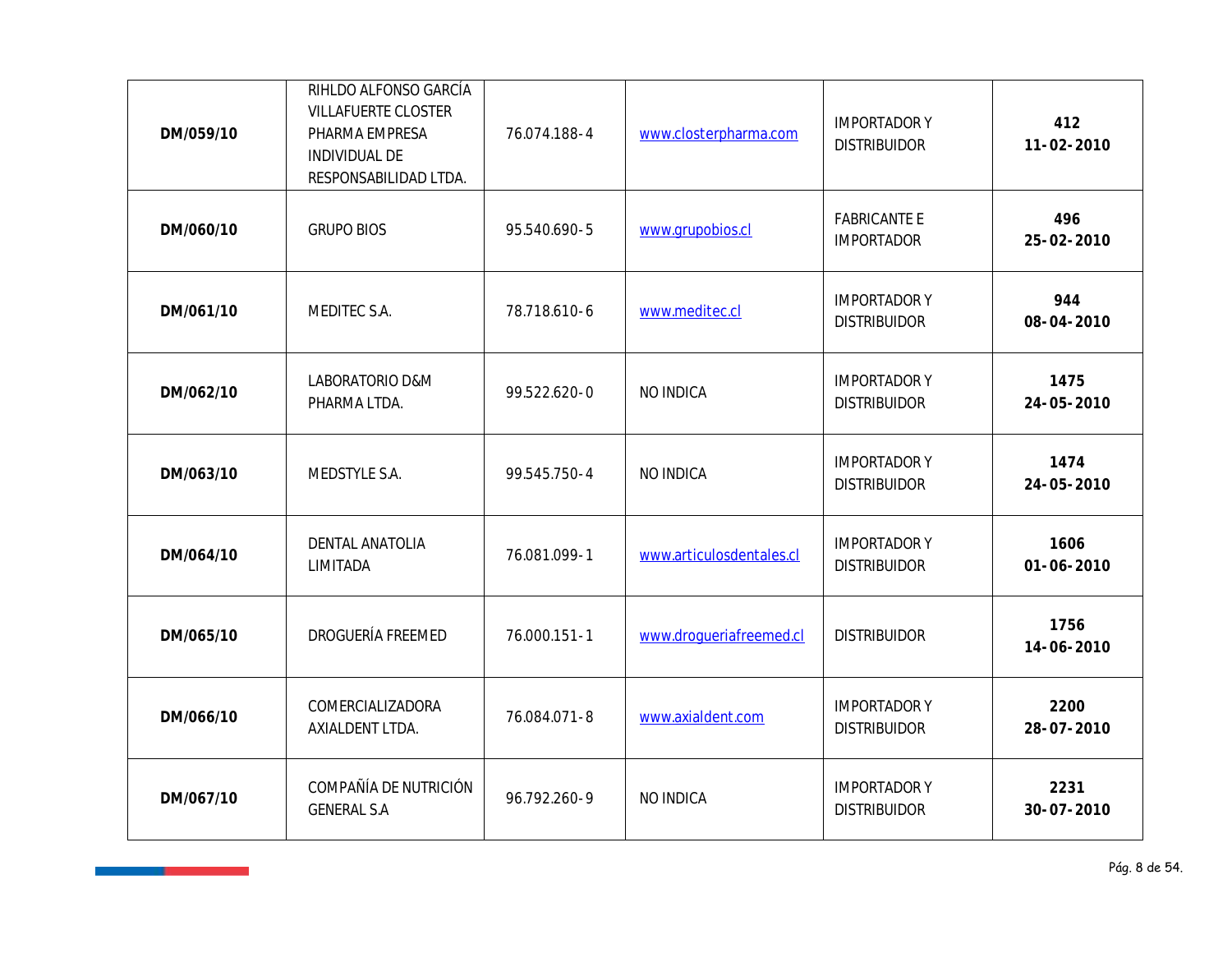| | | | | | |
|---|---|---|---|---|---|
| **DM/059/10** | RIHLDO ALFONSO GARCÍA VILLAFUERTE CLOSTER PHARMA EMPRESA INDIVIDUAL DE RESPONSABILIDAD LTDA. | 76.074.188-4 | www.closterpharma.com | IMPORTADOR Y DISTRIBUIDOR | **412**<br>**11-02-2010** |
| **DM/060/10** | GRUPO BIOS | 95.540.690-5 | www.grupobios.cl | FABRICANTE E IMPORTADOR | **496**<br>**25-02-2010** |
| **DM/061/10** | MEDITEC S.A. | 78.718.610-6 | www.meditec.cl | IMPORTADOR Y DISTRIBUIDOR | **944**<br>**08-04-2010** |
| **DM/062/10** | LABORATORIO D&M PHARMA LTDA. | 99.522.620-0 | NO INDICA | IMPORTADOR Y DISTRIBUIDOR | **1475**<br>**24-05-2010** |
| **DM/063/10** | MEDSTYLE S.A. | 99.545.750-4 | NO INDICA | IMPORTADOR Y DISTRIBUIDOR | **1474**<br>**24-05-2010** |
| **DM/064/10** | DENTAL ANATOLIA LIMITADA | 76.081.099-1 | www.articulosdentales.cl | IMPORTADOR Y DISTRIBUIDOR | **1606**<br>**01-06-2010** |
| **DM/065/10** | DROGUERÍA FREEMED | 76.000.151-1 | www.drogueriafreemed.cl | DISTRIBUIDOR | **1756**<br>**14-06-2010** |
| **DM/066/10** | COMERCIALIZADORA AXIALDENT LTDA. | 76.084.071-8 | www.axialdent.com | IMPORTADOR Y DISTRIBUIDOR | **2200**<br>**28-07-2010** |
| **DM/067/10** | COMPAÑÍA DE NUTRICIÓN GENERAL S.A | 96.792.260-9 | NO INDICA | IMPORTADOR Y DISTRIBUIDOR | **2231**<br>**30-07-2010** |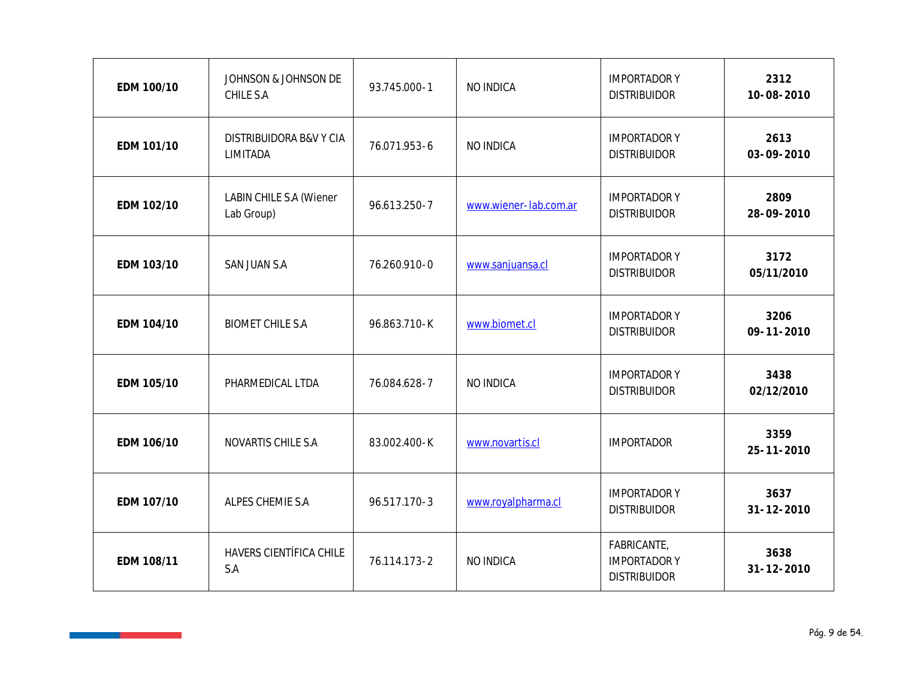| | | | | | |
|---|---|---|---|---|---|
| **EDM 100/10** | JOHNSON & JOHNSON DE CHILE S.A | 93.745.000-1 | NO INDICA | IMPORTADOR Y DISTRIBUIDOR | **2312**<br>**10-08-2010** |
| **EDM 101/10** | DISTRIBUIDORA B&V Y CIA LIMITADA | 76.071.953-6 | NO INDICA | IMPORTADOR Y DISTRIBUIDOR | **2613**<br>**03-09-2010** |
| **EDM 102/10** | LABIN CHILE S.A (Wiener Lab Group) | 96.613.250-7 | www.wiener-lab.com.ar | IMPORTADOR Y DISTRIBUIDOR | **2809**<br>**28-09-2010** |
| **EDM 103/10** | SAN JUAN S.A | 76.260.910-0 | www.sanjuansa.cl | IMPORTADOR Y DISTRIBUIDOR | **3172**<br>**05/11/2010** |
| **EDM 104/10** | BIOMET CHILE S.A | 96.863.710-K | www.biomet.cl | IMPORTADOR Y DISTRIBUIDOR | **3206**<br>**09-11-2010** |
| **EDM 105/10** | PHARMEDICAL LTDA | 76.084.628-7 | NO INDICA | IMPORTADOR Y DISTRIBUIDOR | **3438**<br>**02/12/2010** |
| **EDM 106/10** | NOVARTIS CHILE S.A | 83.002.400-K | www.novartis.cl | IMPORTADOR | **3359**<br>**25-11-2010** |
| **EDM 107/10** | ALPES CHEMIE S.A | 96.517.170-3 | www.royalpharma.cl | IMPORTADOR Y DISTRIBUIDOR | **3637**<br>**31-12-2010** |
| **EDM 108/11** | HAVERS CIENTÍFICA CHILE S.A | 76.114.173-2 | NO INDICA | FABRICANTE, IMPORTADOR Y DISTRIBUIDOR | **3638**<br>**31-12-2010** |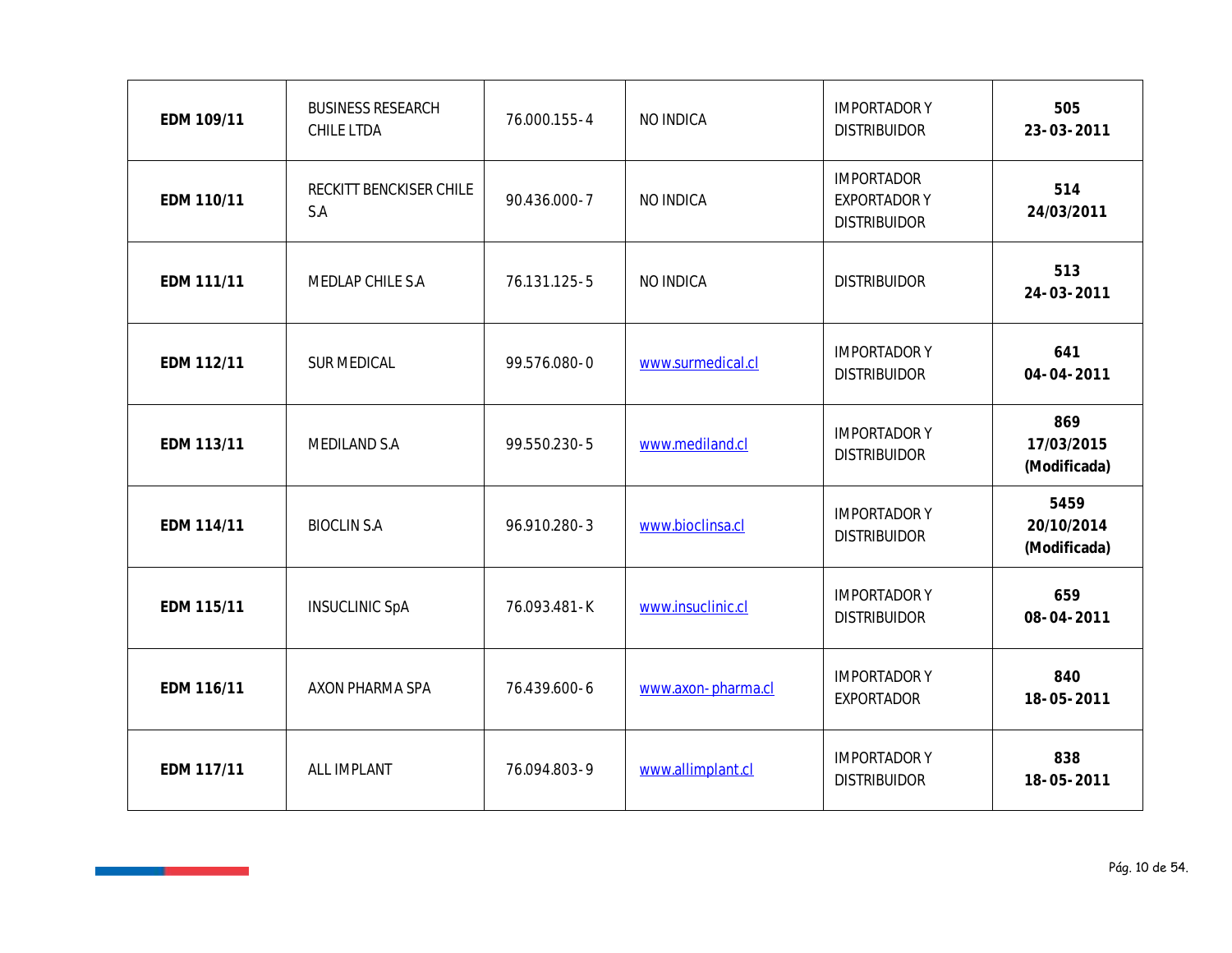| **EDM 109/11** | BUSINESS RESEARCH CHILE LTDA | 76.000.155-4 | NO INDICA | IMPORTADOR Y DISTRIBUIDOR | **505 23-03-2011** |
|---|---|---|---|---|---|
| **EDM 110/11** | RECKITT BENCKISER CHILE S.A | 90.436.000-7 | NO INDICA | IMPORTADOR EXPORTADOR Y DISTRIBUIDOR | **514 24/03/2011** |
| **EDM 111/11** | MEDLAP CHILE S.A | 76.131.125-5 | NO INDICA | DISTRIBUIDOR | **513 24-03-2011** |
| **EDM 112/11** | SUR MEDICAL | 99.576.080-0 | www.surmedical.cl | IMPORTADOR Y DISTRIBUIDOR | **641 04-04-2011** |
| **EDM 113/11** | MEDILAND S.A | 99.550.230-5 | www.mediland.cl | IMPORTADOR Y DISTRIBUIDOR | **869 17/03/2015 (Modificada)** |
| **EDM 114/11** | BIOCLIN S.A | 96.910.280-3 | www.bioclinsa.cl | IMPORTADOR Y DISTRIBUIDOR | **5459 20/10/2014 (Modificada)** |
| **EDM 115/11** | INSUCLINIC SpA | 76.093.481-K | www.insuclinic.cl | IMPORTADOR Y DISTRIBUIDOR | **659 08-04-2011** |
| **EDM 116/11** | AXON PHARMA SPA | 76.439.600-6 | www.axon-pharma.cl | IMPORTADOR Y EXPORTADOR | **840 18-05-2011** |
| **EDM 117/11** | ALL IMPLANT | 76.094.803-9 | www.allimplant.cl | IMPORTADOR Y DISTRIBUIDOR | **838 18-05-2011** |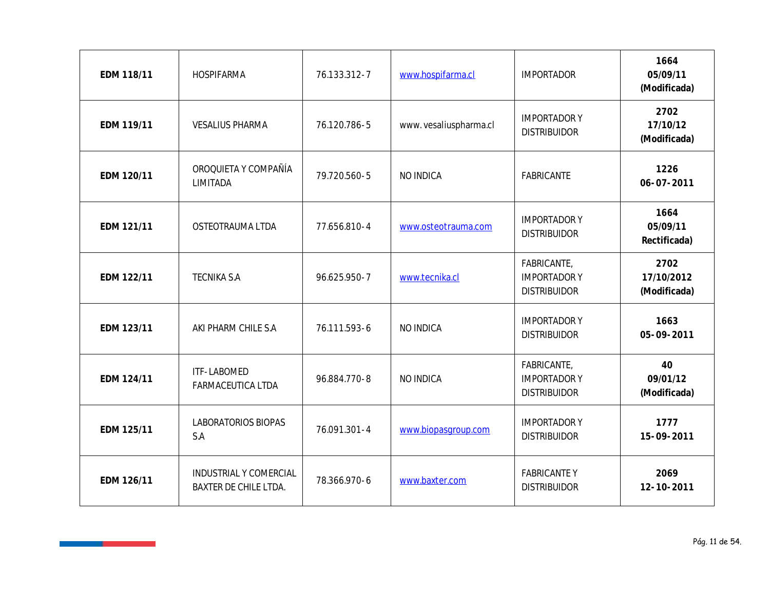| | | | | | |
|---|---|---|---|---|---|
| **EDM 118/11** | HOSPIFARMA | 76.133.312-7 | www.hospifarma.cl | IMPORTADOR | **1664 05/09/11 (Modificada)** |
| **EDM 119/11** | VESALIUS PHARMA | 76.120.786-5 | www. vesaliuspharma.cl | IMPORTADOR Y DISTRIBUIDOR | **2702 17/10/12 (Modificada)** |
| **EDM 120/11** | OROQUIETA Y COMPAÑÍA LIMITADA | 79.720.560-5 | NO INDICA | FABRICANTE | **1226 06-07-2011** |
| **EDM 121/11** | OSTEOTRAUMA LTDA | 77.656.810-4 | www.osteotrauma.com | IMPORTADOR Y DISTRIBUIDOR | **1664 05/09/11 Rectificada)** |
| **EDM 122/11** | TECNIKA S.A | 96.625.950-7 | www.tecnika.cl | FABRICANTE, IMPORTADOR Y DISTRIBUIDOR | **2702 17/10/2012 (Modificada)** |
| **EDM 123/11** | AKI PHARM CHILE S.A | 76.111.593-6 | NO INDICA | IMPORTADOR Y DISTRIBUIDOR | **1663 05-09-2011** |
| **EDM 124/11** | ITF-LABOMED FARMACEUTICA LTDA | 96.884.770-8 | NO INDICA | FABRICANTE, IMPORTADOR Y DISTRIBUIDOR | **40 09/01/12 (Modificada)** |
| **EDM 125/11** | LABORATORIOS BIOPAS S.A | 76.091.301-4 | www.biopasgroup.com | IMPORTADOR Y DISTRIBUIDOR | **1777 15-09-2011** |
| **EDM 126/11** | INDUSTRIAL Y COMERCIAL BAXTER DE CHILE LTDA. | 78.366.970-6 | www.baxter.com | FABRICANTE Y DISTRIBUIDOR | **2069 12-10-2011** |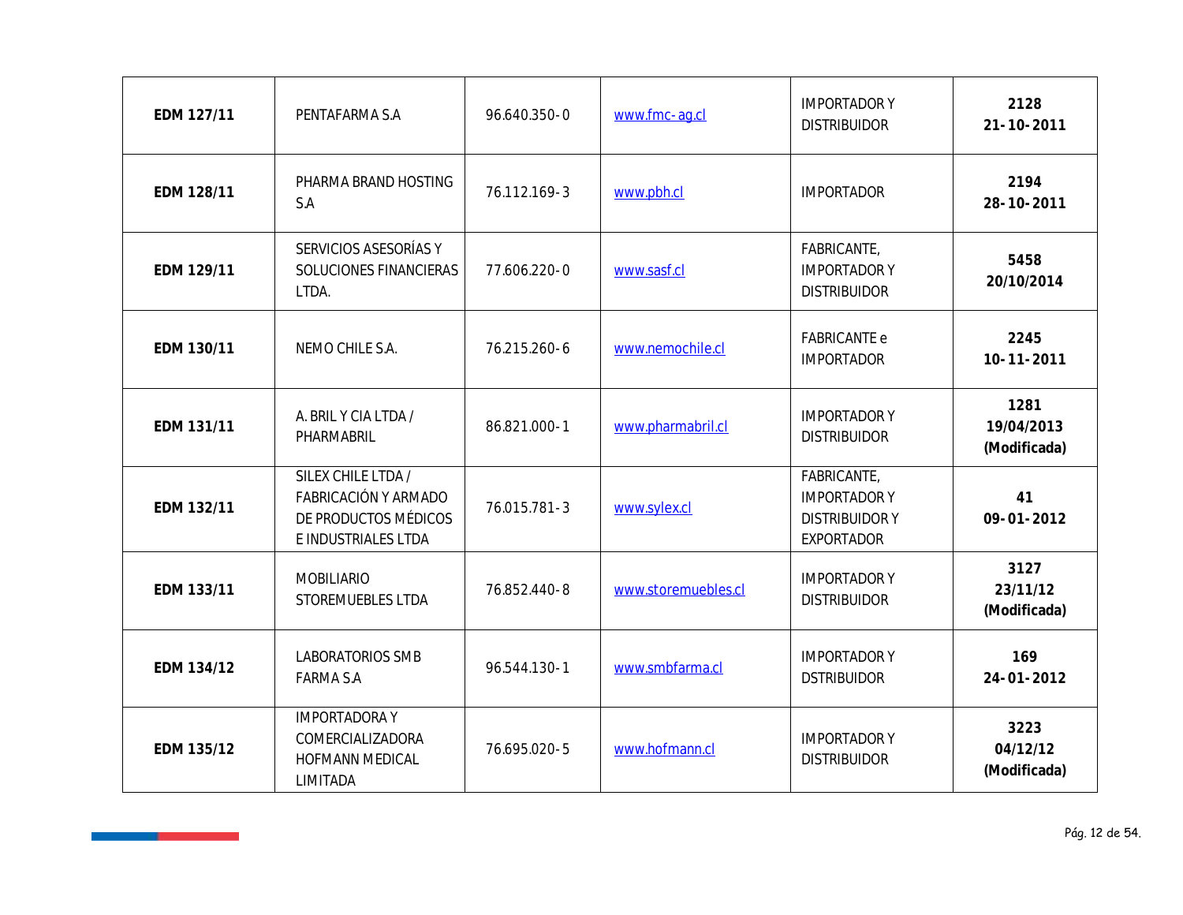| EDM 127/11 | PENTAFARMA S.A | 96.640.350-0 | www.fmc-ag.cl | IMPORTADOR Y DISTRIBUIDOR | 2128 21-10-2011 |
|---|---|---|---|---|---|
| **EDM 128/11** | PHARMA BRAND HOSTING S.A | 76.112.169-3 | www.pbh.cl | IMPORTADOR | **2194 28-10-2011** |
| **EDM 129/11** | SERVICIOS ASESORÍAS Y SOLUCIONES FINANCIERAS LTDA. | 77.606.220-0 | www.sasf.cl | FABRICANTE, IMPORTADOR Y DISTRIBUIDOR | **5458 20/10/2014** |
| **EDM 130/11** | NEMO CHILE S.A. | 76.215.260-6 | www.nemochile.cl | FABRICANTE e IMPORTADOR | **2245 10-11-2011** |
| **EDM 131/11** | A. BRIL Y CIA LTDA / PHARMABRIL | 86.821.000-1 | www.pharmabril.cl | IMPORTADOR Y DISTRIBUIDOR | **1281 19/04/2013 (Modificada)** |
| **EDM 132/11** | SILEX CHILE LTDA / FABRICACIÓN Y ARMADO DE PRODUCTOS MÉDICOS E INDUSTRIALES LTDA | 76.015.781-3 | www.sylex.cl | FABRICANTE, IMPORTADOR Y DISTRIBUIDOR Y EXPORTADOR | **41 09-01-2012** |
| **EDM 133/11** | MOBILIARIO STOREMUEBLES LTDA | 76.852.440-8 | www.storemuebles.cl | IMPORTADOR Y DISTRIBUIDOR | **3127 23/11/12 (Modificada)** |
| **EDM 134/12** | LABORATORIOS SMB FARMA S.A | 96.544.130-1 | www.smbfarma.cl | IMPORTADOR Y DSTRIBUIDOR | **169 24-01-2012** |
| **EDM 135/12** | IMPORTADORA Y COMERCIALIZADORA HOFMANN MEDICAL LIMITADA | 76.695.020-5 | www.hofmann.cl | IMPORTADOR Y DISTRIBUIDOR | **3223 04/12/12 (Modificada)** |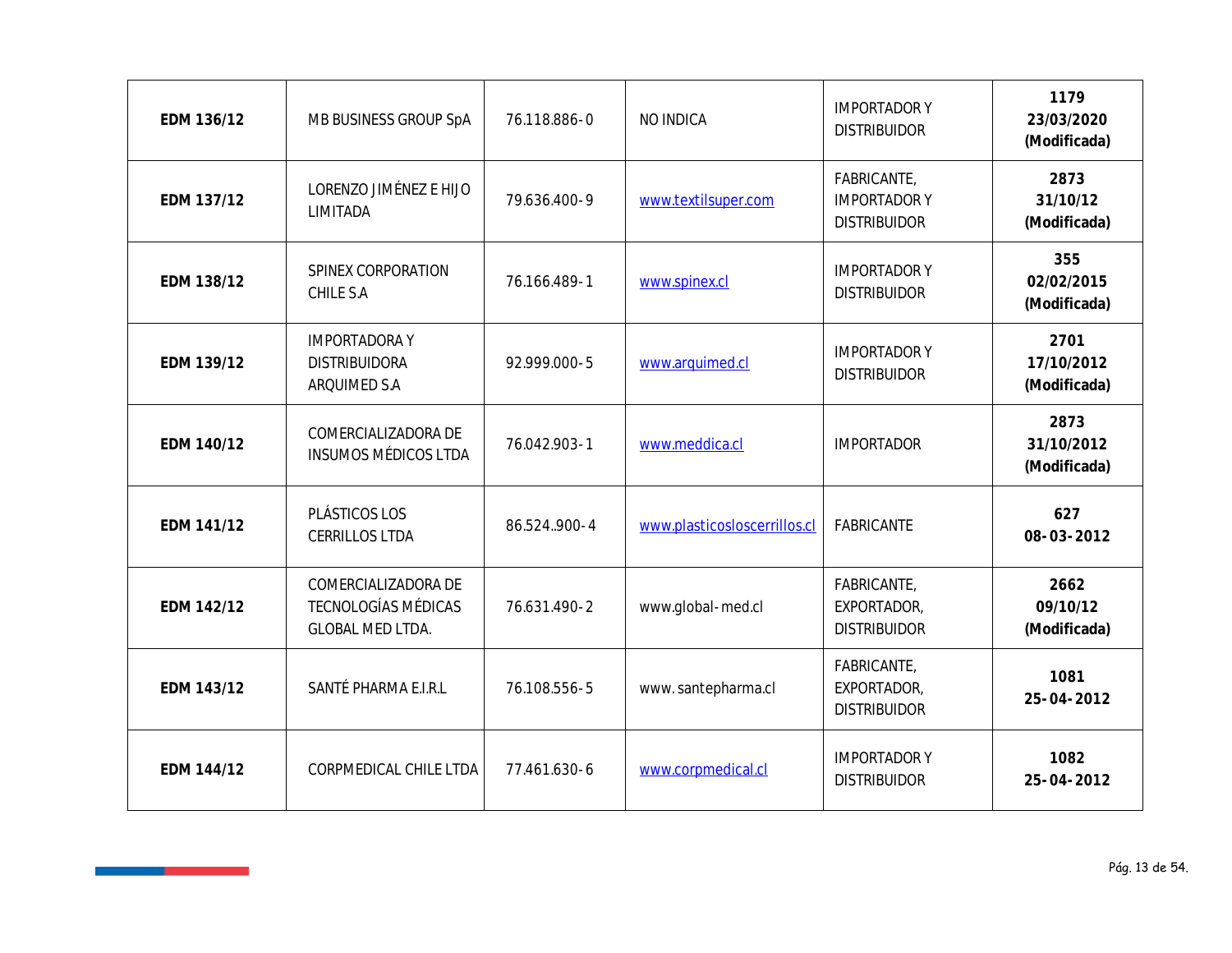| EDM 136/12 | MB BUSINESS GROUP SpA | 76.118.886-0 | NO INDICA | IMPORTADOR Y DISTRIBUIDOR | **1179 23/03/2020 (Modificada)** |
|---|---|---|---|---|---|
| **EDM 137/12** | LORENZO JIMÉNEZ E HIJO LIMITADA | 79.636.400-9 | www.textilsuper.com | FABRICANTE, IMPORTADOR Y DISTRIBUIDOR | **2873 31/10/12 (Modificada)** |
| **EDM 138/12** | SPINEX CORPORATION CHILE S.A | 76.166.489-1 | www.spinex.cl | IMPORTADOR Y DISTRIBUIDOR | **355 02/02/2015 (Modificada)** |
| **EDM 139/12** | IMPORTADORA Y DISTRIBUIDORA ARQUIMED S.A | 92.999.000-5 | www.arquimed.cl | IMPORTADOR Y DISTRIBUIDOR | **2701 17/10/2012 (Modificada)** |
| **EDM 140/12** | COMERCIALIZADORA DE INSUMOS MÉDICOS LTDA | 76.042.903-1 | www.meddica.cl | IMPORTADOR | **2873 31/10/2012 (Modificada)** |
| **EDM 141/12** | PLÁSTICOS LOS CERRILLOS LTDA | 86.524..900-4 | www.plasticosloscerrillos.cl | FABRICANTE | **627 08-03-2012** |
| **EDM 142/12** | COMERCIALIZADORA DE TECNOLOGÍAS MÉDICAS GLOBAL MED LTDA. | 76.631.490-2 | www.global-med.cl | FABRICANTE, EXPORTADOR, DISTRIBUIDOR | **2662 09/10/12 (Modificada)** |
| **EDM 143/12** | SANTÉ PHARMA E.I.R.L | 76.108.556-5 | www. santepharma.cl | FABRICANTE, EXPORTADOR, DISTRIBUIDOR | **1081 25-04-2012** |
| **EDM 144/12** | CORPMEDICAL CHILE LTDA | 77.461.630-6 | www.corpmedical.cl | IMPORTADOR Y DISTRIBUIDOR | **1082 25-04-2012** |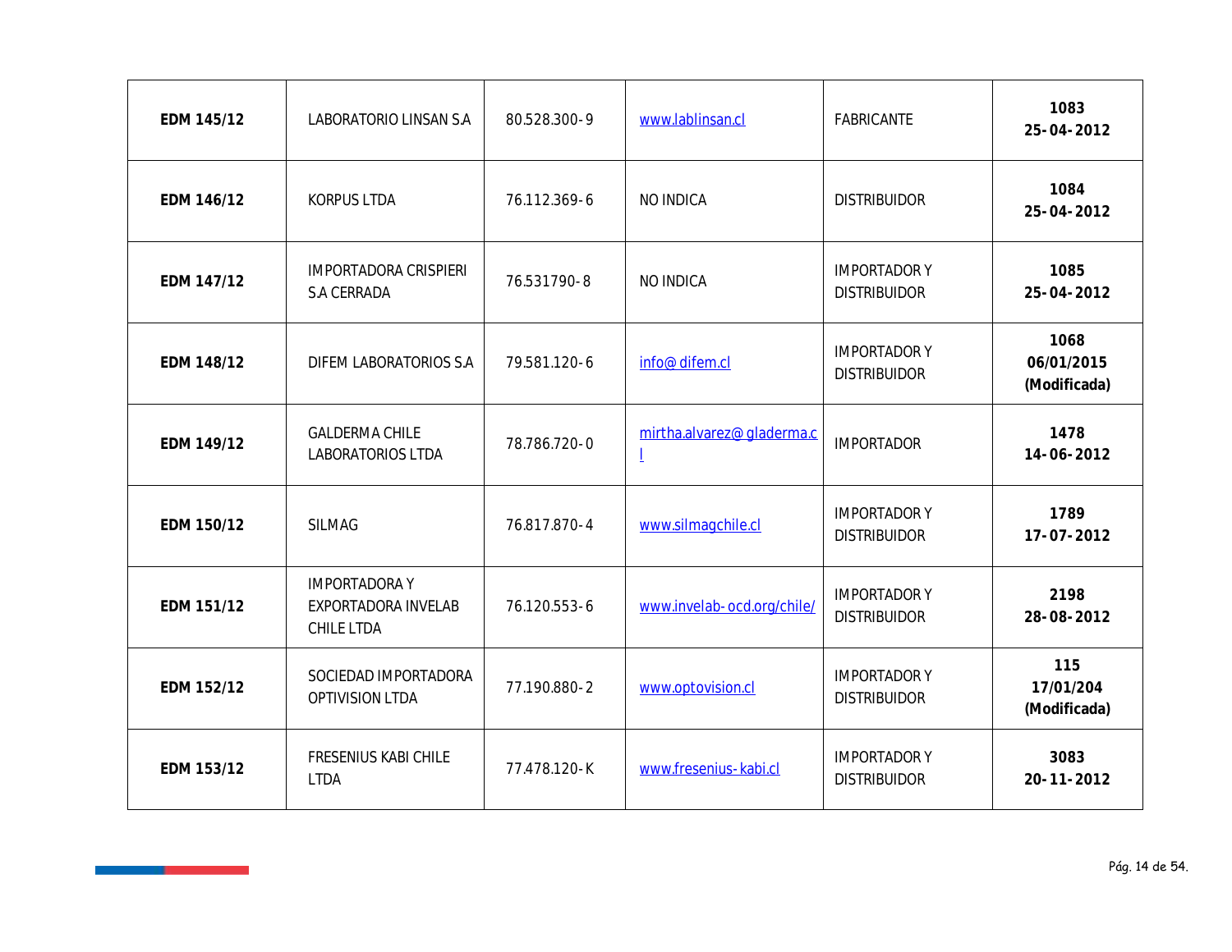| | | | | | |
|---|---|---|---|---|---|
| **EDM 145/12** | LABORATORIO LINSAN S.A | 80.528.300-9 | www.lablinsan.cl | FABRICANTE | **1083**<br>**25-04-2012** |
| **EDM 146/12** | KORPUS LTDA | 76.112.369-6 | NO INDICA | DISTRIBUIDOR | **1084**<br>**25-04-2012** |
| **EDM 147/12** | IMPORTADORA CRISPIERI S.A CERRADA | 76.531790-8 | NO INDICA | IMPORTADOR Y DISTRIBUIDOR | **1085**<br>**25-04-2012** |
| **EDM 148/12** | DIFEM LABORATORIOS S.A | 79.581.120-6 | info@difem.cl | IMPORTADOR Y DISTRIBUIDOR | **1068**<br>**06/01/2015**<br>**(Modificada)** |
| **EDM 149/12** | GALDERMA CHILE LABORATORIOS LTDA | 78.786.720-0 | mirtha.alvarez@gladerma.cl | IMPORTADOR | **1478**<br>**14-06-2012** |
| **EDM 150/12** | SILMAG | 76.817.870-4 | www.silmagchile.cl | IMPORTADOR Y DISTRIBUIDOR | **1789**<br>**17-07-2012** |
| **EDM 151/12** | IMPORTADORA Y EXPORTADORA INVELAB CHILE LTDA | 76.120.553-6 | www.invelab-ocd.org/chile/ | IMPORTADOR Y DISTRIBUIDOR | **2198**<br>**28-08-2012** |
| **EDM 152/12** | SOCIEDAD IMPORTADORA OPTIVISION LTDA | 77.190.880-2 | www.optovision.cl | IMPORTADOR Y DISTRIBUIDOR | **115**<br>**17/01/204**<br>**(Modificada)** |
| **EDM 153/12** | FRESENIUS KABI CHILE LTDA | 77.478.120-K | www.fresenius-kabi.cl | IMPORTADOR Y DISTRIBUIDOR | **3083**<br>**20-11-2012** |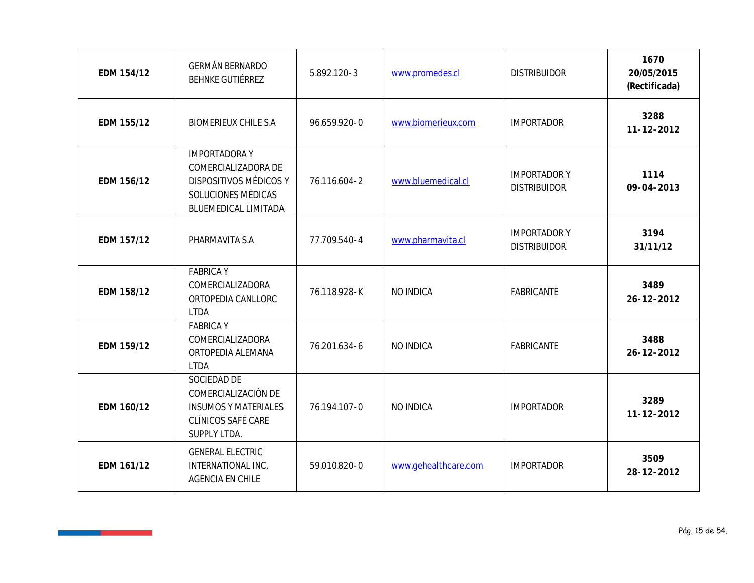| EDM 154/12 | GERMÁN BERNARDO BEHNKE GUTIÉRREZ | 5.892.120-3 | www.promedes.cl | DISTRIBUIDOR | 1670 20/05/2015 (Rectificada) |
|---|---|---|---|---|---|
| EDM 155/12 | BIOMERIEUX CHILE S.A | 96.659.920-0 | www.biomerieux.com | IMPORTADOR | 3288 11-12-2012 |
| EDM 156/12 | IMPORTADORA Y COMERCIALIZADORA DE DISPOSITIVOS MÉDICOS Y SOLUCIONES MÉDICAS BLUEMEDICAL LIMITADA | 76.116.604-2 | www.bluemedical.cl | IMPORTADOR Y DISTRIBUIDOR | 1114 09-04-2013 |
| EDM 157/12 | PHARMAVITA S.A | 77.709.540-4 | www.pharmavita.cl | IMPORTADOR Y DISTRIBUIDOR | 3194 31/11/12 |
| EDM 158/12 | FABRICA Y COMERCIALIZADORA ORTOPEDIA CANLLORC LTDA | 76.118.928-K | NO INDICA | FABRICANTE | 3489 26-12-2012 |
| EDM 159/12 | FABRICA Y COMERCIALIZADORA ORTOPEDIA ALEMANA LTDA | 76.201.634-6 | NO INDICA | FABRICANTE | 3488 26-12-2012 |
| EDM 160/12 | SOCIEDAD DE COMERCIALIZACIÓN DE INSUMOS Y MATERIALES CLÍNICOS SAFE CARE SUPPLY LTDA. | 76.194.107-0 | NO INDICA | IMPORTADOR | 3289 11-12-2012 |
| EDM 161/12 | GENERAL ELECTRIC INTERNATIONAL INC, AGENCIA EN CHILE | 59.010.820-0 | www.gehealthcare.com | IMPORTADOR | 3509 28-12-2012 |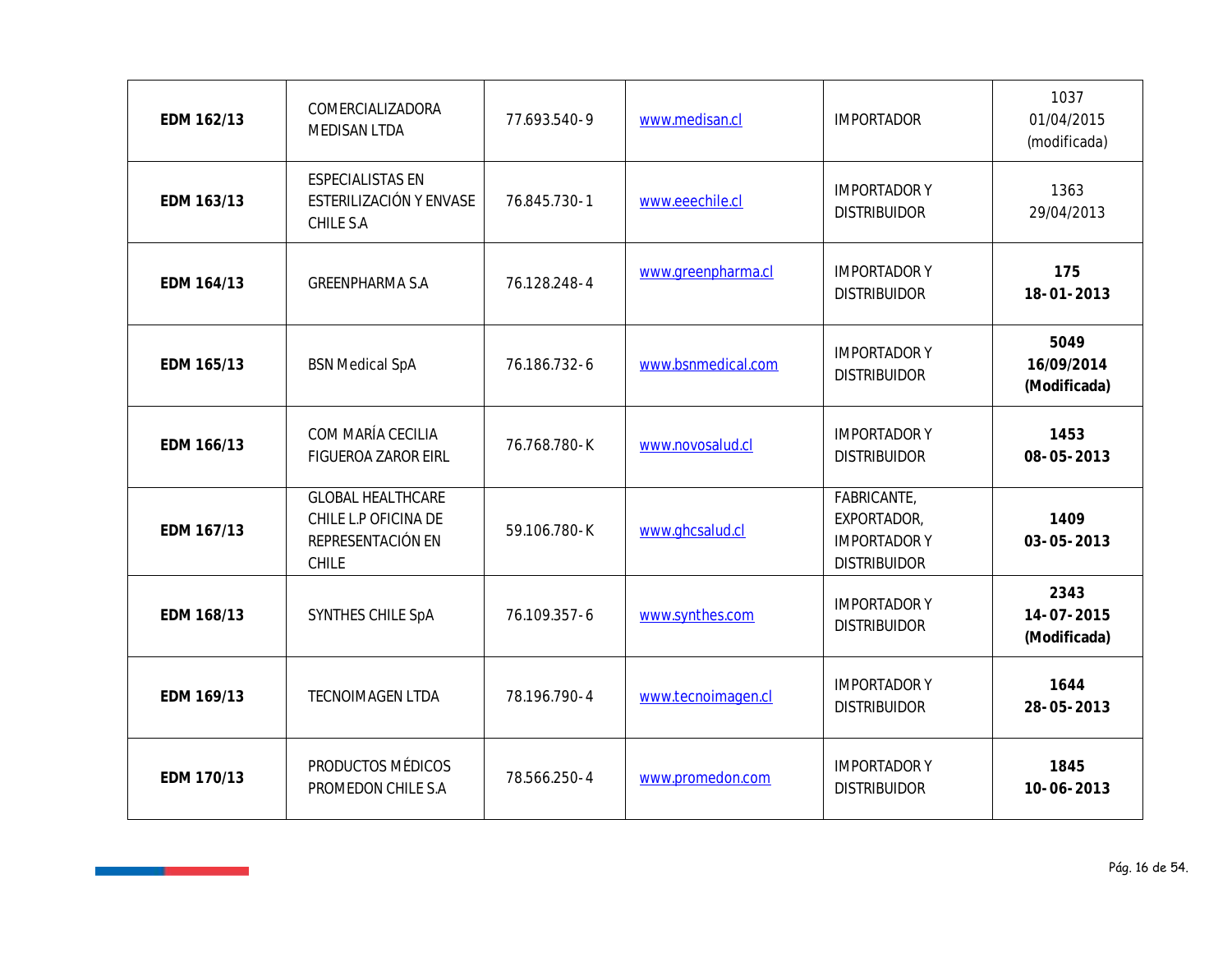| **EDM 162/13** | COMERCIALIZADORA MEDISAN LTDA | 77.693.540-9 | www.medisan.cl | IMPORTADOR | 1037 01/04/2015 (modificada) |
|---|---|---|---|---|---|
| **EDM 163/13** | ESPECIALISTAS EN ESTERILIZACIÓN Y ENVASE CHILE S.A | 76.845.730-1 | www.eeechile.cl | IMPORTADOR Y DISTRIBUIDOR | 1363 29/04/2013 |
| **EDM 164/13** | GREENPHARMA S.A | 76.128.248-4 | www.greenpharma.cl | IMPORTADOR Y DISTRIBUIDOR | **175 18-01-2013** |
| **EDM 165/13** | BSN Medical SpA | 76.186.732-6 | www.bsnmedical.com | IMPORTADOR Y DISTRIBUIDOR | **5049 16/09/2014 (Modificada)** |
| **EDM 166/13** | COM MARÍA CECILIA FIGUEROA ZAROR EIRL | 76.768.780-K | www.novosalud.cl | IMPORTADOR Y DISTRIBUIDOR | **1453 08-05-2013** |
| **EDM 167/13** | GLOBAL HEALTHCARE CHILE L.P OFICINA DE REPRESENTACIÓN EN CHILE | 59.106.780-K | www.ghcsalud.cl | FABRICANTE, EXPORTADOR, IMPORTADOR Y DISTRIBUIDOR | **1409 03-05-2013** |
| **EDM 168/13** | SYNTHES CHILE SpA | 76.109.357-6 | www.synthes.com | IMPORTADOR Y DISTRIBUIDOR | **2343 14-07-2015 (Modificada)** |
| **EDM 169/13** | TECNOIMAGEN LTDA | 78.196.790-4 | www.tecnoimagen.cl | IMPORTADOR Y DISTRIBUIDOR | **1644 28-05-2013** |
| **EDM 170/13** | PRODUCTOS MÉDICOS PROMEDON CHILE S.A | 78.566.250-4 | www.promedon.com | IMPORTADOR Y DISTRIBUIDOR | **1845 10-06-2013** |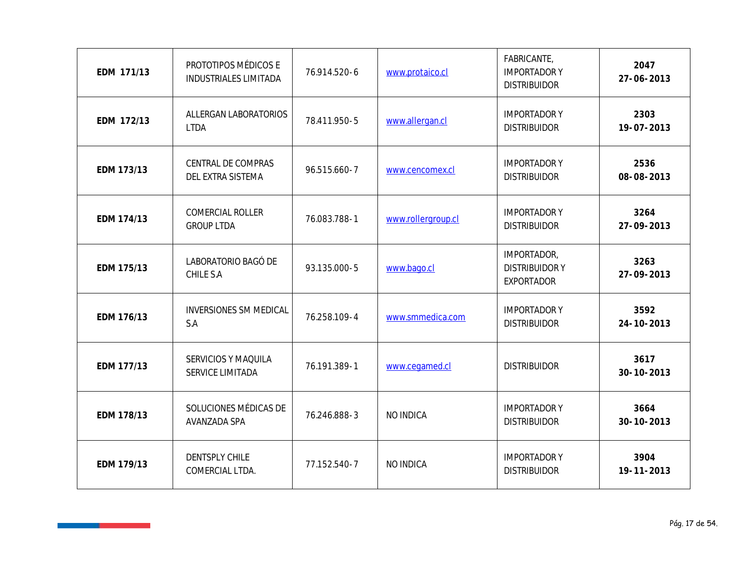| **EDM 171/13** | PROTOTIPOS MÉDICOS E INDUSTRIALES LIMITADA | 76.914.520-6 | www.protaico.cl | FABRICANTE, IMPORTADOR Y DISTRIBUIDOR | **2047**<br>**27-06-2013** |
|---|---|---|---|---|---|
| **EDM 172/13** | ALLERGAN LABORATORIOS LTDA | 78.411.950-5 | www.allergan.cl | IMPORTADOR Y DISTRIBUIDOR | **2303**<br>**19-07-2013** |
| **EDM 173/13** | CENTRAL DE COMPRAS DEL EXTRA SISTEMA | 96.515.660-7 | www.cencomex.cl | IMPORTADOR Y DISTRIBUIDOR | **2536**<br>**08-08-2013** |
| **EDM 174/13** | COMERCIAL ROLLER GROUP LTDA | 76.083.788-1 | www.rollergroup.cl | IMPORTADOR Y DISTRIBUIDOR | **3264**<br>**27-09-2013** |
| **EDM 175/13** | LABORATORIO BAGÓ DE CHILE S.A | 93.135.000-5 | www.bago.cl | IMPORTADOR, DISTRIBUIDOR Y EXPORTADOR | **3263**<br>**27-09-2013** |
| **EDM 176/13** | INVERSIONES SM MEDICAL S.A | 76.258.109-4 | www.smmedica.com | IMPORTADOR Y DISTRIBUIDOR | **3592**<br>**24-10-2013** |
| **EDM 177/13** | SERVICIOS Y MAQUILA SERVICE LIMITADA | 76.191.389-1 | www.cegamed.cl | DISTRIBUIDOR | **3617**<br>**30-10-2013** |
| **EDM 178/13** | SOLUCIONES MÉDICAS DE AVANZADA SPA | 76.246.888-3 | NO INDICA | IMPORTADOR Y DISTRIBUIDOR | **3664**<br>**30-10-2013** |
| **EDM 179/13** | DENTSPLY CHILE COMERCIAL LTDA. | 77.152.540-7 | NO INDICA | IMPORTADOR Y DISTRIBUIDOR | **3904**<br>**19-11-2013** |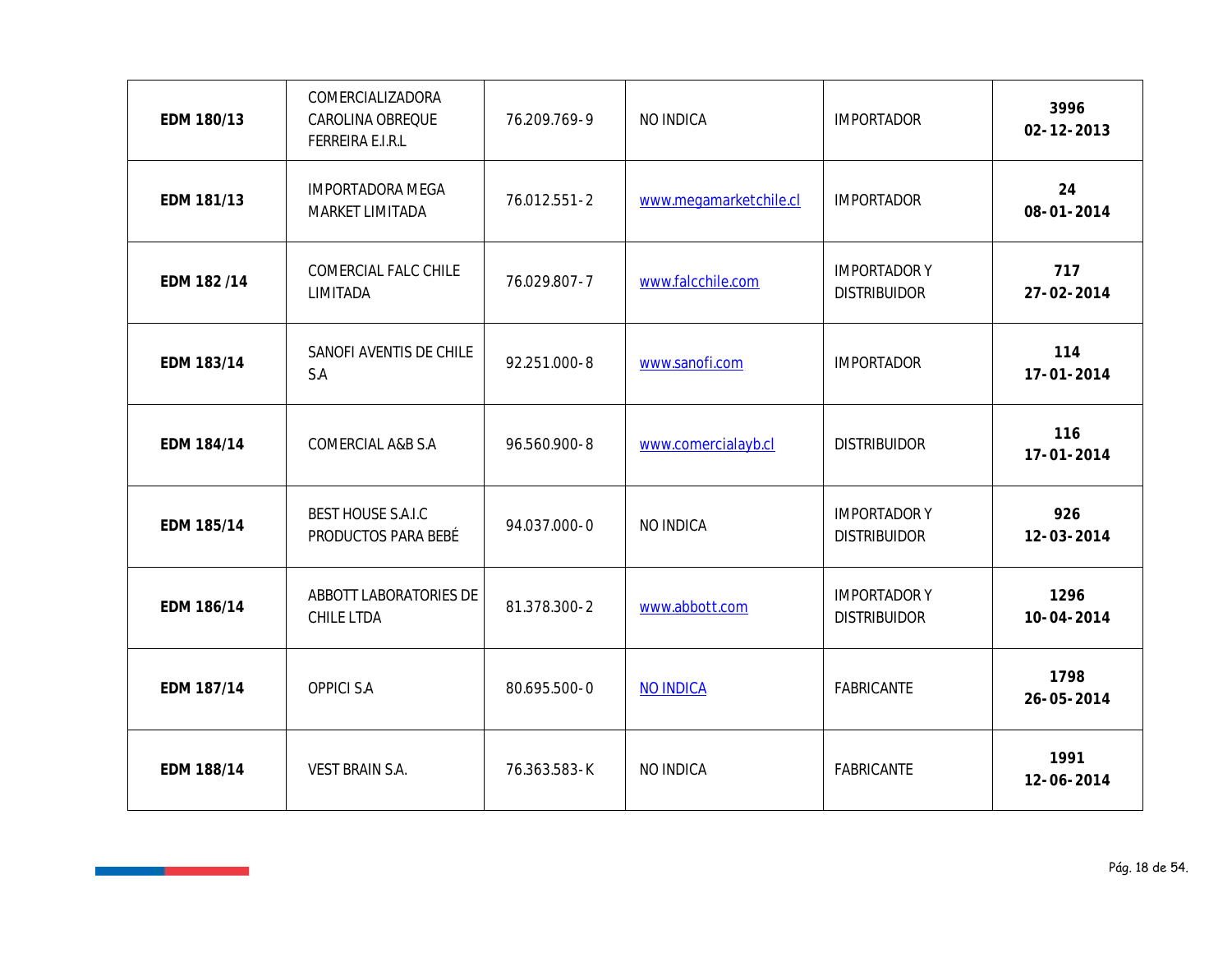| **EDM 180/13** | COMERCIALIZADORA CAROLINA OBREQUE FERREIRA E.I.R.L | 76.209.769-9 | NO INDICA | IMPORTADOR | **3996 02-12-2013** |
|---|---|---|---|---|---|
| **EDM 181/13** | IMPORTADORA MEGA MARKET LIMITADA | 76.012.551-2 | www.megamarketchile.cl | IMPORTADOR | **24 08-01-2014** |
| **EDM 182 /14** | COMERCIAL FALC CHILE LIMITADA | 76.029.807-7 | www.falcchile.com | IMPORTADOR Y DISTRIBUIDOR | **717 27-02-2014** |
| **EDM 183/14** | SANOFI AVENTIS DE CHILE S.A | 92.251.000-8 | www.sanofi.com | IMPORTADOR | **114 17-01-2014** |
| **EDM 184/14** | COMERCIAL A&B S.A | 96.560.900-8 | www.comercialayb.cl | DISTRIBUIDOR | **116 17-01-2014** |
| **EDM 185/14** | BEST HOUSE S.A.I.C PRODUCTOS PARA BEBÉ | 94.037.000-0 | NO INDICA | IMPORTADOR Y DISTRIBUIDOR | **926 12-03-2014** |
| **EDM 186/14** | ABBOTT LABORATORIES DE CHILE LTDA | 81.378.300-2 | www.abbott.com | IMPORTADOR Y DISTRIBUIDOR | **1296 10-04-2014** |
| **EDM 187/14** | OPPICI S.A | 80.695.500-0 | NO INDICA | FABRICANTE | **1798 26-05-2014** |
| **EDM 188/14** | VEST BRAIN S.A. | 76.363.583-K | NO INDICA | FABRICANTE | **1991 12-06-2014** |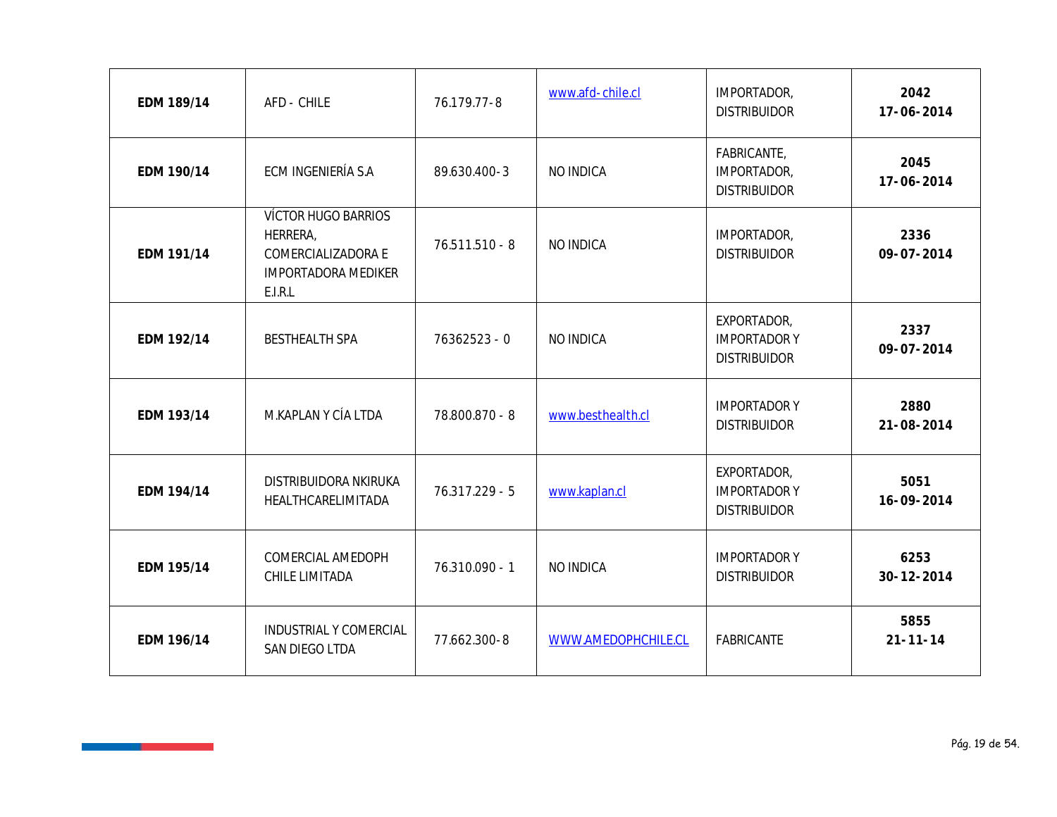| EDM 189/14 | AFD - CHILE | 76.179.77-8 | www.afd-chile.cl | IMPORTADOR, DISTRIBUIDOR | **2042** **17-06-2014** |
|---|---|---|---|---|---|
| **EDM 190/14** | ECM INGENIERÍA S.A | 89.630.400-3 | NO INDICA | FABRICANTE, IMPORTADOR, DISTRIBUIDOR | **2045** **17-06-2014** |
| **EDM 191/14** | VÍCTOR HUGO BARRIOS HERRERA, COMERCIALIZADORA E IMPORTADORA MEDIKER E.I.R.L | 76.511.510 - 8 | NO INDICA | IMPORTADOR, DISTRIBUIDOR | **2336** **09-07-2014** |
| **EDM 192/14** | BESTHEALTH SPA | 76362523 - 0 | NO INDICA | EXPORTADOR, IMPORTADOR Y DISTRIBUIDOR | **2337** **09-07-2014** |
| **EDM 193/14** | M.KAPLAN Y CÍA LTDA | 78.800.870 - 8 | www.besthealth.cl | IMPORTADOR Y DISTRIBUIDOR | **2880** **21-08-2014** |
| **EDM 194/14** | DISTRIBUIDORA NKIRUKA HEALTHCARELIMITADA | 76.317.229 - 5 | www.kaplan.cl | EXPORTADOR, IMPORTADOR Y DISTRIBUIDOR | **5051** **16-09-2014** |
| **EDM 195/14** | COMERCIAL AMEDOPH CHILE LIMITADA | 76.310.090 - 1 | NO INDICA | IMPORTADOR Y DISTRIBUIDOR | **6253** **30-12-2014** |
| **EDM 196/14** | INDUSTRIAL Y COMERCIAL SAN DIEGO LTDA | 77.662.300-8 | WWW.AMEDOPHCHILE.CL | FABRICANTE | **5855** **21-11-14** |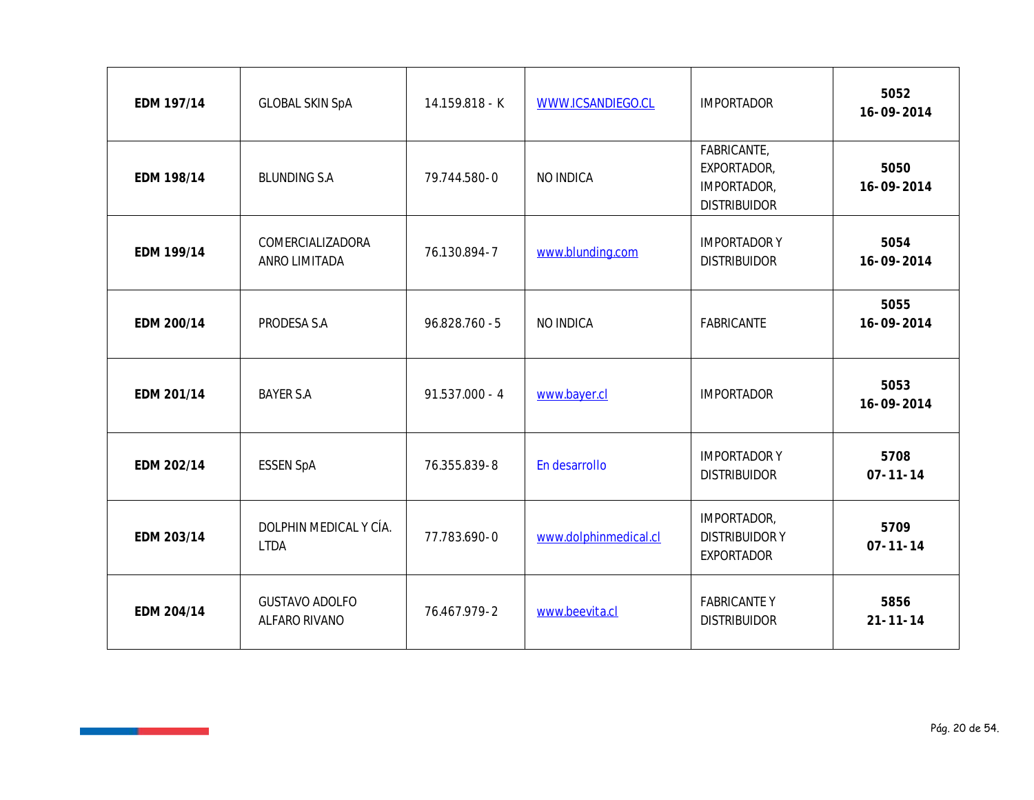| | | | | | |
|---|---|---|---|---|---|
| **EDM 197/14** | GLOBAL SKIN SpA | 14.159.818 - K | WWW.ICSANDIEGO.CL | IMPORTADOR | **5052 16-09-2014** |
| **EDM 198/14** | BLUNDING S.A | 79.744.580-0 | NO INDICA | FABRICANTE, EXPORTADOR, IMPORTADOR, DISTRIBUIDOR | **5050 16-09-2014** |
| **EDM 199/14** | COMERCIALIZADORA ANRO LIMITADA | 76.130.894-7 | www.blunding.com | IMPORTADOR Y DISTRIBUIDOR | **5054 16-09-2014** |
| **EDM 200/14** | PRODESA S.A | 96.828.760-5 | NO INDICA | FABRICANTE | **5055 16-09-2014** |
| **EDM 201/14** | BAYER S.A | 91.537.000 - 4 | www.bayer.cl | IMPORTADOR | **5053 16-09-2014** |
| **EDM 202/14** | ESSEN SpA | 76.355.839-8 | En desarrollo | IMPORTADOR Y DISTRIBUIDOR | **5708 07-11-14** |
| **EDM 203/14** | DOLPHIN MEDICAL Y CÍA. LTDA | 77.783.690-0 | www.dolphinmedical.cl | IMPORTADOR, DISTRIBUIDOR Y EXPORTADOR | **5709 07-11-14** |
| **EDM 204/14** | GUSTAVO ADOLFO ALFARO RIVANO | 76.467.979-2 | www.beevita.cl | FABRICANTE Y DISTRIBUIDOR | **5856 21-11-14** |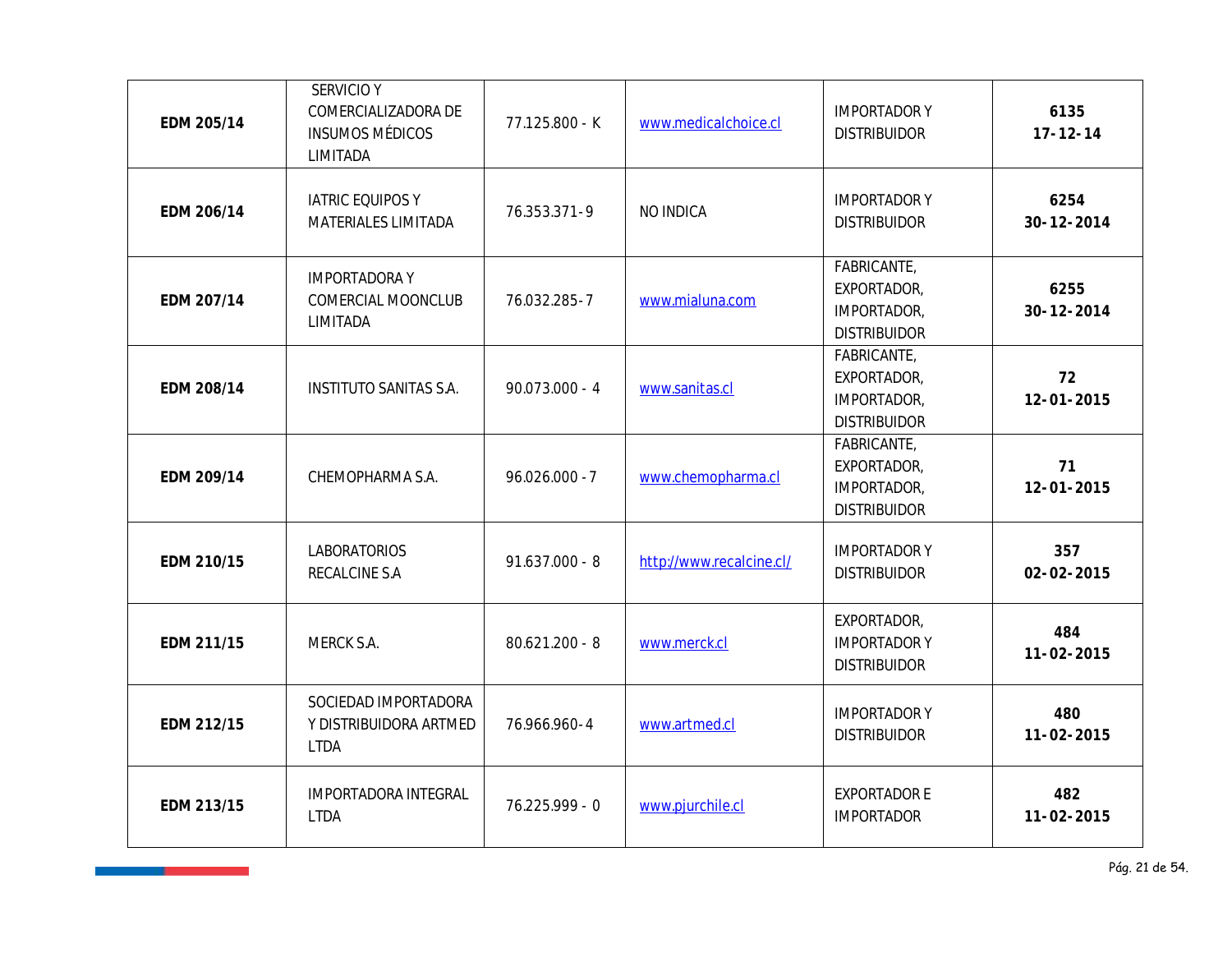| | | | | | |
|---|---|---|---|---|---|
| **EDM 205/14** | SERVICIO Y COMERCIALIZADORA DE INSUMOS MÉDICOS LIMITADA | 77.125.800 - K | www.medicalchoice.cl | IMPORTADOR Y DISTRIBUIDOR | **6135 17-12-14** |
| **EDM 206/14** | IATRIC EQUIPOS Y MATERIALES LIMITADA | 76.353.371-9 | NO INDICA | IMPORTADOR Y DISTRIBUIDOR | **6254 30-12-2014** |
| **EDM 207/14** | IMPORTADORA Y COMERCIAL MOONCLUB LIMITADA | 76.032.285-7 | www.mialuna.com | FABRICANTE, EXPORTADOR, IMPORTADOR, DISTRIBUIDOR | **6255 30-12-2014** |
| **EDM 208/14** | INSTITUTO SANITAS S.A. | 90.073.000 - 4 | www.sanitas.cl | FABRICANTE, EXPORTADOR, IMPORTADOR, DISTRIBUIDOR | **72 12-01-2015** |
| **EDM 209/14** | CHEMOPHARMA S.A. | 96.026.000 - 7 | www.chemopharma.cl | FABRICANTE, EXPORTADOR, IMPORTADOR, DISTRIBUIDOR | **71 12-01-2015** |
| **EDM 210/15** | LABORATORIOS RECALCINE S.A | 91.637.000 - 8 | http://www.recalcine.cl/ | IMPORTADOR Y DISTRIBUIDOR | **357 02-02-2015** |
| **EDM 211/15** | MERCK S.A. | 80.621.200 - 8 | www.merck.cl | EXPORTADOR, IMPORTADOR Y DISTRIBUIDOR | **484 11-02-2015** |
| **EDM 212/15** | SOCIEDAD IMPORTADORA Y DISTRIBUIDORA ARTMED LTDA | 76.966.960-4 | www.artmed.cl | IMPORTADOR Y DISTRIBUIDOR | **480 11-02-2015** |
| **EDM 213/15** | IMPORTADORA INTEGRAL LTDA | 76.225.999 - 0 | www.pjurchile.cl | EXPORTADOR E IMPORTADOR | **482 11-02-2015** |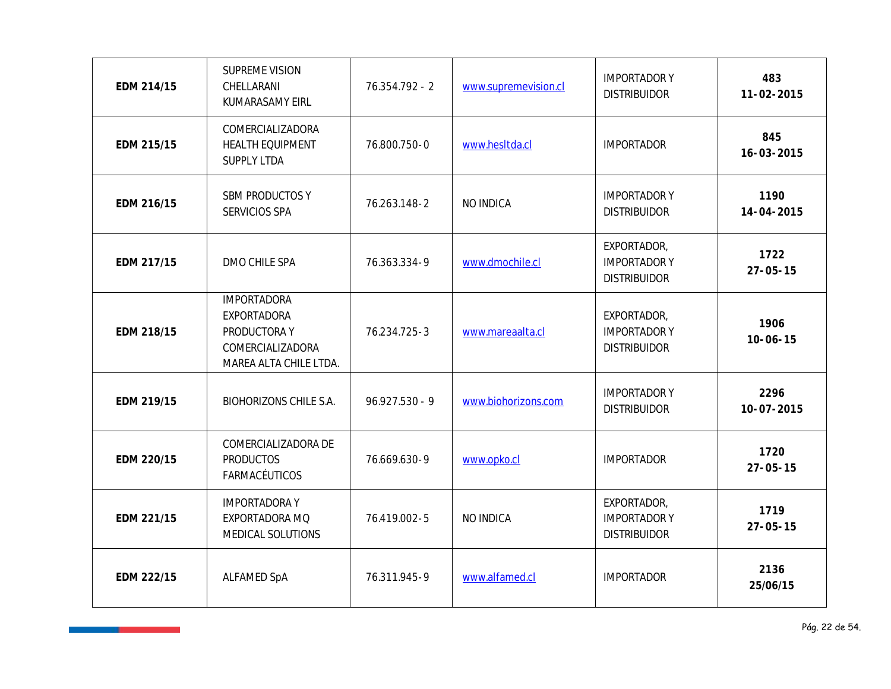| | | | | | |
|---|---|---|---|---|---|
| **EDM 214/15** | SUPREME VISION CHELLARANI KUMARASAMY EIRL | 76.354.792 - 2 | www.supremevision.cl | IMPORTADOR Y DISTRIBUIDOR | **483**<br>**11-02-2015** |
| **EDM 215/15** | COMERCIALIZADORA HEALTH EQUIPMENT SUPPLY LTDA | 76.800.750-0 | www.hesltda.cl | IMPORTADOR | **845**<br>**16-03-2015** |
| **EDM 216/15** | SBM PRODUCTOS Y SERVICIOS SPA | 76.263.148-2 | NO INDICA | IMPORTADOR Y DISTRIBUIDOR | **1190**<br>**14-04-2015** |
| **EDM 217/15** | DMO CHILE SPA | 76.363.334-9 | www.dmochile.cl | EXPORTADOR, IMPORTADOR Y DISTRIBUIDOR | **1722**<br>**27-05-15** |
| **EDM 218/15** | IMPORTADORA EXPORTADORA PRODUCTORA Y COMERCIALIZADORA MAREA ALTA CHILE LTDA. | 76.234.725-3 | www.mareaalta.cl | EXPORTADOR, IMPORTADOR Y DISTRIBUIDOR | **1906**<br>**10-06-15** |
| **EDM 219/15** | BIOHORIZONS CHILE S.A. | 96.927.530 - 9 | www.biohorizons.com | IMPORTADOR Y DISTRIBUIDOR | **2296**<br>**10-07-2015** |
| **EDM 220/15** | COMERCIALIZADORA DE PRODUCTOS FARMACÉUTICOS | 76.669.630-9 | www.opko.cl | IMPORTADOR | **1720**<br>**27-05-15** |
| **EDM 221/15** | IMPORTADORA Y EXPORTADORA MQ MEDICAL SOLUTIONS | 76.419.002-5 | NO INDICA | EXPORTADOR, IMPORTADOR Y DISTRIBUIDOR | **1719**<br>**27-05-15** |
| **EDM 222/15** | ALFAMED SpA | 76.311.945-9 | www.alfamed.cl | IMPORTADOR | **2136**<br>**25/06/15** |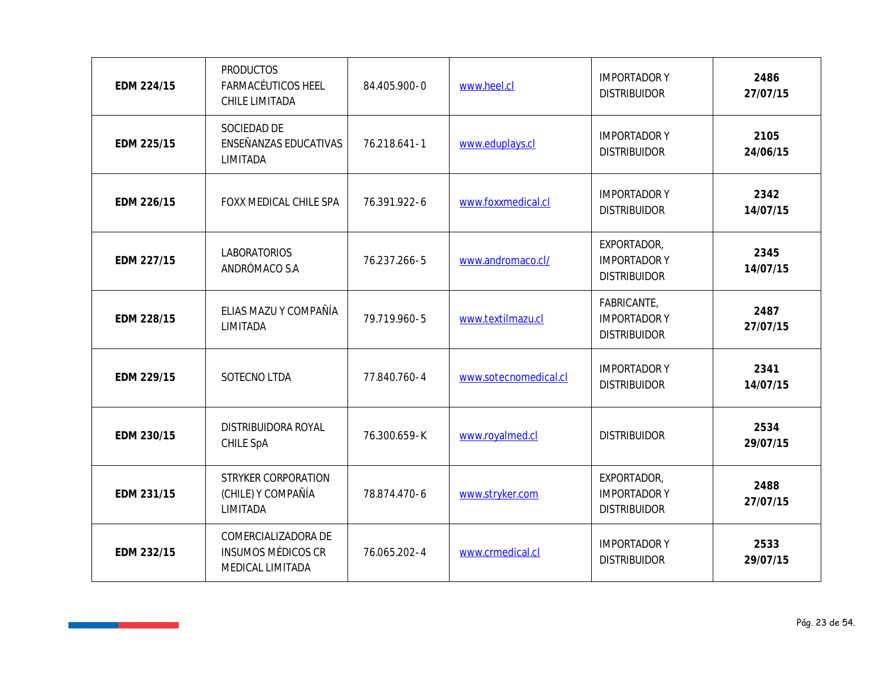| **EDM 224/15** | PRODUCTOS FARMACÉUTICOS HEEL CHILE LIMITADA | 84.405.900-0 | www.heel.cl | IMPORTADOR Y DISTRIBUIDOR | **2486 27/07/15** |
|---|---|---|---|---|---|
| **EDM 225/15** | SOCIEDAD DE ENSEÑANZAS EDUCATIVAS LIMITADA | 76.218.641-1 | www.eduplays.cl | IMPORTADOR Y DISTRIBUIDOR | **2105 24/06/15** |
| **EDM 226/15** | FOXX MEDICAL CHILE SPA | 76.391.922-6 | www.foxxmedical.cl | IMPORTADOR Y DISTRIBUIDOR | **2342 14/07/15** |
| **EDM 227/15** | LABORATORIOS ANDRÓMACO S.A | 76.237.266-5 | www.andromaco.cl/ | EXPORTADOR, IMPORTADOR Y DISTRIBUIDOR | **2345 14/07/15** |
| **EDM 228/15** | ELIAS MAZU Y COMPAÑÍA LIMITADA | 79.719.960-5 | www.textilmazu.cl | FABRICANTE, IMPORTADOR Y DISTRIBUIDOR | **2487 27/07/15** |
| **EDM 229/15** | SOTECNO LTDA | 77.840.760-4 | www.sotecnomedical.cl | IMPORTADOR Y DISTRIBUIDOR | **2341 14/07/15** |
| **EDM 230/15** | DISTRIBUIDORA ROYAL CHILE SpA | 76.300.659-K | www.royalmed.cl | DISTRIBUIDOR | **2534 29/07/15** |
| **EDM 231/15** | STRYKER CORPORATION (CHILE) Y COMPAÑÍA LIMITADA | 78.874.470-6 | www.stryker.com | EXPORTADOR, IMPORTADOR Y DISTRIBUIDOR | **2488 27/07/15** |
| **EDM 232/15** | COMERCIALIZADORA DE INSUMOS MÉDICOS CR MEDICAL LIMITADA | 76.065.202-4 | www.crmedical.cl | IMPORTADOR Y DISTRIBUIDOR | **2533 29/07/15** |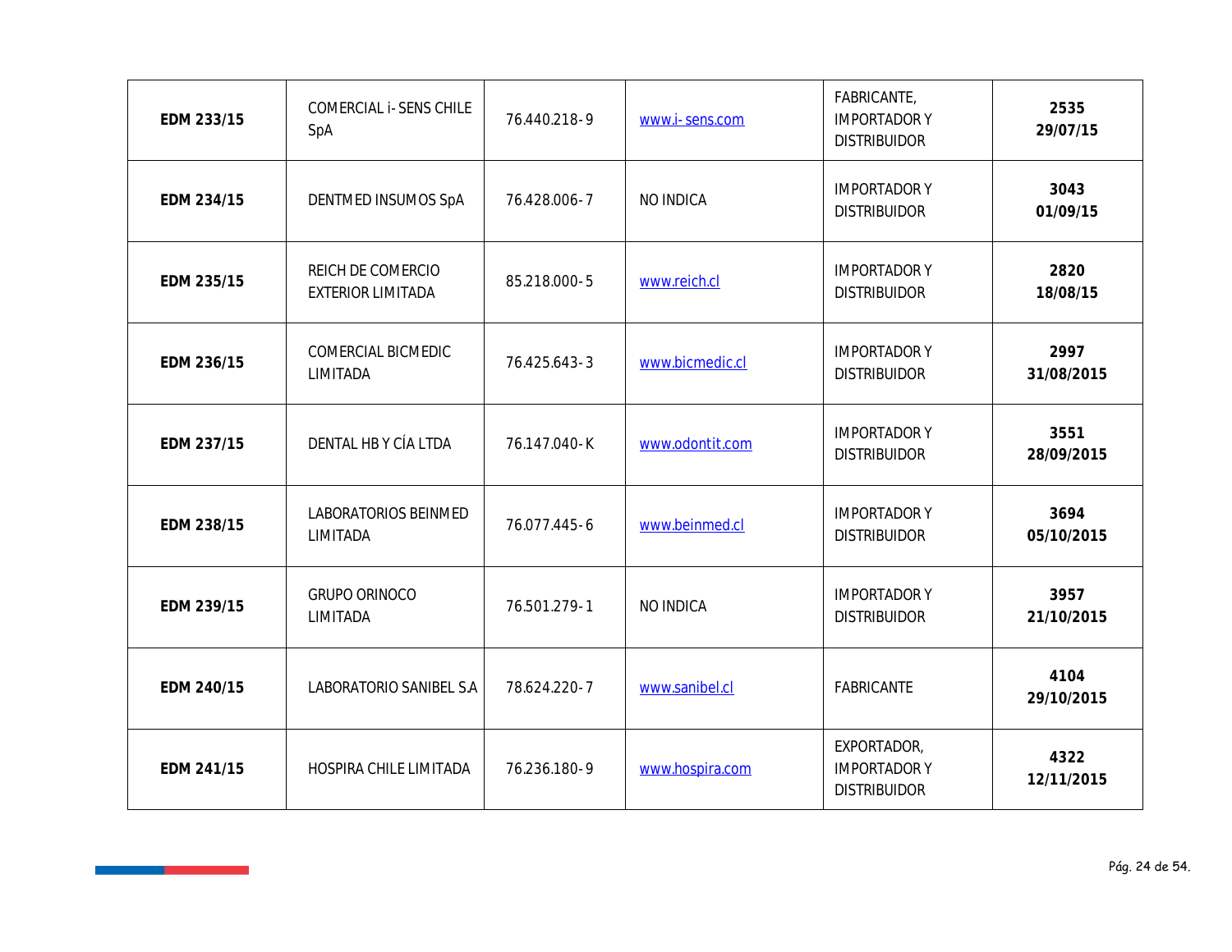| **EDM 233/15** | COMERCIAL i-SENS CHILE SpA | 76.440.218-9 | www.i-sens.com | FABRICANTE, IMPORTADOR Y DISTRIBUIDOR | **2535 29/07/15** |
|---|---|---|---|---|---|
| **EDM 234/15** | DENTMED INSUMOS SpA | 76.428.006-7 | NO INDICA | IMPORTADOR Y DISTRIBUIDOR | **3043 01/09/15** |
| **EDM 235/15** | REICH DE COMERCIO EXTERIOR LIMITADA | 85.218.000-5 | www.reich.cl | IMPORTADOR Y DISTRIBUIDOR | **2820 18/08/15** |
| **EDM 236/15** | COMERCIAL BICMEDIC LIMITADA | 76.425.643-3 | www.bicmedic.cl | IMPORTADOR Y DISTRIBUIDOR | **2997 31/08/2015** |
| **EDM 237/15** | DENTAL HB Y CÍA LTDA | 76.147.040-K | www.odontit.com | IMPORTADOR Y DISTRIBUIDOR | **3551 28/09/2015** |
| **EDM 238/15** | LABORATORIOS BEINMED LIMITADA | 76.077.445-6 | www.beinmed.cl | IMPORTADOR Y DISTRIBUIDOR | **3694 05/10/2015** |
| **EDM 239/15** | GRUPO ORINOCO LIMITADA | 76.501.279-1 | NO INDICA | IMPORTADOR Y DISTRIBUIDOR | **3957 21/10/2015** |
| **EDM 240/15** | LABORATORIO SANIBEL S.A | 78.624.220-7 | www.sanibel.cl | FABRICANTE | **4104 29/10/2015** |
| **EDM 241/15** | HOSPIRA CHILE LIMITADA | 76.236.180-9 | www.hospira.com | EXPORTADOR, IMPORTADOR Y DISTRIBUIDOR | **4322 12/11/2015** |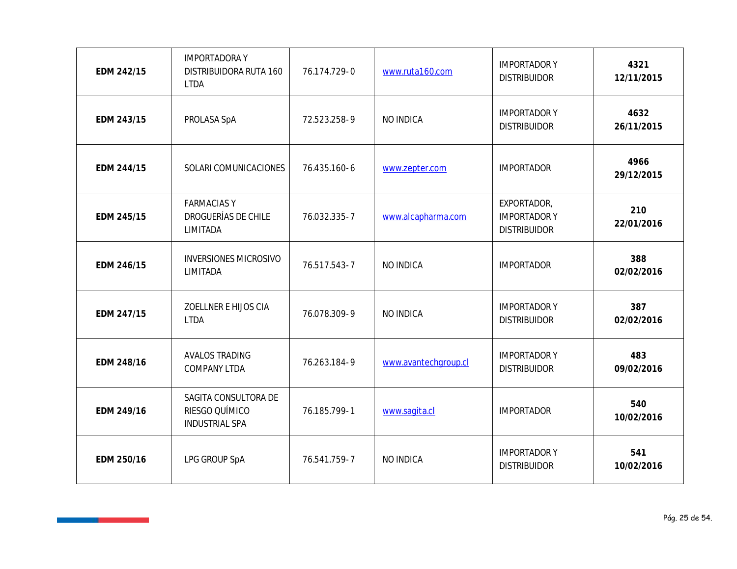| EDM 242/15 | IMPORTADORA Y DISTRIBUIDORA RUTA 160 LTDA | 76.174.729-0 | www.ruta160.com | IMPORTADOR Y DISTRIBUIDOR | 4321 12/11/2015 |
|---|---|---|---|---|---|
| **EDM 243/15** | PROLASA SpA | 72.523.258-9 | NO INDICA | IMPORTADOR Y DISTRIBUIDOR | **4632 26/11/2015** |
| **EDM 244/15** | SOLARI COMUNICACIONES | 76.435.160-6 | www.zepter.com | IMPORTADOR | **4966 29/12/2015** |
| **EDM 245/15** | FARMACIAS Y DROGUERÍAS DE CHILE LIMITADA | 76.032.335-7 | www.alcapharma.com | EXPORTADOR, IMPORTADOR Y DISTRIBUIDOR | **210 22/01/2016** |
| **EDM 246/15** | INVERSIONES MICROSIVO LIMITADA | 76.517.543-7 | NO INDICA | IMPORTADOR | **388 02/02/2016** |
| **EDM 247/15** | ZOELLNER E HIJOS CIA LTDA | 76.078.309-9 | NO INDICA | IMPORTADOR Y DISTRIBUIDOR | **387 02/02/2016** |
| **EDM 248/16** | AVALOS TRADING COMPANY LTDA | 76.263.184-9 | www.avantechgroup.cl | IMPORTADOR Y DISTRIBUIDOR | **483 09/02/2016** |
| **EDM 249/16** | SAGITA CONSULTORA DE RIESGO QUÍMICO INDUSTRIAL SPA | 76.185.799-1 | www.sagita.cl | IMPORTADOR | **540 10/02/2016** |
| **EDM 250/16** | LPG GROUP SpA | 76.541.759-7 | NO INDICA | IMPORTADOR Y DISTRIBUIDOR | **541 10/02/2016** |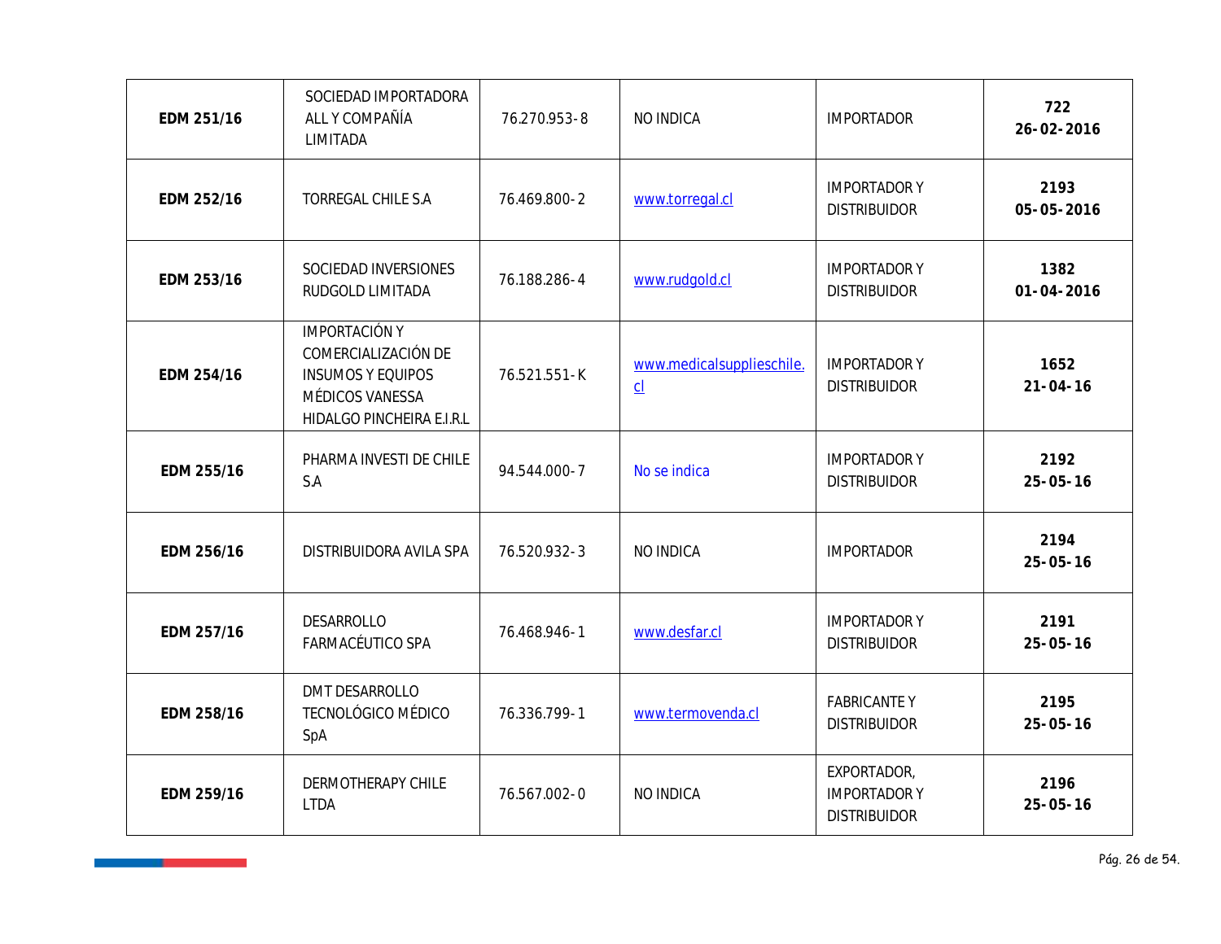| **EDM 251/16** | SOCIEDAD IMPORTADORA ALL Y COMPAÑÍA LIMITADA | 76.270.953-8 | NO INDICA | IMPORTADOR | **722**<br>**26-02-2016** |
|---|---|---|---|---|---|
| **EDM 252/16** | TORREGAL CHILE S.A | 76.469.800-2 | www.torregal.cl | IMPORTADOR Y DISTRIBUIDOR | **2193**<br>**05-05-2016** |
| **EDM 253/16** | SOCIEDAD INVERSIONES RUDGOLD LIMITADA | 76.188.286-4 | www.rudgold.cl | IMPORTADOR Y DISTRIBUIDOR | **1382**<br>**01-04-2016** |
| **EDM 254/16** | IMPORTACIÓN Y COMERCIALIZACIÓN DE INSUMOS Y EQUIPOS MÉDICOS VANESSA HIDALGO PINCHEIRA E.I.R.L | 76.521.551-K | www.medicalsupplieschile.cl | IMPORTADOR Y DISTRIBUIDOR | **1652**<br>**21-04-16** |
| **EDM 255/16** | PHARMA INVESTI DE CHILE S.A | 94.544.000-7 | No se indica | IMPORTADOR Y DISTRIBUIDOR | **2192**<br>**25-05-16** |
| **EDM 256/16** | DISTRIBUIDORA AVILA SPA | 76.520.932-3 | NO INDICA | IMPORTADOR | **2194**<br>**25-05-16** |
| **EDM 257/16** | DESARROLLO FARMACÉUTICO SPA | 76.468.946-1 | www.desfar.cl | IMPORTADOR Y DISTRIBUIDOR | **2191**<br>**25-05-16** |
| **EDM 258/16** | DMT DESARROLLO TECNOLÓGICO MÉDICO SpA | 76.336.799-1 | www.termovenda.cl | FABRICANTE Y DISTRIBUIDOR | **2195**<br>**25-05-16** |
| **EDM 259/16** | DERMOTHERAPY CHILE LTDA | 76.567.002-0 | NO INDICA | EXPORTADOR, IMPORTADOR Y DISTRIBUIDOR | **2196**<br>**25-05-16** |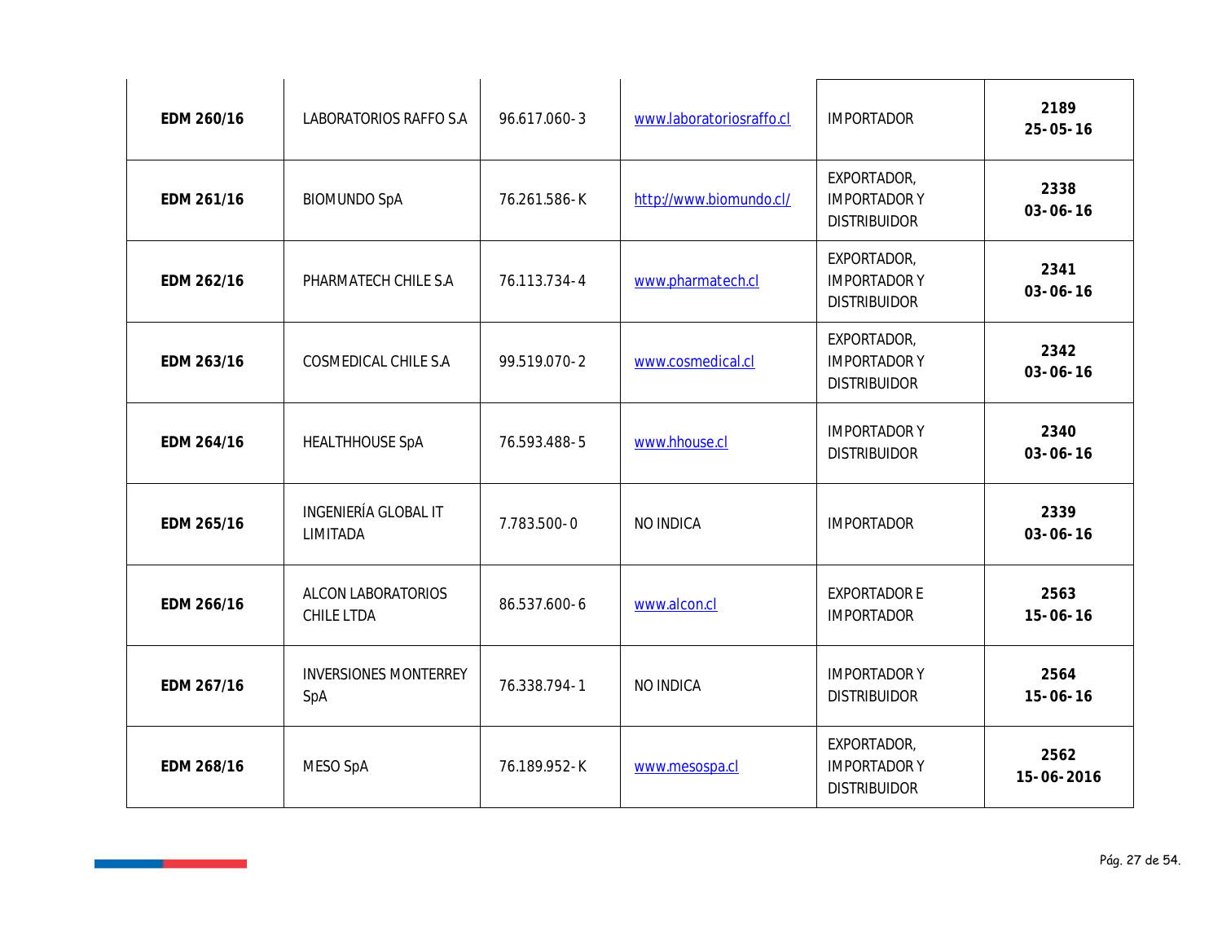| | | | | | |
|---|---|---|---|---|---|
| **EDM 260/16** | LABORATORIOS RAFFO S.A | 96.617.060-3 | www.laboratoriosraffo.cl | IMPORTADOR | **2189**<br>**25-05-16** |
| **EDM 261/16** | BIOMUNDO SpA | 76.261.586-K | http://www.biomundo.cl/ | EXPORTADOR, IMPORTADOR Y DISTRIBUIDOR | **2338**<br>**03-06-16** |
| **EDM 262/16** | PHARMATECH CHILE S.A | 76.113.734-4 | www.pharmatech.cl | EXPORTADOR, IMPORTADOR Y DISTRIBUIDOR | **2341**<br>**03-06-16** |
| **EDM 263/16** | COSMEDICAL CHILE S.A | 99.519.070-2 | www.cosmedical.cl | EXPORTADOR, IMPORTADOR Y DISTRIBUIDOR | **2342**<br>**03-06-16** |
| **EDM 264/16** | HEALTHHOUSE SpA | 76.593.488-5 | www.hhouse.cl | IMPORTADOR Y DISTRIBUIDOR | **2340**<br>**03-06-16** |
| **EDM 265/16** | INGENIERÍA GLOBAL IT LIMITADA | 7.783.500-0 | NO INDICA | IMPORTADOR | **2339**<br>**03-06-16** |
| **EDM 266/16** | ALCON LABORATORIOS CHILE LTDA | 86.537.600-6 | www.alcon.cl | EXPORTADOR E IMPORTADOR | **2563**<br>**15-06-16** |
| **EDM 267/16** | INVERSIONES MONTERREY SpA | 76.338.794-1 | NO INDICA | IMPORTADOR Y DISTRIBUIDOR | **2564**<br>**15-06-16** |
| **EDM 268/16** | MESO SpA | 76.189.952-K | www.mesospa.cl | EXPORTADOR, IMPORTADOR Y DISTRIBUIDOR | **2562**<br>**15-06-2016** |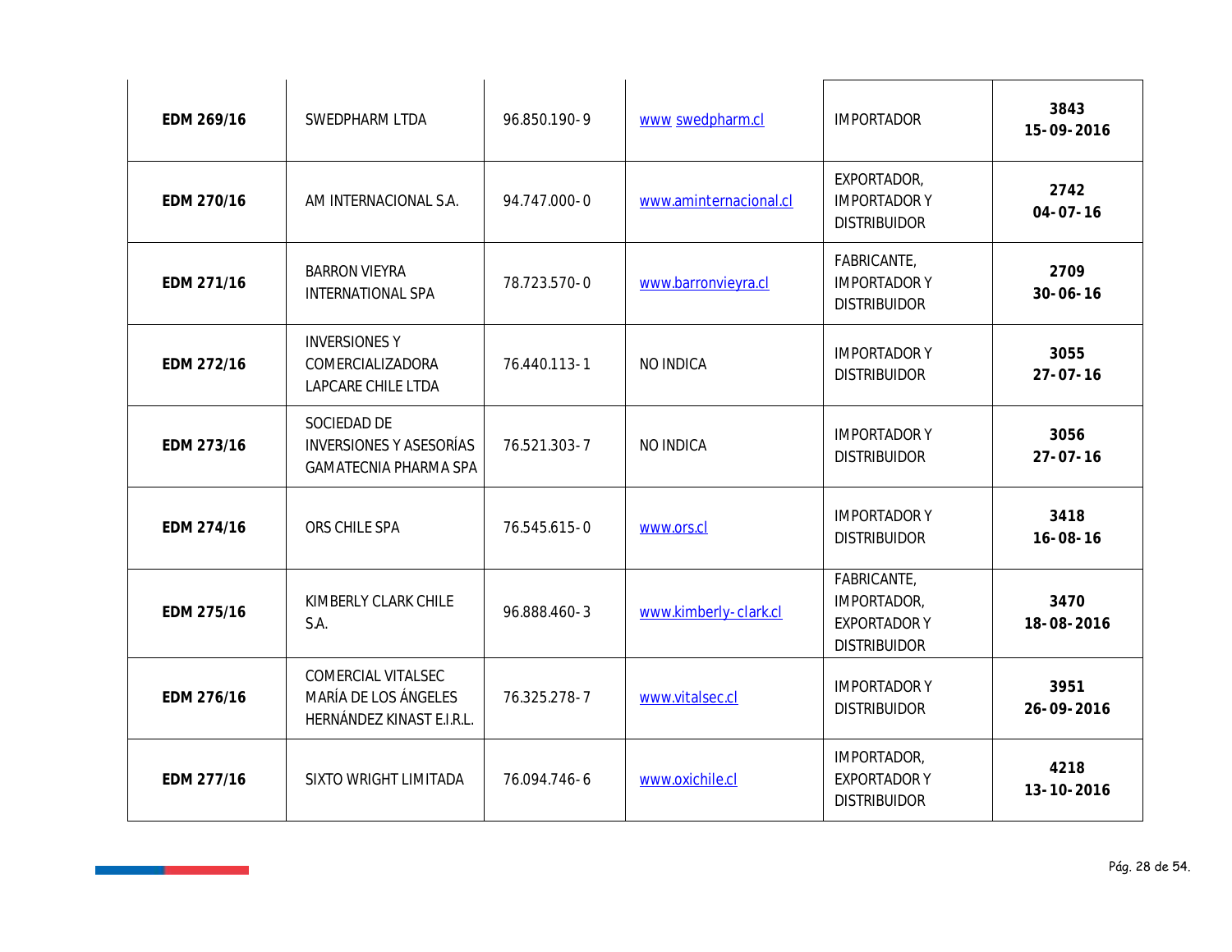| **EDM 269/16** | SWEDPHARM LTDA | 96.850.190-9 | www swedpharm.cl | IMPORTADOR | **3843**<br>**15-09-2016** |
|---|---|---|---|---|---|
| **EDM 270/16** | AM INTERNACIONAL S.A. | 94.747.000-0 | www.aminternacional.cl | EXPORTADOR, IMPORTADOR Y DISTRIBUIDOR | **2742**<br>**04-07-16** |
| **EDM 271/16** | BARRON VIEYRA INTERNATIONAL SPA | 78.723.570-0 | www.barronvieyra.cl | FABRICANTE, IMPORTADOR Y DISTRIBUIDOR | **2709**<br>**30-06-16** |
| **EDM 272/16** | INVERSIONES Y COMERCIALIZADORA LAPCARE CHILE LTDA | 76.440.113-1 | NO INDICA | IMPORTADOR Y DISTRIBUIDOR | **3055**<br>**27-07-16** |
| **EDM 273/16** | SOCIEDAD DE INVERSIONES Y ASESORÍAS GAMATECNIA PHARMA SPA | 76.521.303-7 | NO INDICA | IMPORTADOR Y DISTRIBUIDOR | **3056**<br>**27-07-16** |
| **EDM 274/16** | ORS CHILE SPA | 76.545.615-0 | www.ors.cl | IMPORTADOR Y DISTRIBUIDOR | **3418**<br>**16-08-16** |
| **EDM 275/16** | KIMBERLY CLARK CHILE S.A. | 96.888.460-3 | www.kimberly-clark.cl | FABRICANTE, IMPORTADOR, EXPORTADOR Y DISTRIBUIDOR | **3470**<br>**18-08-2016** |
| **EDM 276/16** | COMERCIAL VITALSEC MARÍA DE LOS ÁNGELES HERNÁNDEZ KINAST E.I.R.L. | 76.325.278-7 | www.vitalsec.cl | IMPORTADOR Y DISTRIBUIDOR | **3951**<br>**26-09-2016** |
| **EDM 277/16** | SIXTO WRIGHT LIMITADA | 76.094.746-6 | www.oxichile.cl | IMPORTADOR, EXPORTADOR Y DISTRIBUIDOR | **4218**<br>**13-10-2016** |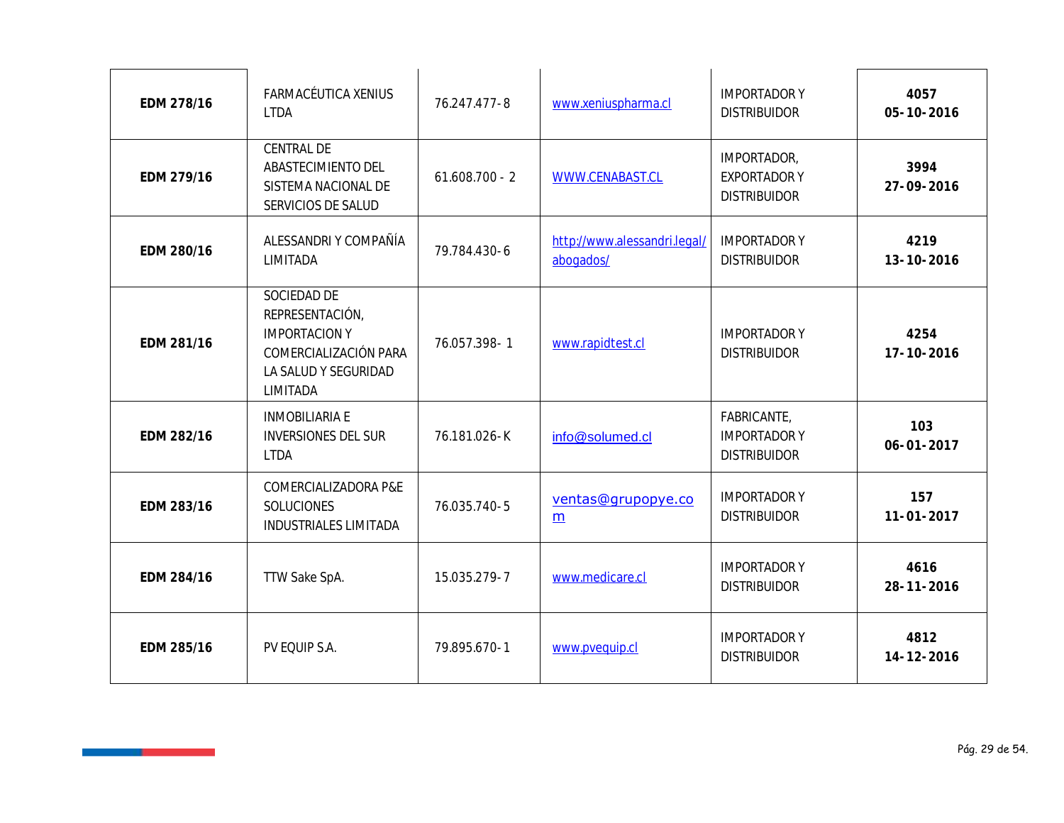| | | | | | |
|---|---|---|---|---|---|
| **EDM 278/16** | FARMACÉUTICA XENIUS LTDA | 76.247.477-8 | www.xeniuspharma.cl | IMPORTADOR Y DISTRIBUIDOR | **4057 05-10-2016** |
| **EDM 279/16** | CENTRAL DE ABASTECIMIENTO DEL SISTEMA NACIONAL DE SERVICIOS DE SALUD | 61.608.700 - 2 | WWW.CENABAST.CL | IMPORTADOR, EXPORTADOR Y DISTRIBUIDOR | **3994 27-09-2016** |
| **EDM 280/16** | ALESSANDRI Y COMPAÑÍA LIMITADA | 79.784.430-6 | http://www.alessandri.legal/abogados/ | IMPORTADOR Y DISTRIBUIDOR | **4219 13-10-2016** |
| **EDM 281/16** | SOCIEDAD DE REPRESENTACIÓN, IMPORTACION Y COMERCIALIZACIÓN PARA LA SALUD Y SEGURIDAD LIMITADA | 76.057.398- 1 | www.rapidtest.cl | IMPORTADOR Y DISTRIBUIDOR | **4254 17-10-2016** |
| **EDM 282/16** | INMOBILIARIA E INVERSIONES DEL SUR LTDA | 76.181.026-K | info@solumed.cl | FABRICANTE, IMPORTADOR Y DISTRIBUIDOR | **103 06-01-2017** |
| **EDM 283/16** | COMERCIALIZADORA P&E SOLUCIONES INDUSTRIALES LIMITADA | 76.035.740-5 | ventas@grupopye.com | IMPORTADOR Y DISTRIBUIDOR | **157 11-01-2017** |
| **EDM 284/16** | TTW Sake SpA. | 15.035.279-7 | www.medicare.cl | IMPORTADOR Y DISTRIBUIDOR | **4616 28-11-2016** |
| **EDM 285/16** | PV EQUIP S.A. | 79.895.670-1 | www.pvequip.cl | IMPORTADOR Y DISTRIBUIDOR | **4812 14-12-2016** |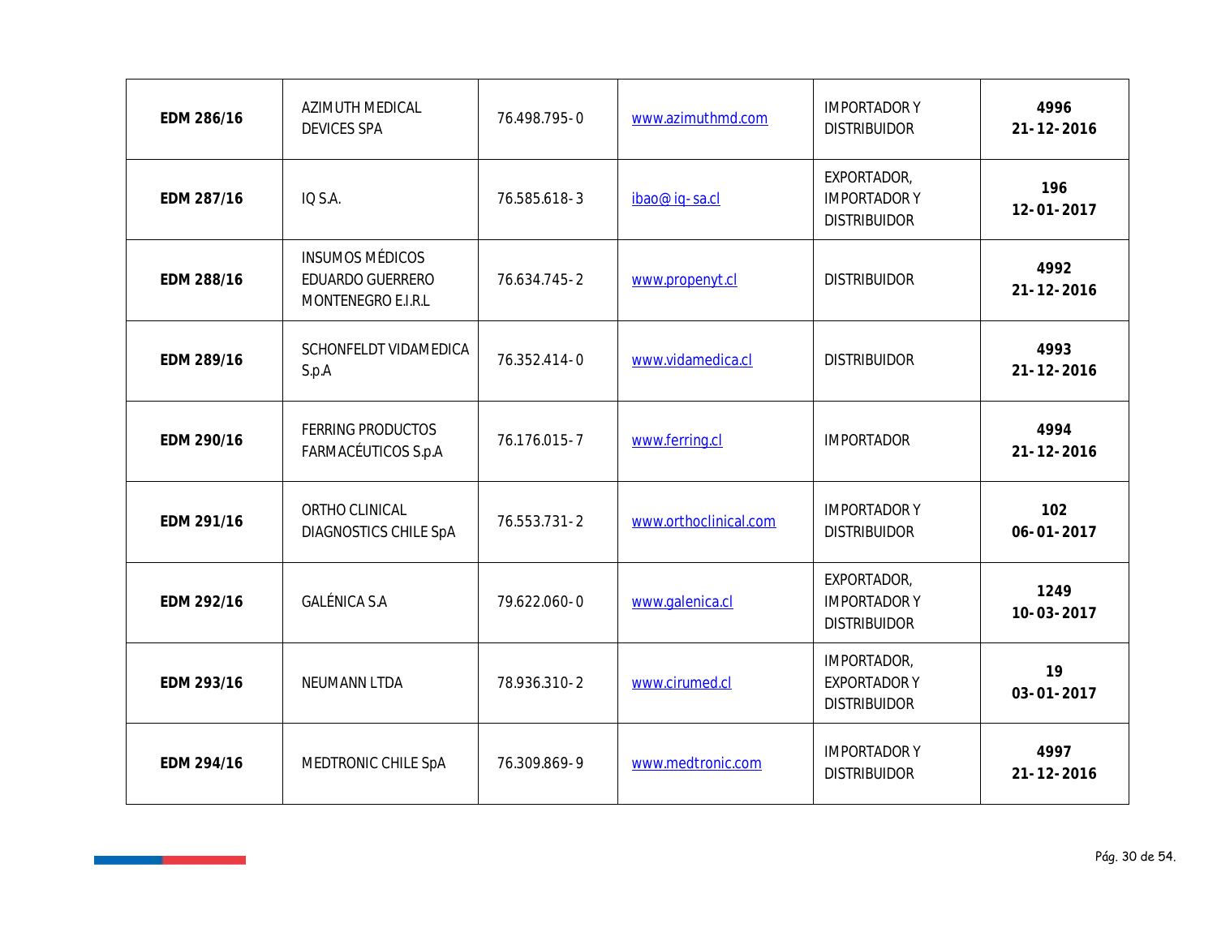| **EDM 286/16** | AZIMUTH MEDICAL DEVICES SPA | 76.498.795-0 | www.azimuthmd.com | IMPORTADOR Y DISTRIBUIDOR | **4996**<br>**21-12-2016** |
|---|---|---|---|---|---|
| **EDM 287/16** | IQ S.A. | 76.585.618-3 | ibao@iq-sa.cl | EXPORTADOR, IMPORTADOR Y DISTRIBUIDOR | **196**<br>**12-01-2017** |
| **EDM 288/16** | INSUMOS MÉDICOS EDUARDO GUERRERO MONTENEGRO E.I.R.L | 76.634.745-2 | www.propenyt.cl | DISTRIBUIDOR | **4992**<br>**21-12-2016** |
| **EDM 289/16** | SCHONFELDT VIDAMEDICA S.p.A | 76.352.414-0 | www.vidamedica.cl | DISTRIBUIDOR | **4993**<br>**21-12-2016** |
| **EDM 290/16** | FERRING PRODUCTOS FARMACÉUTICOS S.p.A | 76.176.015-7 | www.ferring.cl | IMPORTADOR | **4994**<br>**21-12-2016** |
| **EDM 291/16** | ORTHO CLINICAL DIAGNOSTICS CHILE SpA | 76.553.731-2 | www.orthoclinical.com | IMPORTADOR Y DISTRIBUIDOR | **102**<br>**06-01-2017** |
| **EDM 292/16** | GALÉNICA S.A | 79.622.060-0 | www.galenica.cl | EXPORTADOR, IMPORTADOR Y DISTRIBUIDOR | **1249**<br>**10-03-2017** |
| **EDM 293/16** | NEUMANN LTDA | 78.936.310-2 | www.cirumed.cl | IMPORTADOR, EXPORTADOR Y DISTRIBUIDOR | **19**<br>**03-01-2017** |
| **EDM 294/16** | MEDTRONIC CHILE SpA | 76.309.869-9 | www.medtronic.com | IMPORTADOR Y DISTRIBUIDOR | **4997**<br>**21-12-2016** |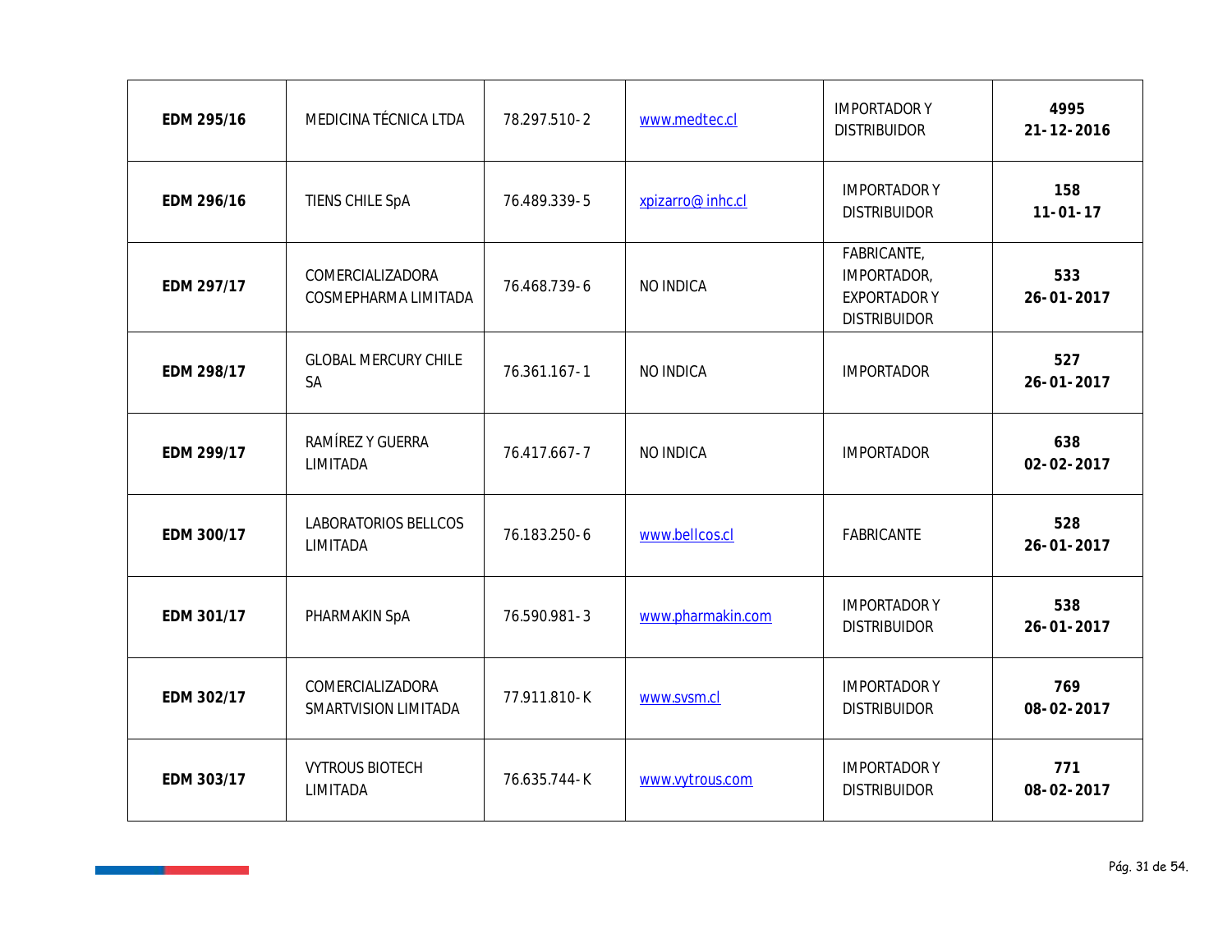| **EDM 295/16** | MEDICINA TÉCNICA LTDA | 78.297.510-2 | www.medtec.cl | IMPORTADOR Y DISTRIBUIDOR | **4995 21-12-2016** |
|---|---|---|---|---|---|
| **EDM 296/16** | TIENS CHILE SpA | 76.489.339-5 | xpizarro@inhc.cl | IMPORTADOR Y DISTRIBUIDOR | **158 11-01-17** |
| **EDM 297/17** | COMERCIALIZADORA COSMEPHARMA LIMITADA | 76.468.739-6 | NO INDICA | FABRICANTE, IMPORTADOR, EXPORTADOR Y DISTRIBUIDOR | **533 26-01-2017** |
| **EDM 298/17** | GLOBAL MERCURY CHILE SA | 76.361.167-1 | NO INDICA | IMPORTADOR | **527 26-01-2017** |
| **EDM 299/17** | RAMÍREZ Y GUERRA LIMITADA | 76.417.667-7 | NO INDICA | IMPORTADOR | **638 02-02-2017** |
| **EDM 300/17** | LABORATORIOS BELLCOS LIMITADA | 76.183.250-6 | www.bellcos.cl | FABRICANTE | **528 26-01-2017** |
| **EDM 301/17** | PHARMAKIN SpA | 76.590.981-3 | www.pharmakin.com | IMPORTADOR Y DISTRIBUIDOR | **538 26-01-2017** |
| **EDM 302/17** | COMERCIALIZADORA SMARTVISION LIMITADA | 77.911.810-K | www.svsm.cl | IMPORTADOR Y DISTRIBUIDOR | **769 08-02-2017** |
| **EDM 303/17** | VYTROUS BIOTECH LIMITADA | 76.635.744-K | www.vytrous.com | IMPORTADOR Y DISTRIBUIDOR | **771 08-02-2017** |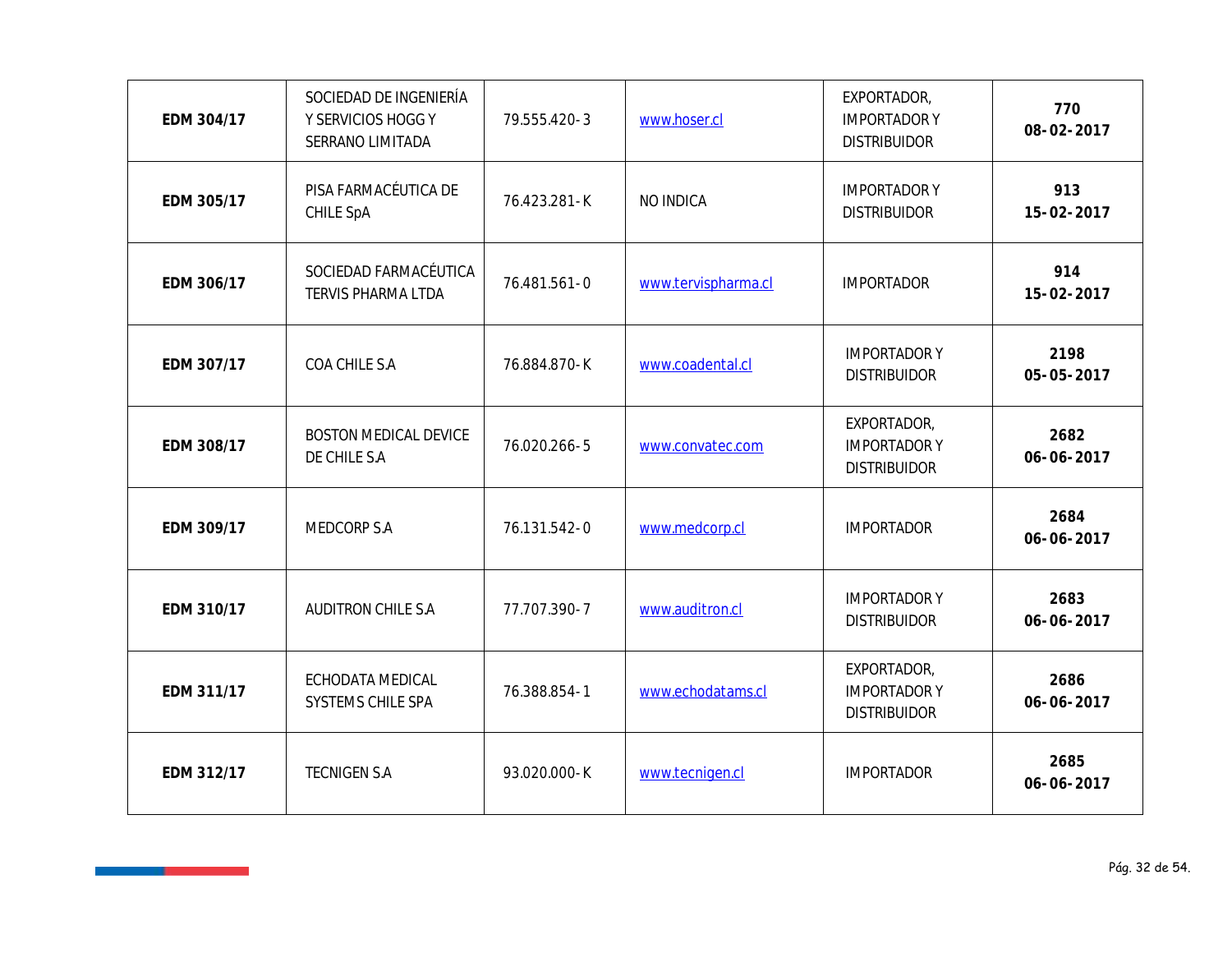| | | | | | |
|---|---|---|---|---|---|
| **EDM 304/17** | SOCIEDAD DE INGENIERÍA Y SERVICIOS HOGG Y SERRANO LIMITADA | 79.555.420-3 | www.hoser.cl | EXPORTADOR, IMPORTADOR Y DISTRIBUIDOR | **770 08-02-2017** |
| **EDM 305/17** | PISA FARMACÉUTICA DE CHILE SpA | 76.423.281-K | NO INDICA | IMPORTADOR Y DISTRIBUIDOR | **913 15-02-2017** |
| **EDM 306/17** | SOCIEDAD FARMACÉUTICA TERVIS PHARMA LTDA | 76.481.561-0 | www.tervispharma.cl | IMPORTADOR | **914 15-02-2017** |
| **EDM 307/17** | COA CHILE S.A | 76.884.870-K | www.coadental.cl | IMPORTADOR Y DISTRIBUIDOR | **2198 05-05-2017** |
| **EDM 308/17** | BOSTON MEDICAL DEVICE DE CHILE S.A | 76.020.266-5 | www.convatec.com | EXPORTADOR, IMPORTADOR Y DISTRIBUIDOR | **2682 06-06-2017** |
| **EDM 309/17** | MEDCORP S.A | 76.131.542-0 | www.medcorp.cl | IMPORTADOR | **2684 06-06-2017** |
| **EDM 310/17** | AUDITRON CHILE S.A | 77.707.390-7 | www.auditron.cl | IMPORTADOR Y DISTRIBUIDOR | **2683 06-06-2017** |
| **EDM 311/17** | ECHODATA MEDICAL SYSTEMS CHILE SPA | 76.388.854-1 | www.echodatams.cl | EXPORTADOR, IMPORTADOR Y DISTRIBUIDOR | **2686 06-06-2017** |
| **EDM 312/17** | TECNIGEN S.A | 93.020.000-K | www.tecnigen.cl | IMPORTADOR | **2685 06-06-2017** |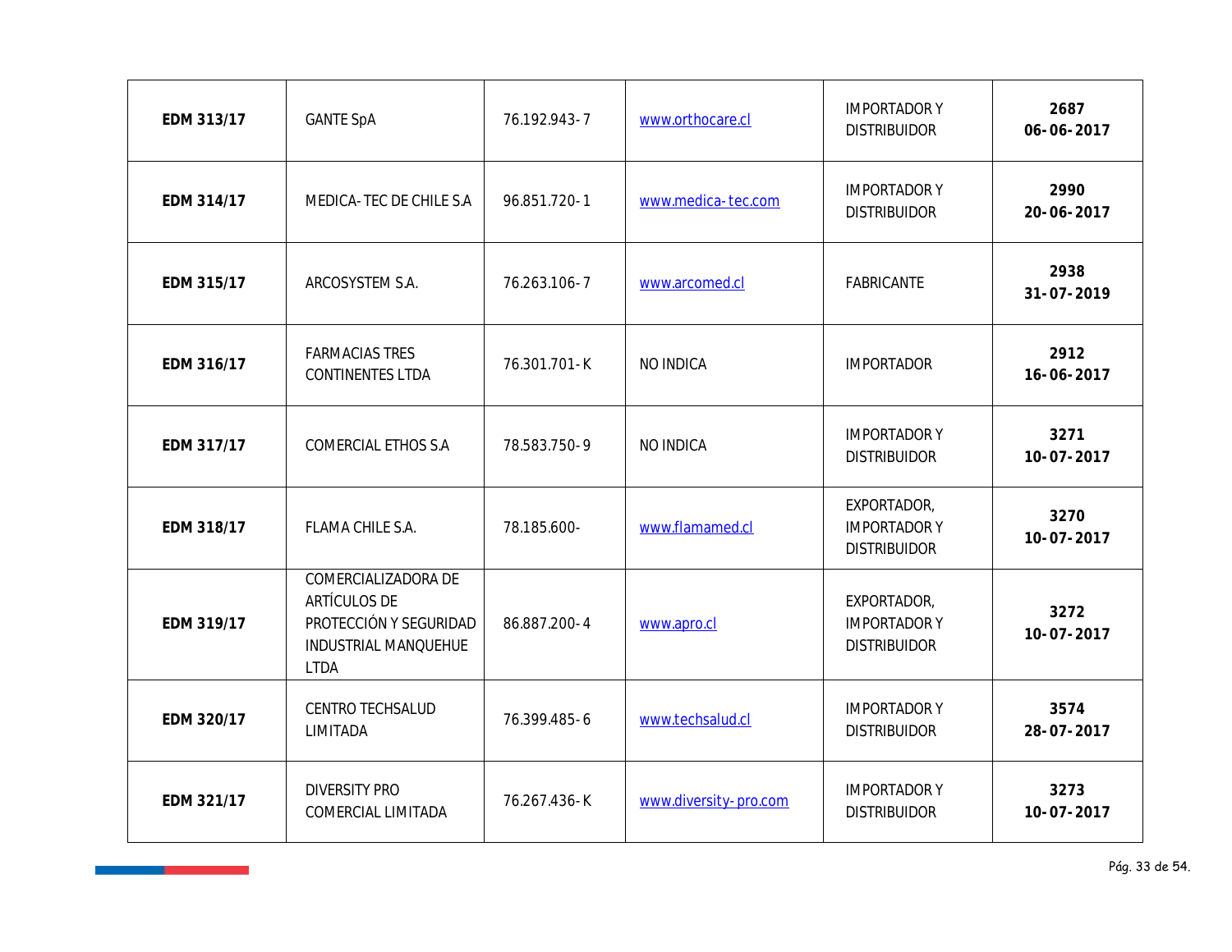| **EDM 313/17** | GANTE SpA | 76.192.943-7 | www.orthocare.cl | IMPORTADOR Y DISTRIBUIDOR | **2687**<br>**06-06-2017** |
|---|---|---|---|---|---|
| **EDM 314/17** | MEDICA-TEC DE CHILE S.A | 96.851.720-1 | www.medica-tec.com | IMPORTADOR Y DISTRIBUIDOR | **2990**<br>**20-06-2017** |
| **EDM 315/17** | ARCOSYSTEM S.A. | 76.263.106-7 | www.arcomed.cl | FABRICANTE | **2938**<br>**31-07-2019** |
| **EDM 316/17** | FARMACIAS TRES CONTINENTES LTDA | 76.301.701-K | NO INDICA | IMPORTADOR | **2912**<br>**16-06-2017** |
| **EDM 317/17** | COMERCIAL ETHOS S.A | 78.583.750-9 | NO INDICA | IMPORTADOR Y DISTRIBUIDOR | **3271**<br>**10-07-2017** |
| **EDM 318/17** | FLAMA CHILE S.A. | 78.185.600- | www.flamamed.cl | EXPORTADOR, IMPORTADOR Y DISTRIBUIDOR | **3270**<br>**10-07-2017** |
| **EDM 319/17** | COMERCIALIZADORA DE ARTÍCULOS DE PROTECCIÓN Y SEGURIDAD INDUSTRIAL MANQUEHUE LTDA | 86.887.200-4 | www.apro.cl | EXPORTADOR, IMPORTADOR Y DISTRIBUIDOR | **3272**<br>**10-07-2017** |
| **EDM 320/17** | CENTRO TECHSALUD LIMITADA | 76.399.485-6 | www.techsalud.cl | IMPORTADOR Y DISTRIBUIDOR | **3574**<br>**28-07-2017** |
| **EDM 321/17** | DIVERSITY PRO COMERCIAL LIMITADA | 76.267.436-K | www.diversity-pro.com | IMPORTADOR Y DISTRIBUIDOR | **3273**<br>**10-07-2017** |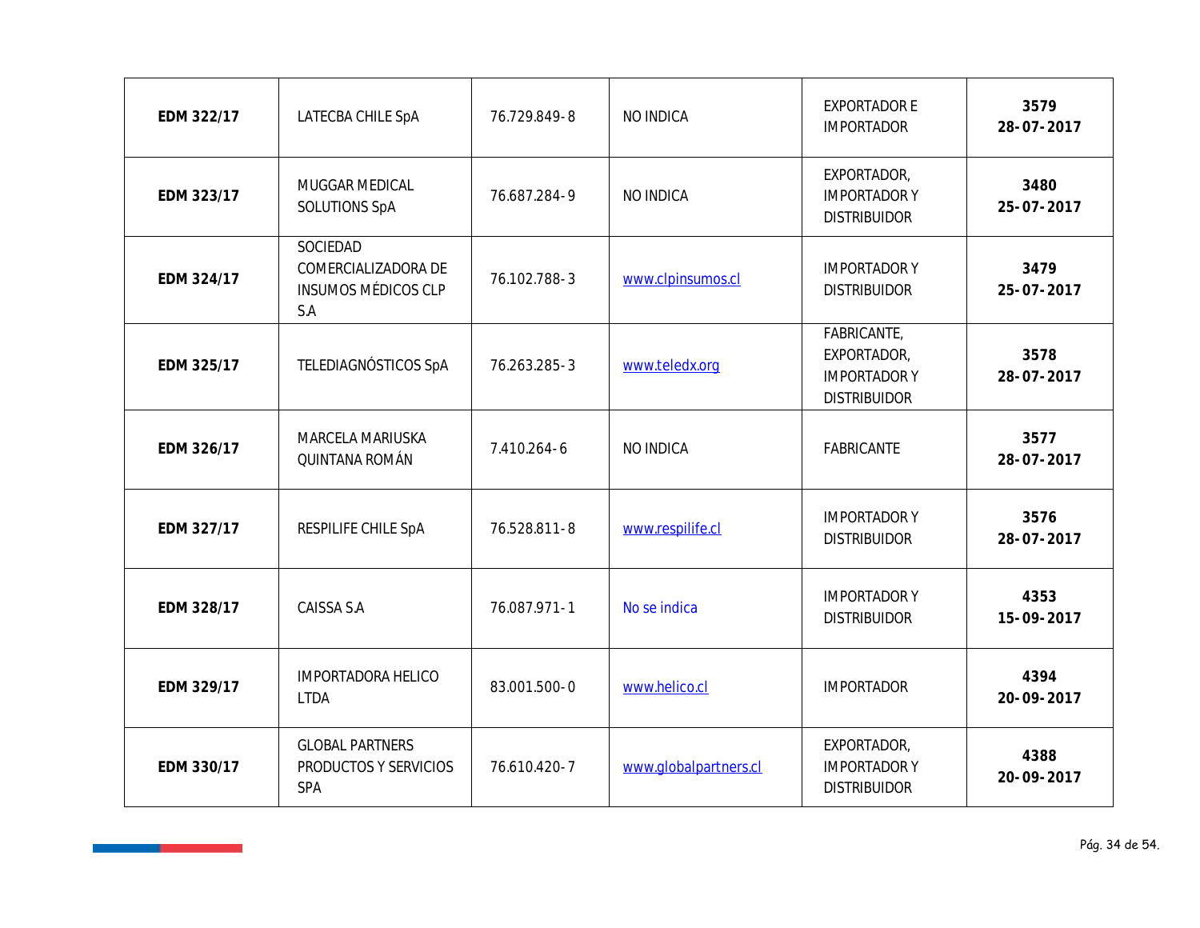| | | | | | |
|---|---|---|---|---|---|
| **EDM 322/17** | LATECBA CHILE SpA | 76.729.849-8 | NO INDICA | EXPORTADOR E IMPORTADOR | **3579 28-07-2017** |
| **EDM 323/17** | MUGGAR MEDICAL SOLUTIONS SpA | 76.687.284-9 | NO INDICA | EXPORTADOR, IMPORTADOR Y DISTRIBUIDOR | **3480 25-07-2017** |
| **EDM 324/17** | SOCIEDAD COMERCIALIZADORA DE INSUMOS MÉDICOS CLP S.A | 76.102.788-3 | www.clpinsumos.cl | IMPORTADOR Y DISTRIBUIDOR | **3479 25-07-2017** |
| **EDM 325/17** | TELEDIAGNÓSTICOS SpA | 76.263.285-3 | www.teledx.org | FABRICANTE, EXPORTADOR, IMPORTADOR Y DISTRIBUIDOR | **3578 28-07-2017** |
| **EDM 326/17** | MARCELA MARIUSKA QUINTANA ROMÁN | 7.410.264-6 | NO INDICA | FABRICANTE | **3577 28-07-2017** |
| **EDM 327/17** | RESPILIFE CHILE SpA | 76.528.811-8 | www.respilife.cl | IMPORTADOR Y DISTRIBUIDOR | **3576 28-07-2017** |
| **EDM 328/17** | CAISSA S.A | 76.087.971-1 | No se indica | IMPORTADOR Y DISTRIBUIDOR | **4353 15-09-2017** |
| **EDM 329/17** | IMPORTADORA HELICO LTDA | 83.001.500-0 | www.helico.cl | IMPORTADOR | **4394 20-09-2017** |
| **EDM 330/17** | GLOBAL PARTNERS PRODUCTOS Y SERVICIOS SPA | 76.610.420-7 | www.globalpartners.cl | EXPORTADOR, IMPORTADOR Y DISTRIBUIDOR | **4388 20-09-2017** |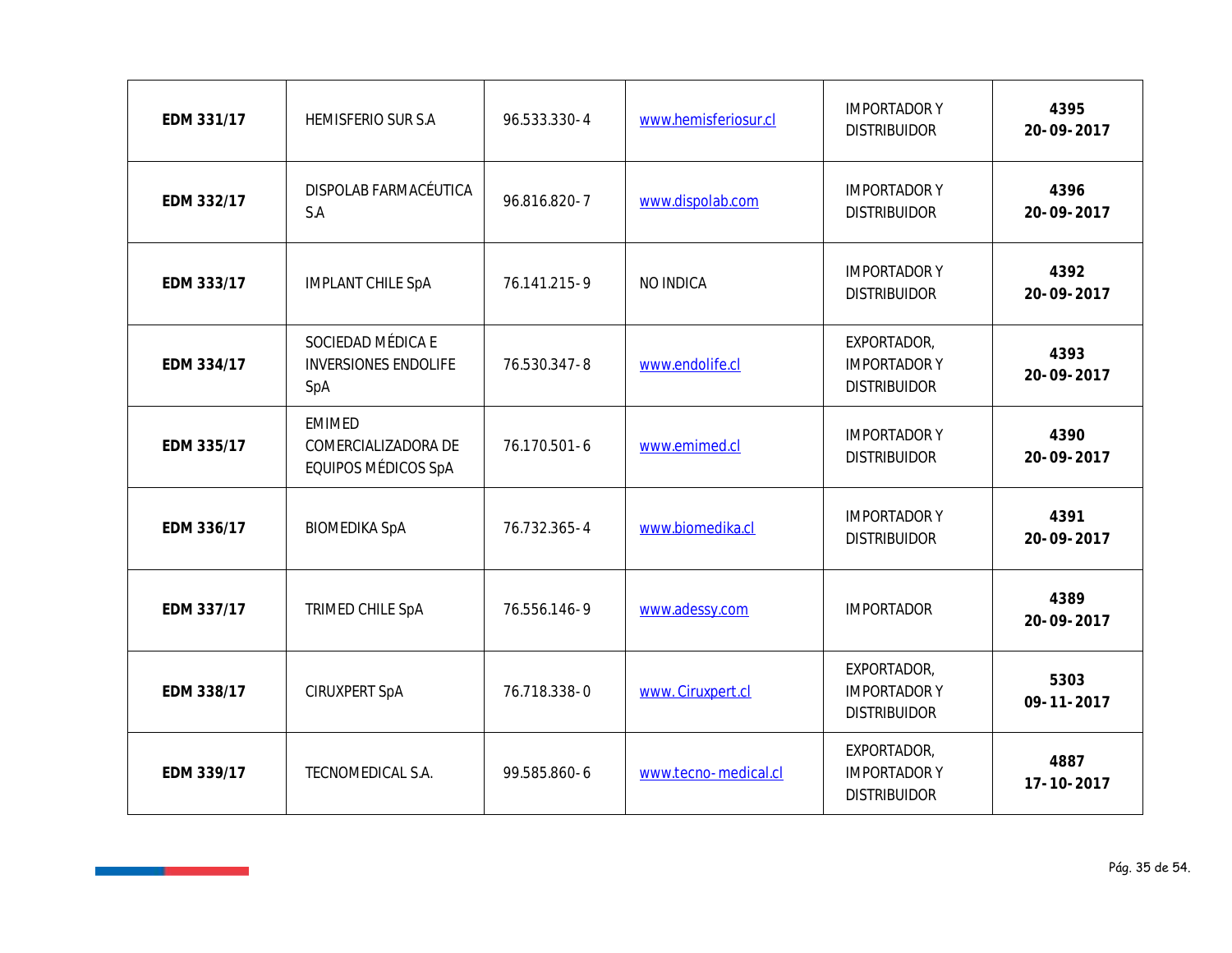| | | | | | |
|---|---|---|---|---|---|
| **EDM 331/17** | HEMISFERIO SUR S.A | 96.533.330-4 | www.hemisferiosur.cl | IMPORTADOR Y DISTRIBUIDOR | **4395 20-09-2017** |
| **EDM 332/17** | DISPOLAB FARMACÉUTICA S.A | 96.816.820-7 | www.dispolab.com | IMPORTADOR Y DISTRIBUIDOR | **4396 20-09-2017** |
| **EDM 333/17** | IMPLANT CHILE SpA | 76.141.215-9 | NO INDICA | IMPORTADOR Y DISTRIBUIDOR | **4392 20-09-2017** |
| **EDM 334/17** | SOCIEDAD MÉDICA E INVERSIONES ENDOLIFE SpA | 76.530.347-8 | www.endolife.cl | EXPORTADOR, IMPORTADOR Y DISTRIBUIDOR | **4393 20-09-2017** |
| **EDM 335/17** | EMIMED COMERCIALIZADORA DE EQUIPOS MÉDICOS SpA | 76.170.501-6 | www.emimed.cl | IMPORTADOR Y DISTRIBUIDOR | **4390 20-09-2017** |
| **EDM 336/17** | BIOMEDIKA SpA | 76.732.365-4 | www.biomedika.cl | IMPORTADOR Y DISTRIBUIDOR | **4391 20-09-2017** |
| **EDM 337/17** | TRIMED CHILE SpA | 76.556.146-9 | www.adessy.com | IMPORTADOR | **4389 20-09-2017** |
| **EDM 338/17** | CIRUXPERT SpA | 76.718.338-0 | www. Ciruxpert.cl | EXPORTADOR, IMPORTADOR Y DISTRIBUIDOR | **5303 09-11-2017** |
| **EDM 339/17** | TECNOMEDICAL S.A. | 99.585.860-6 | www.tecno-medical.cl | EXPORTADOR, IMPORTADOR Y DISTRIBUIDOR | **4887 17-10-2017** |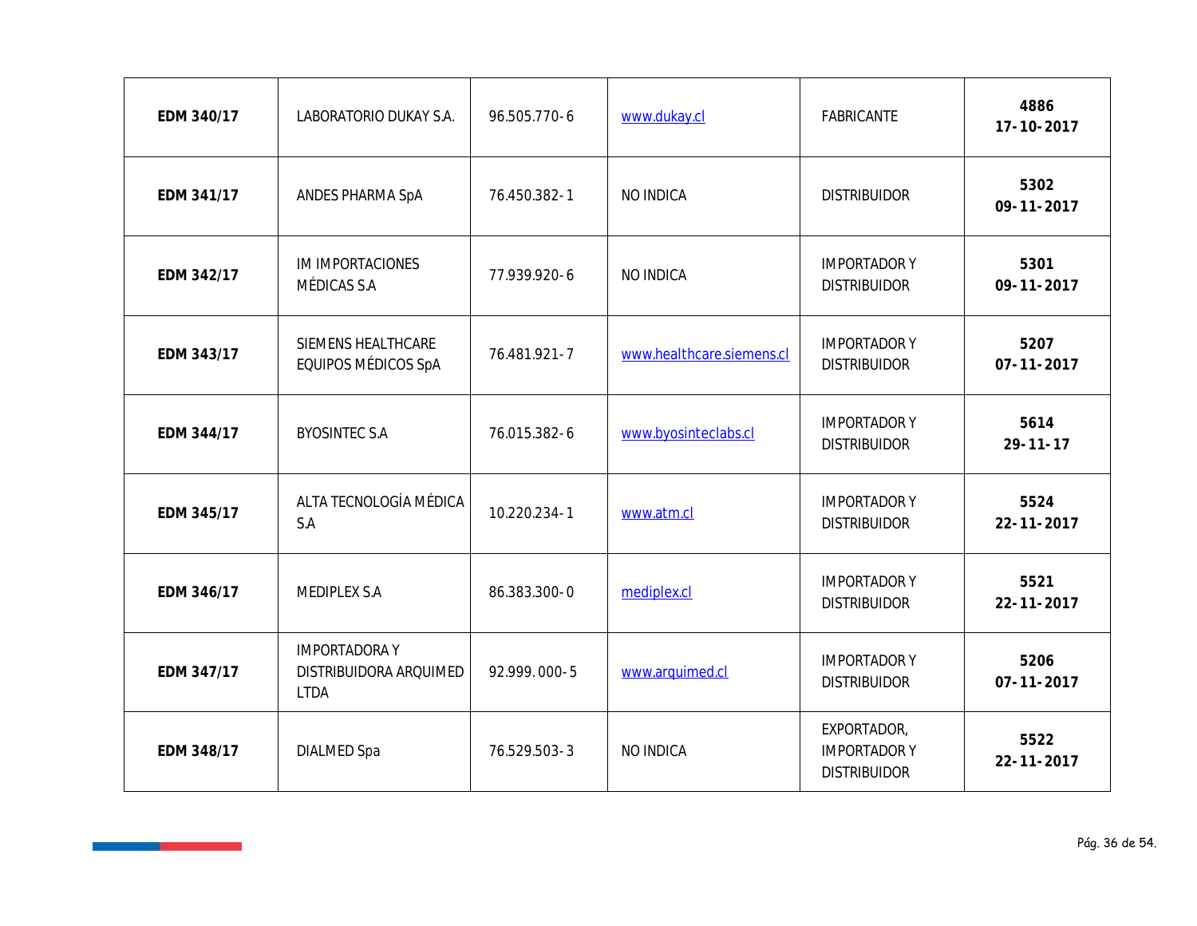| **EDM 340/17** | LABORATORIO DUKAY S.A. | 96.505.770-6 | www.dukay.cl | FABRICANTE | **4886**<br>**17-10-2017** |
|---|---|---|---|---|---|
| **EDM 341/17** | ANDES PHARMA SpA | 76.450.382-1 | NO INDICA | DISTRIBUIDOR | **5302**<br>**09-11-2017** |
| **EDM 342/17** | IM IMPORTACIONES MÉDICAS S.A | 77.939.920-6 | NO INDICA | IMPORTADOR Y DISTRIBUIDOR | **5301**<br>**09-11-2017** |
| **EDM 343/17** | SIEMENS HEALTHCARE EQUIPOS MÉDICOS SpA | 76.481.921-7 | www.healthcare.siemens.cl | IMPORTADOR Y DISTRIBUIDOR | **5207**<br>**07-11-2017** |
| **EDM 344/17** | BYOSINTEC S.A | 76.015.382-6 | www.byosinteclabs.cl | IMPORTADOR Y DISTRIBUIDOR | **5614**<br>**29-11-17** |
| **EDM 345/17** | ALTA TECNOLOGÍA MÉDICA S.A | 10.220.234-1 | www.atm.cl | IMPORTADOR Y DISTRIBUIDOR | **5524**<br>**22-11-2017** |
| **EDM 346/17** | MEDIPLEX S.A | 86.383.300-0 | mediplex.cl | IMPORTADOR Y DISTRIBUIDOR | **5521**<br>**22-11-2017** |
| **EDM 347/17** | IMPORTADORA Y DISTRIBUIDORA ARQUIMED LTDA | 92.999.000-5 | www.arquimed.cl | IMPORTADOR Y DISTRIBUIDOR | **5206**<br>**07-11-2017** |
| **EDM 348/17** | DIALMED Spa | 76.529.503-3 | NO INDICA | EXPORTADOR, IMPORTADOR Y DISTRIBUIDOR | **5522**<br>**22-11-2017** |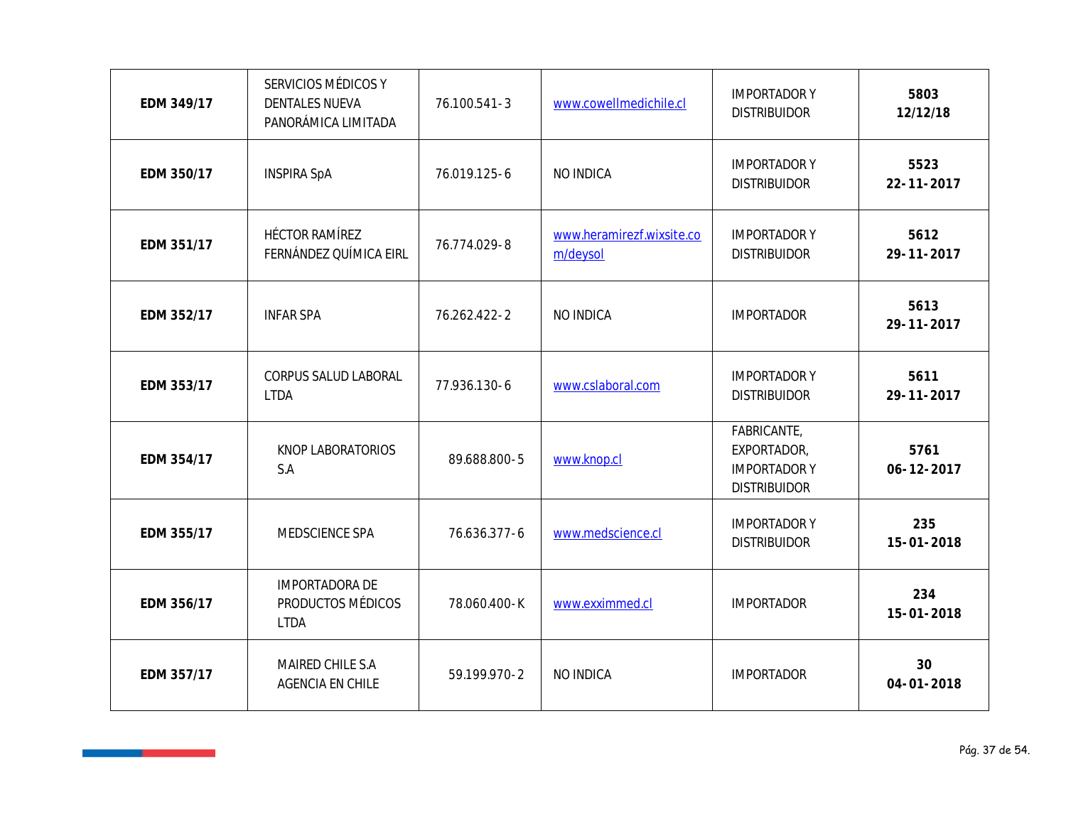| EDM 349/17 | SERVICIOS MÉDICOS Y DENTALES NUEVA PANORÁMICA LIMITADA | 76.100.541-3 | www.cowellmedichile.cl | IMPORTADOR Y DISTRIBUIDOR | **5803 12/12/18** |
|---|---|---|---|---|---|
| **EDM 350/17** | INSPIRA SpA | 76.019.125-6 | NO INDICA | IMPORTADOR Y DISTRIBUIDOR | **5523 22-11-2017** |
| **EDM 351/17** | HÉCTOR RAMÍREZ FERNÁNDEZ QUÍMICA EIRL | 76.774.029-8 | www.heramirezf.wixsite.com/deysol | IMPORTADOR Y DISTRIBUIDOR | **5612 29-11-2017** |
| **EDM 352/17** | INFAR SPA | 76.262.422-2 | NO INDICA | IMPORTADOR | **5613 29-11-2017** |
| **EDM 353/17** | CORPUS SALUD LABORAL LTDA | 77.936.130-6 | www.cslaboral.com | IMPORTADOR Y DISTRIBUIDOR | **5611 29-11-2017** |
| **EDM 354/17** | KNOP LABORATORIOS S.A | 89.688.800-5 | www.knop.cl | FABRICANTE, EXPORTADOR, IMPORTADOR Y DISTRIBUIDOR | **5761 06-12-2017** |
| **EDM 355/17** | MEDSCIENCE SPA | 76.636.377-6 | www.medscience.cl | IMPORTADOR Y DISTRIBUIDOR | **235 15-01-2018** |
| **EDM 356/17** | IMPORTADORA DE PRODUCTOS MÉDICOS LTDA | 78.060.400-K | www.eximmed.cl | IMPORTADOR | **234 15-01-2018** |
| **EDM 357/17** | MAIRED CHILE S.A AGENCIA EN CHILE | 59.199.970-2 | NO INDICA | IMPORTADOR | **30 04-01-2018** |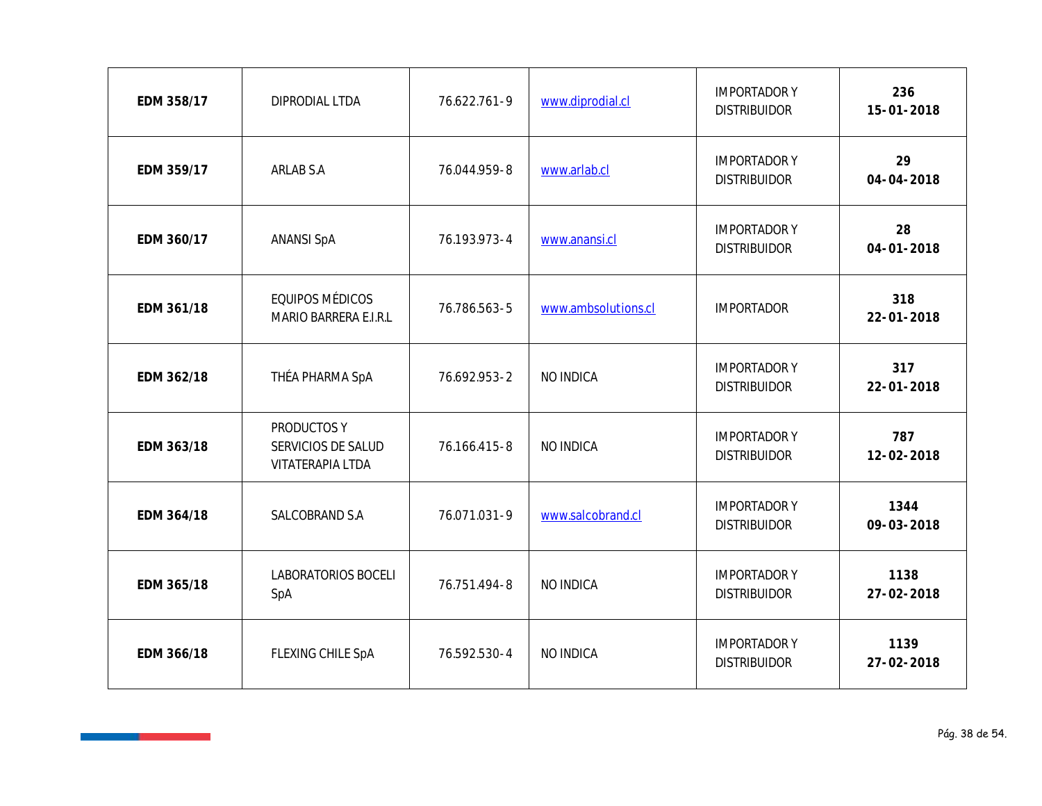| | | | | | |
|---|---|---|---|---|---|
| **EDM 358/17** | DIPRODIAL LTDA | 76.622.761-9 | www.diprodial.cl | IMPORTADOR Y DISTRIBUIDOR | **236**<br>**15-01-2018** |
| **EDM 359/17** | ARLAB S.A | 76.044.959-8 | www.arlab.cl | IMPORTADOR Y DISTRIBUIDOR | **29**<br>**04-04-2018** |
| **EDM 360/17** | ANANSI SpA | 76.193.973-4 | www.anansi.cl | IMPORTADOR Y DISTRIBUIDOR | **28**<br>**04-01-2018** |
| **EDM 361/18** | EQUIPOS MÉDICOS MARIO BARRERA E.I.R.L | 76.786.563-5 | www.ambsolutions.cl | IMPORTADOR | **318**<br>**22-01-2018** |
| **EDM 362/18** | THÉA PHARMA SpA | 76.692.953-2 | NO INDICA | IMPORTADOR Y DISTRIBUIDOR | **317**<br>**22-01-2018** |
| **EDM 363/18** | PRODUCTOS Y SERVICIOS DE SALUD VITATERAPIA LTDA | 76.166.415-8 | NO INDICA | IMPORTADOR Y DISTRIBUIDOR | **787**<br>**12-02-2018** |
| **EDM 364/18** | SALCOBRAND S.A | 76.071.031-9 | www.salcobrand.cl | IMPORTADOR Y DISTRIBUIDOR | **1344**<br>**09-03-2018** |
| **EDM 365/18** | LABORATORIOS BOCELI SpA | 76.751.494-8 | NO INDICA | IMPORTADOR Y DISTRIBUIDOR | **1138**<br>**27-02-2018** |
| **EDM 366/18** | FLEXING CHILE SpA | 76.592.530-4 | NO INDICA | IMPORTADOR Y DISTRIBUIDOR | **1139**<br>**27-02-2018** |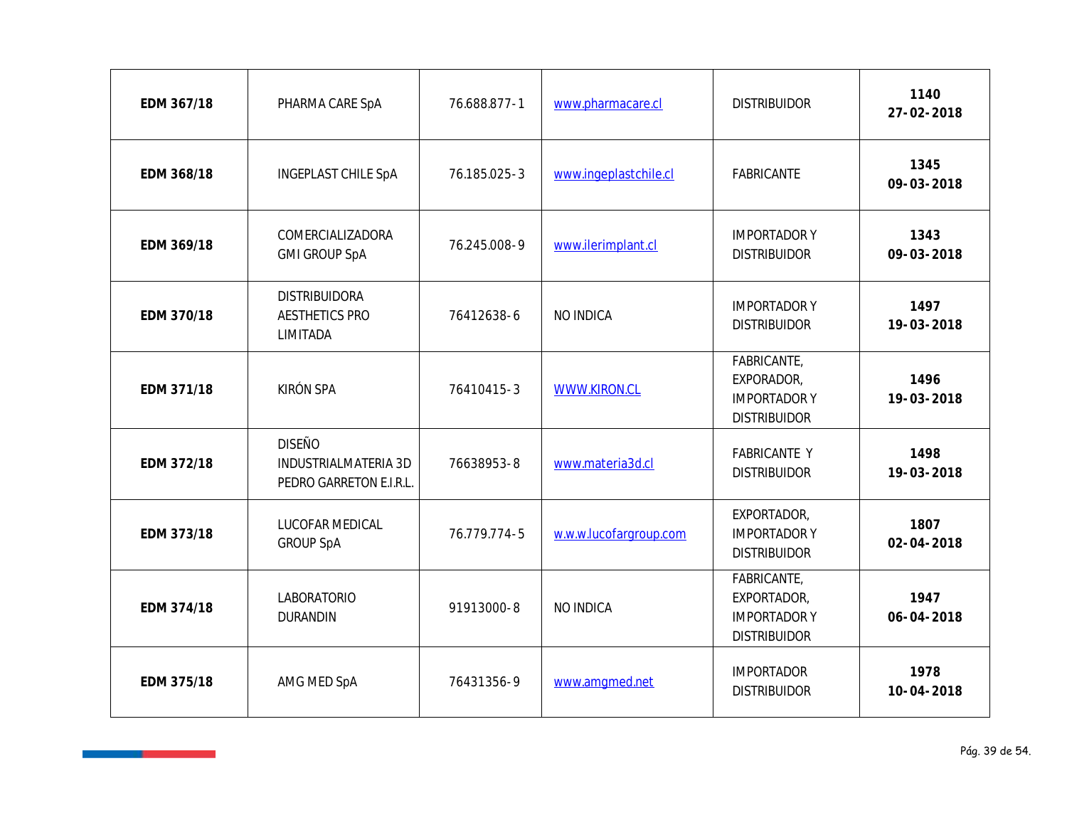| **EDM 367/18** | PHARMA CARE SpA | 76.688.877-1 | www.pharmacare.cl | DISTRIBUIDOR | **1140 27-02-2018** |
|---|---|---|---|---|---|
| **EDM 368/18** | INGEPLAST CHILE SpA | 76.185.025-3 | www.ingeplastchile.cl | FABRICANTE | **1345 09-03-2018** |
| **EDM 369/18** | COMERCIALIZADORA GMI GROUP SpA | 76.245.008-9 | www.ilerimplant.cl | IMPORTADOR Y DISTRIBUIDOR | **1343 09-03-2018** |
| **EDM 370/18** | DISTRIBUIDORA AESTHETICS PRO LIMITADA | 76412638-6 | NO INDICA | IMPORTADOR Y DISTRIBUIDOR | **1497 19-03-2018** |
| **EDM 371/18** | KIRÓN SPA | 76410415-3 | WWW.KIRON.CL | FABRICANTE, EXPORADOR, IMPORTADOR Y DISTRIBUIDOR | **1496 19-03-2018** |
| **EDM 372/18** | DISEÑO INDUSTRIALMATERIA 3D PEDRO GARRETON E.I.R.L. | 76638953-8 | www.materia3d.cl | FABRICANTE Y DISTRIBUIDOR | **1498 19-03-2018** |
| **EDM 373/18** | LUCOFAR MEDICAL GROUP SpA | 76.779.774-5 | w.w.w.lucofargroup.com | EXPORTADOR, IMPORTADOR Y DISTRIBUIDOR | **1807 02-04-2018** |
| **EDM 374/18** | LABORATORIO DURANDIN | 91913000-8 | NO INDICA | FABRICANTE, EXPORTADOR, IMPORTADOR Y DISTRIBUIDOR | **1947 06-04-2018** |
| **EDM 375/18** | AMG MED SpA | 76431356-9 | www.amgmed.net | IMPORTADOR DISTRIBUIDOR | **1978 10-04-2018** |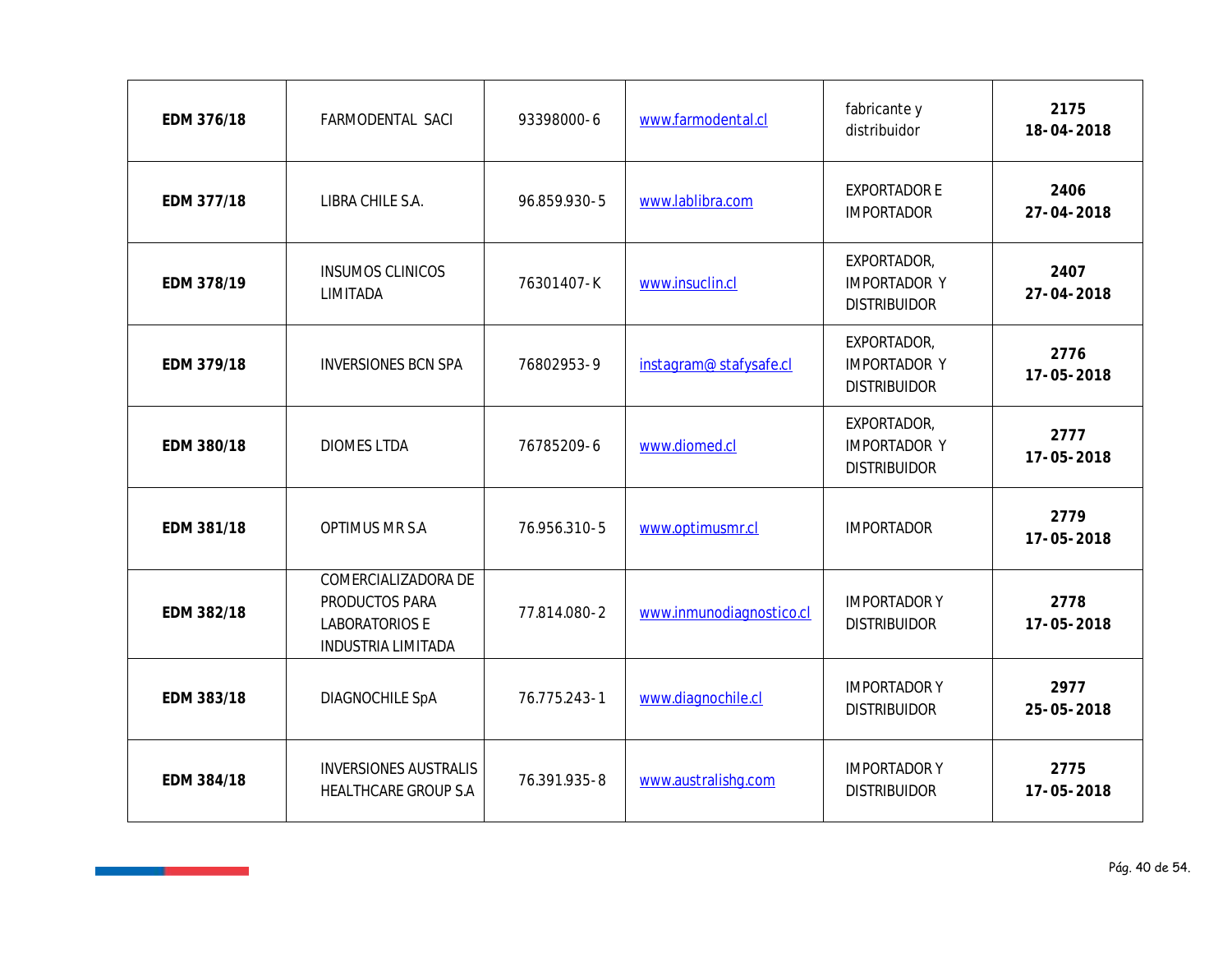| **EDM 376/18** | FARMODENTAL SACI | 93398000-6 | www.farmodental.cl | fabricante y distribuidor | **2175 18-04-2018** |
|---|---|---|---|---|---|
| **EDM 377/18** | LIBRA CHILE S.A. | 96.859.930-5 | www.lablibra.com | EXPORTADOR E IMPORTADOR | **2406 27-04-2018** |
| **EDM 378/19** | INSUMOS CLINICOS LIMITADA | 76301407-K | www.insuclin.cl | EXPORTADOR, IMPORTADOR Y DISTRIBUIDOR | **2407 27-04-2018** |
| **EDM 379/18** | INVERSIONES BCN SPA | 76802953-9 | instagram@ stafysafe.cl | EXPORTADOR, IMPORTADOR Y DISTRIBUIDOR | **2776 17-05-2018** |
| **EDM 380/18** | DIOMES LTDA | 76785209-6 | www.diomed.cl | EXPORTADOR, IMPORTADOR Y DISTRIBUIDOR | **2777 17-05-2018** |
| **EDM 381/18** | OPTIMUS MR S.A | 76.956.310-5 | www.optimusmr.cl | IMPORTADOR | **2779 17-05-2018** |
| **EDM 382/18** | COMERCIALIZADORA DE PRODUCTOS PARA LABORATORIOS E INDUSTRIA LIMITADA | 77.814.080-2 | www.inmunodiagnostico.cl | IMPORTADOR Y DISTRIBUIDOR | **2778 17-05-2018** |
| **EDM 383/18** | DIAGNOCHILE SpA | 76.775.243-1 | www.diagnochile.cl | IMPORTADOR Y DISTRIBUIDOR | **2977 25-05-2018** |
| **EDM 384/18** | INVERSIONES AUSTRALIS HEALTHCARE GROUP S.A | 76.391.935-8 | www.australishg.com | IMPORTADOR Y DISTRIBUIDOR | **2775 17-05-2018** |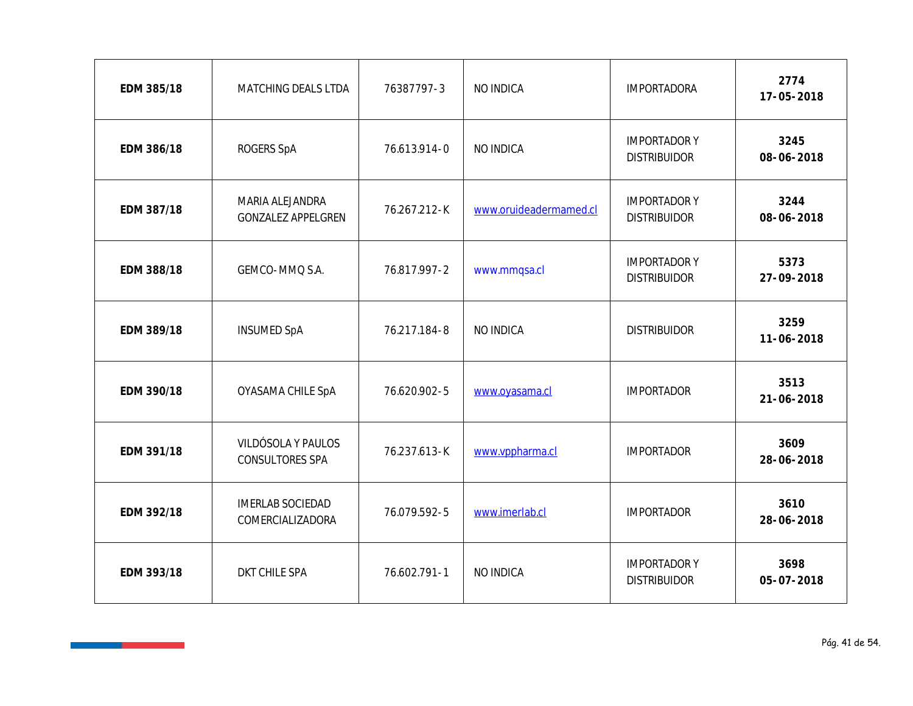| | | | | | |
|---|---|---|---|---|---|
| **EDM 385/18** | MATCHING DEALS LTDA | 76387797-3 | NO INDICA | IMPORTADORA | **2774**<br>**17-05-2018** |
| **EDM 386/18** | ROGERS SpA | 76.613.914-0 | NO INDICA | IMPORTADOR Y DISTRIBUIDOR | **3245**<br>**08-06-2018** |
| **EDM 387/18** | MARIA ALEJANDRA GONZALEZ APPELGREN | 76.267.212-K | www.oruideadermamed.cl | IMPORTADOR Y DISTRIBUIDOR | **3244**<br>**08-06-2018** |
| **EDM 388/18** | GEMCO-MMQ S.A. | 76.817.997-2 | www.mmqsa.cl | IMPORTADOR Y DISTRIBUIDOR | **5373**<br>**27-09-2018** |
| **EDM 389/18** | INSUMED SpA | 76.217.184-8 | NO INDICA | DISTRIBUIDOR | **3259**<br>**11-06-2018** |
| **EDM 390/18** | OYASAMA CHILE SpA | 76.620.902-5 | www.oyasama.cl | IMPORTADOR | **3513**<br>**21-06-2018** |
| **EDM 391/18** | VILDÓSOLA Y PAULOS CONSULTORES SPA | 76.237.613-K | www.vppharma.cl | IMPORTADOR | **3609**<br>**28-06-2018** |
| **EDM 392/18** | IMERLAB SOCIEDAD COMERCIALIZADORA | 76.079.592-5 | www.imerlab.cl | IMPORTADOR | **3610**<br>**28-06-2018** |
| **EDM 393/18** | DKT CHILE SPA | 76.602.791-1 | NO INDICA | IMPORTADOR Y DISTRIBUIDOR | **3698**<br>**05-07-2018** |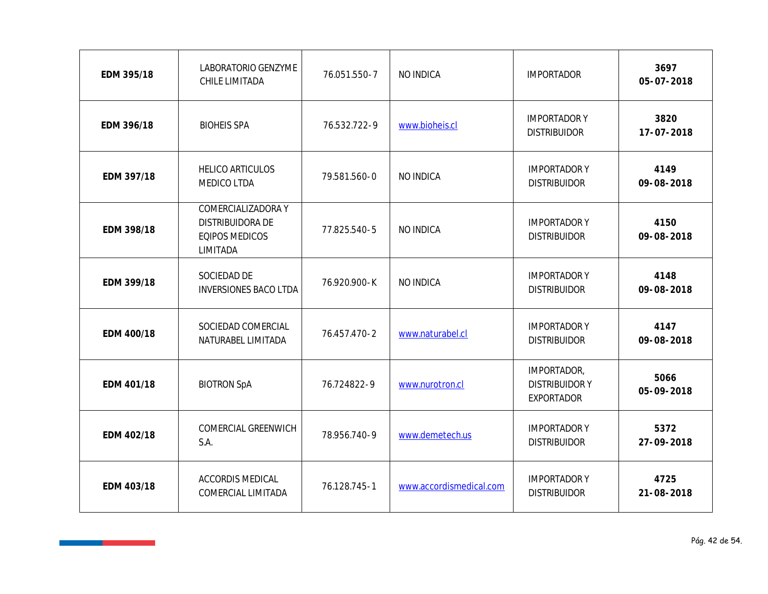| **EDM 395/18** | LABORATORIO GENZYME CHILE LIMITADA | 76.051.550-7 | NO INDICA | IMPORTADOR | **3697 05-07-2018** |
|---|---|---|---|---|---|
| **EDM 396/18** | BIOHEIS SPA | 76.532.722-9 | www.bioheis.cl | IMPORTADOR Y DISTRIBUIDOR | **3820 17-07-2018** |
| **EDM 397/18** | HELICO ARTICULOS MEDICO LTDA | 79.581.560-0 | NO INDICA | IMPORTADOR Y DISTRIBUIDOR | **4149 09-08-2018** |
| **EDM 398/18** | COMERCIALIZADORA Y DISTRIBUIDORA DE EQIPOS MEDICOS LIMITADA | 77.825.540-5 | NO INDICA | IMPORTADOR Y DISTRIBUIDOR | **4150 09-08-2018** |
| **EDM 399/18** | SOCIEDAD DE INVERSIONES BACO LTDA | 76.920.900-K | NO INDICA | IMPORTADOR Y DISTRIBUIDOR | **4148 09-08-2018** |
| **EDM 400/18** | SOCIEDAD COMERCIAL NATURABEL LIMITADA | 76.457.470-2 | www.naturabel.cl | IMPORTADOR Y DISTRIBUIDOR | **4147 09-08-2018** |
| **EDM 401/18** | BIOTRON SpA | 76.724822-9 | www.nurotron.cl | IMPORTADOR, DISTRIBUIDOR Y EXPORTADOR | **5066 05-09-2018** |
| **EDM 402/18** | COMERCIAL GREENWICH S.A. | 78.956.740-9 | www.demetech.us | IMPORTADOR Y DISTRIBUIDOR | **5372 27-09-2018** |
| **EDM 403/18** | ACCORDIS MEDICAL COMERCIAL LIMITADA | 76.128.745-1 | www.accordismedical.com | IMPORTADOR Y DISTRIBUIDOR | **4725 21-08-2018** |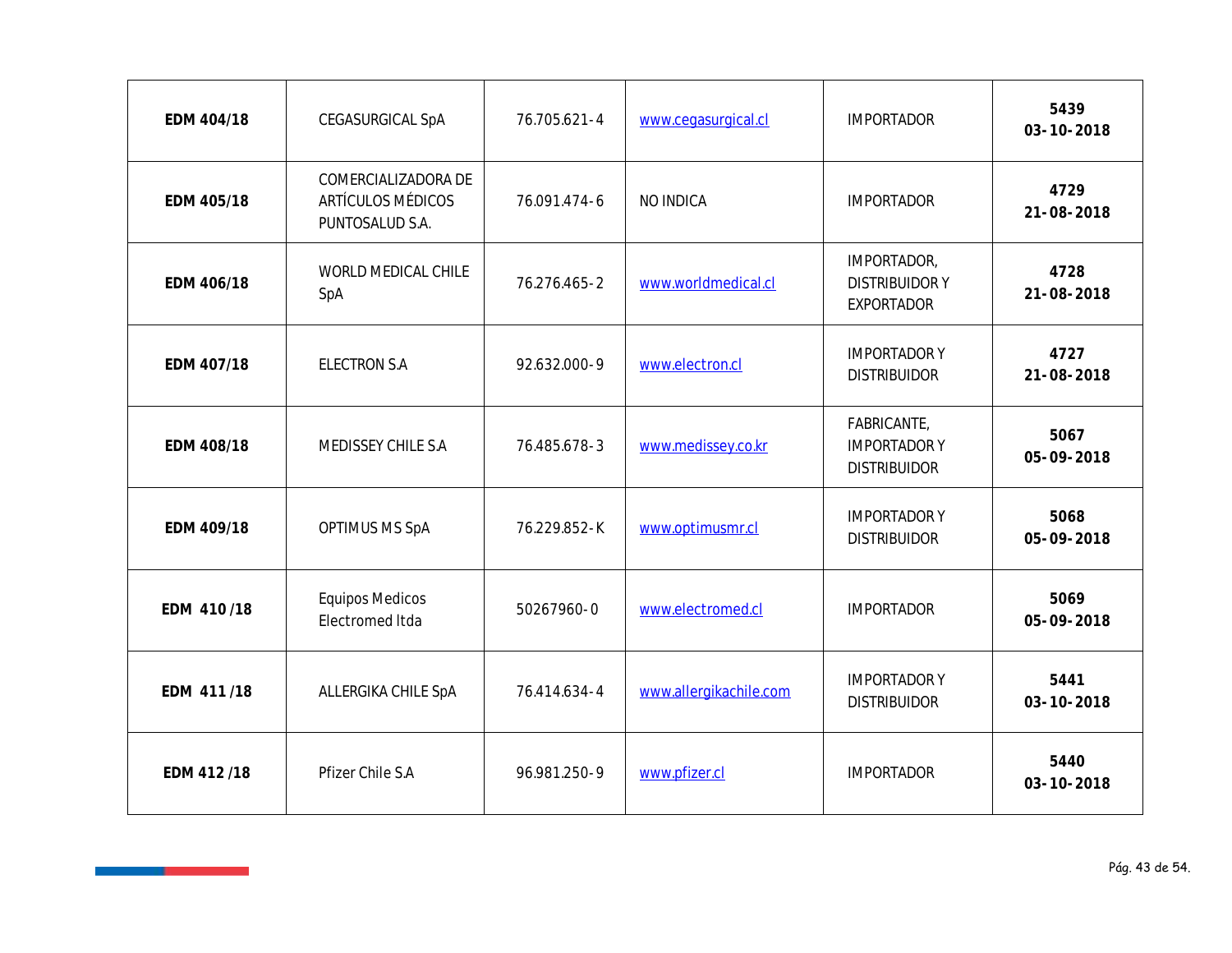| **EDM 404/18** | CEGASURGICAL SpA | 76.705.621-4 | www.cegasurgical.cl | IMPORTADOR | **5439 03-10-2018** |
|---|---|---|---|---|---|
| **EDM 405/18** | COMERCIALIZADORA DE ARTÍCULOS MÉDICOS PUNTOSALUD S.A. | 76.091.474-6 | NO INDICA | IMPORTADOR | **4729 21-08-2018** |
| **EDM 406/18** | WORLD MEDICAL CHILE SpA | 76.276.465-2 | www.worldmedical.cl | IMPORTADOR, DISTRIBUIDOR Y EXPORTADOR | **4728 21-08-2018** |
| **EDM 407/18** | ELECTRON S.A | 92.632.000-9 | www.electron.cl | IMPORTADOR Y DISTRIBUIDOR | **4727 21-08-2018** |
| **EDM 408/18** | MEDISSEY CHILE S.A | 76.485.678-3 | www.medissey.co.kr | FABRICANTE, IMPORTADOR Y DISTRIBUIDOR | **5067 05-09-2018** |
| **EDM 409/18** | OPTIMUS MS SpA | 76.229.852-K | www.optimusmr.cl | IMPORTADOR Y DISTRIBUIDOR | **5068 05-09-2018** |
| **EDM 410 /18** | Equipos Medicos Electromed ltda | 50267960-0 | www.electromed.cl | IMPORTADOR | **5069 05-09-2018** |
| **EDM 411 /18** | ALLERGIKA CHILE SpA | 76.414.634-4 | www.allergikachile.com | IMPORTADOR Y DISTRIBUIDOR | **5441 03-10-2018** |
| **EDM 412 /18** | Pfizer Chile S.A | 96.981.250-9 | www.pfizer.cl | IMPORTADOR | **5440 03-10-2018** |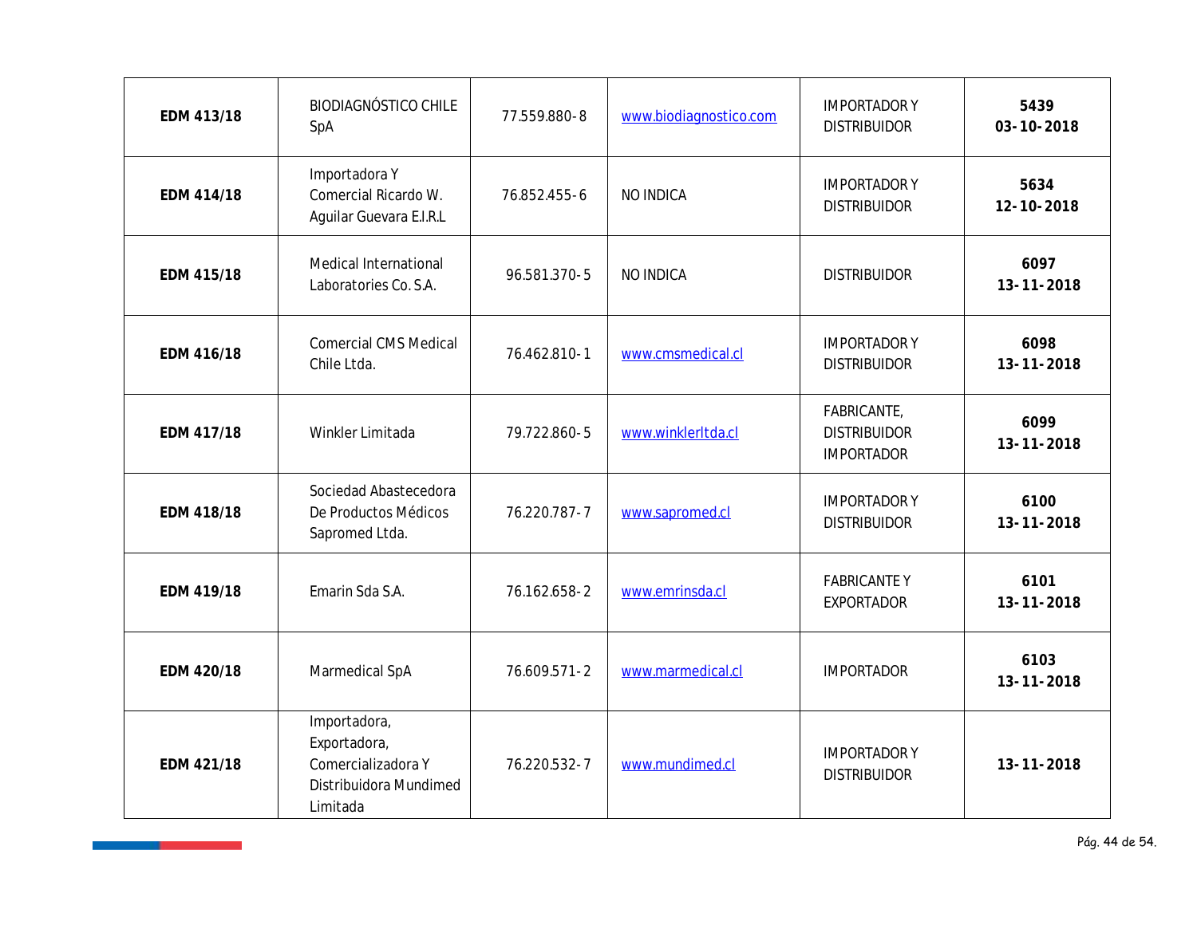| EDM 413/18 | BIODIAGNÓSTICO CHILE SpA | 77.559.880-8 | www.biodiagnostico.com | IMPORTADOR Y DISTRIBUIDOR | 5439 03-10-2018 |
|---|---|---|---|---|---|
| EDM 414/18 | Importadora Y Comercial Ricardo W. Aguilar Guevara E.I.R.L | 76.852.455-6 | NO INDICA | IMPORTADOR Y DISTRIBUIDOR | 5634 12-10-2018 |
| EDM 415/18 | Medical International Laboratories Co. S.A. | 96.581.370-5 | NO INDICA | DISTRIBUIDOR | 6097 13-11-2018 |
| EDM 416/18 | Comercial CMS Medical Chile Ltda. | 76.462.810-1 | www.cmsmedical.cl | IMPORTADOR Y DISTRIBUIDOR | 6098 13-11-2018 |
| EDM 417/18 | Winkler Limitada | 79.722.860-5 | www.winklerltda.cl | FABRICANTE, DISTRIBUIDOR IMPORTADOR | 6099 13-11-2018 |
| EDM 418/18 | Sociedad Abastecedora De Productos Médicos Sapromed Ltda. | 76.220.787-7 | www.sapromed.cl | IMPORTADOR Y DISTRIBUIDOR | 6100 13-11-2018 |
| EDM 419/18 | Emarin Sda S.A. | 76.162.658-2 | www.emrinsda.cl | FABRICANTE Y EXPORTADOR | 6101 13-11-2018 |
| EDM 420/18 | Marmedical SpA | 76.609.571-2 | www.marmedical.cl | IMPORTADOR | 6103 13-11-2018 |
| EDM 421/18 | Importadora, Exportadora, Comercializadora Y Distribuidora Mundimed Limitada | 76.220.532-7 | www.mundimed.cl | IMPORTADOR Y DISTRIBUIDOR | 13-11-2018 |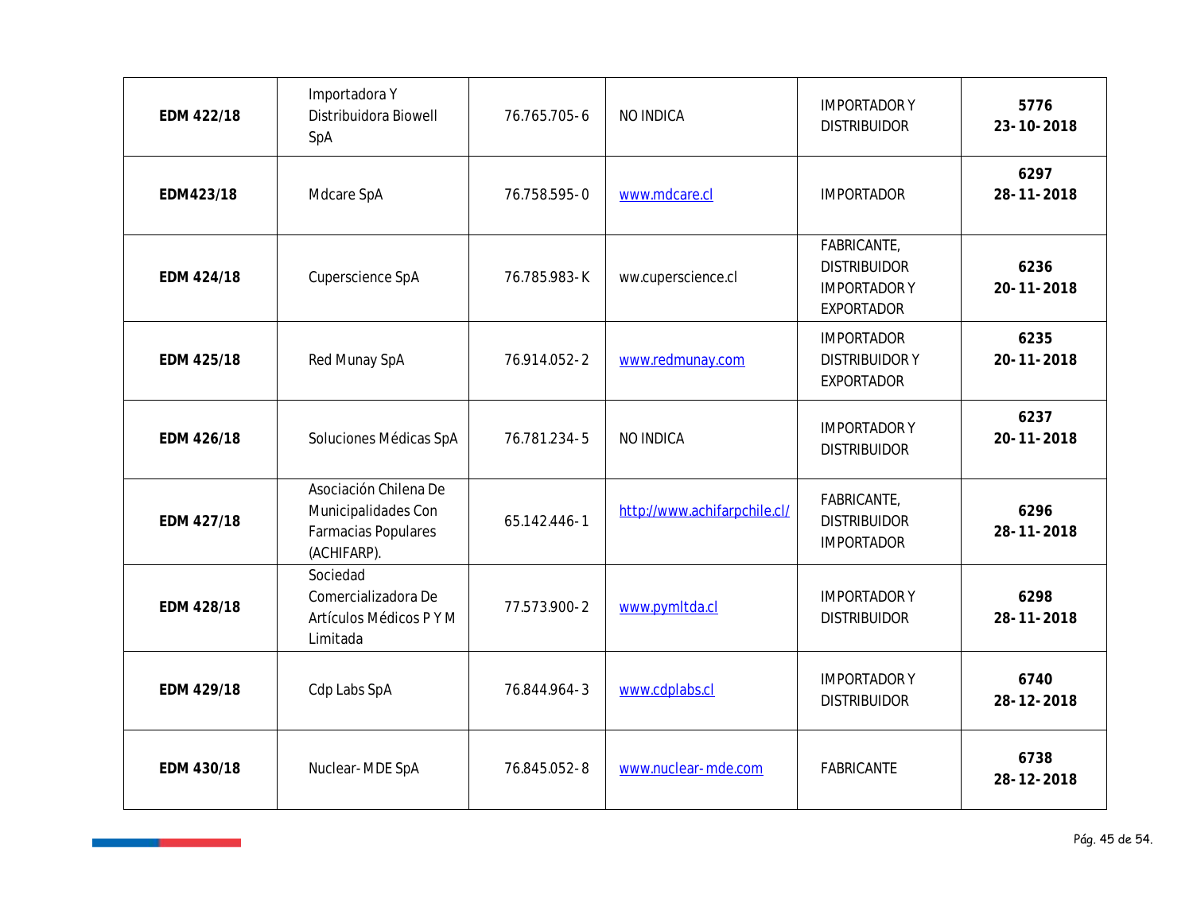| **EDM 422/18** | Importadora Y Distribuidora Biowell SpA | 76.765.705-6 | NO INDICA | IMPORTADOR Y DISTRIBUIDOR | **5776 23-10-2018** |
|---|---|---|---|---|---|
| **EDM423/18** | Mdcare SpA | 76.758.595-0 | www.mdcare.cl | IMPORTADOR | **6297 28-11-2018** |
| **EDM 424/18** | Cuperscience SpA | 76.785.983-K | ww.cuperscience.cl | FABRICANTE, DISTRIBUIDOR IMPORTADOR Y EXPORTADOR | **6236 20-11-2018** |
| **EDM 425/18** | Red Munay SpA | 76.914.052-2 | www.redmunay.com | IMPORTADOR DISTRIBUIDOR Y EXPORTADOR | **6235 20-11-2018** |
| **EDM 426/18** | Soluciones Médicas SpA | 76.781.234-5 | NO INDICA | IMPORTADOR Y DISTRIBUIDOR | **6237 20-11-2018** |
| **EDM 427/18** | Asociación Chilena De Municipalidades Con Farmacias Populares (ACHIFARP). | 65.142.446-1 | http://www.achifarpchile.cl/ | FABRICANTE, DISTRIBUIDOR IMPORTADOR | **6296 28-11-2018** |
| **EDM 428/18** | Sociedad Comercializadora De Artículos Médicos P Y M Limitada | 77.573.900-2 | www.pymltda.cl | IMPORTADOR Y DISTRIBUIDOR | **6298 28-11-2018** |
| **EDM 429/18** | Cdp Labs SpA | 76.844.964-3 | www.cdplabs.cl | IMPORTADOR Y DISTRIBUIDOR | **6740 28-12-2018** |
| **EDM 430/18** | Nuclear-MDE SpA | 76.845.052-8 | www.nuclear-mde.com | FABRICANTE | **6738 28-12-2018** |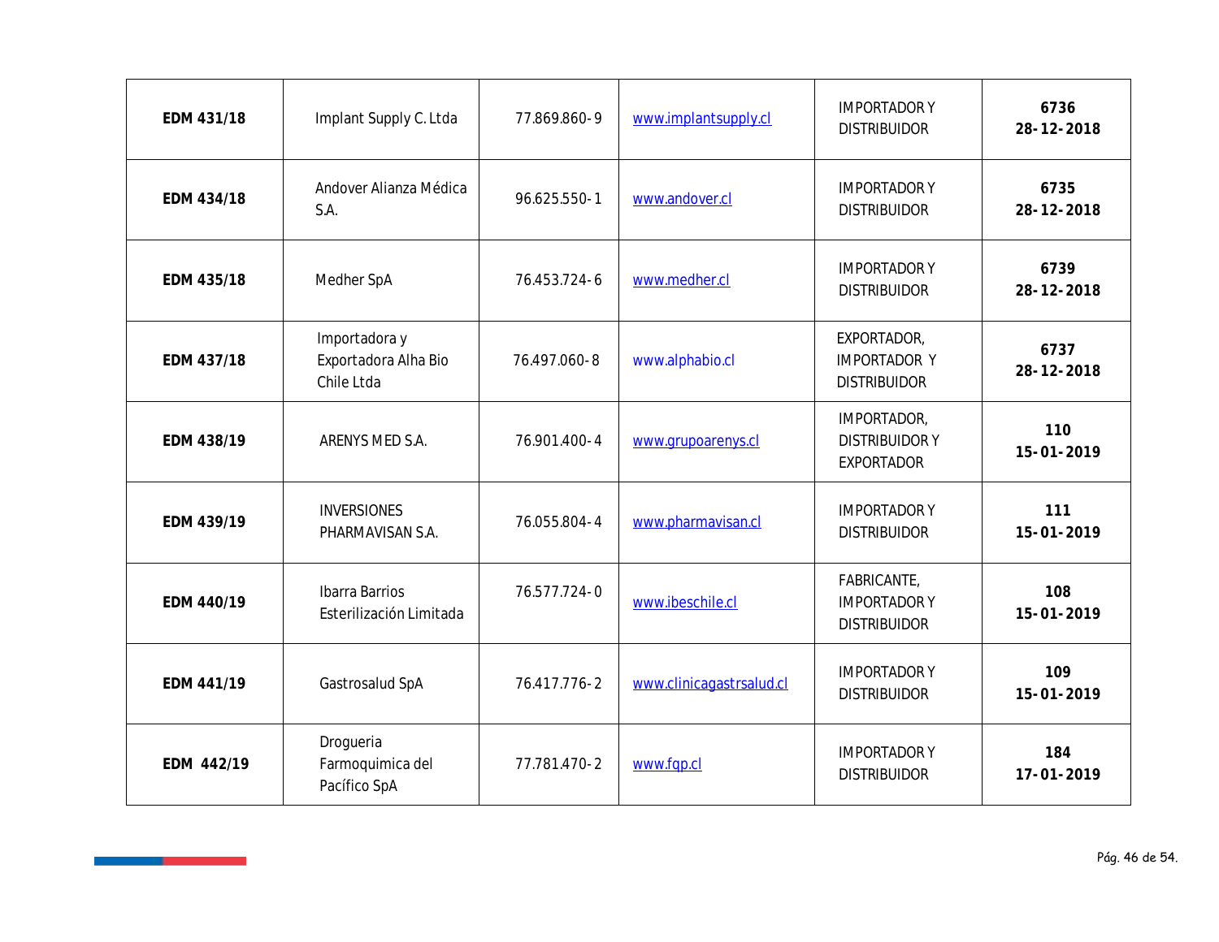| | | | | | |
|---|---|---|---|---|---|
| **EDM 431/18** | Implant Supply C. Ltda | 77.869.860-9 | www.implantsupply.cl | IMPORTADOR Y DISTRIBUIDOR | **6736 28-12-2018** |
| **EDM 434/18** | Andover Alianza Médica S.A. | 96.625.550-1 | www.andover.cl | IMPORTADOR Y DISTRIBUIDOR | **6735 28-12-2018** |
| **EDM 435/18** | Medher SpA | 76.453.724-6 | www.medher.cl | IMPORTADOR Y DISTRIBUIDOR | **6739 28-12-2018** |
| **EDM 437/18** | Importadora y Exportadora Alha Bio Chile Ltda | 76.497.060-8 | www.alphabio.cl | EXPORTADOR, IMPORTADOR Y DISTRIBUIDOR | **6737 28-12-2018** |
| **EDM 438/19** | ARENYS MED S.A. | 76.901.400-4 | www.grupoarenys.cl | IMPORTADOR, DISTRIBUIDOR Y EXPORTADOR | **110 15-01-2019** |
| **EDM 439/19** | INVERSIONES PHARMAVISAN S.A. | 76.055.804-4 | www.pharmavisan.cl | IMPORTADOR Y DISTRIBUIDOR | **111 15-01-2019** |
| **EDM 440/19** | Ibarra Barrios Esterilización Limitada | 76.577.724-0 | www.ibeschile.cl | FABRICANTE, IMPORTADOR Y DISTRIBUIDOR | **108 15-01-2019** |
| **EDM 441/19** | Gastrosalud SpA | 76.417.776-2 | www.clinicagastrsalud.cl | IMPORTADOR Y DISTRIBUIDOR | **109 15-01-2019** |
| **EDM 442/19** | Drogueria Farmoquimica del Pacífico SpA | 77.781.470-2 | www.fqp.cl | IMPORTADOR Y DISTRIBUIDOR | **184 17-01-2019** |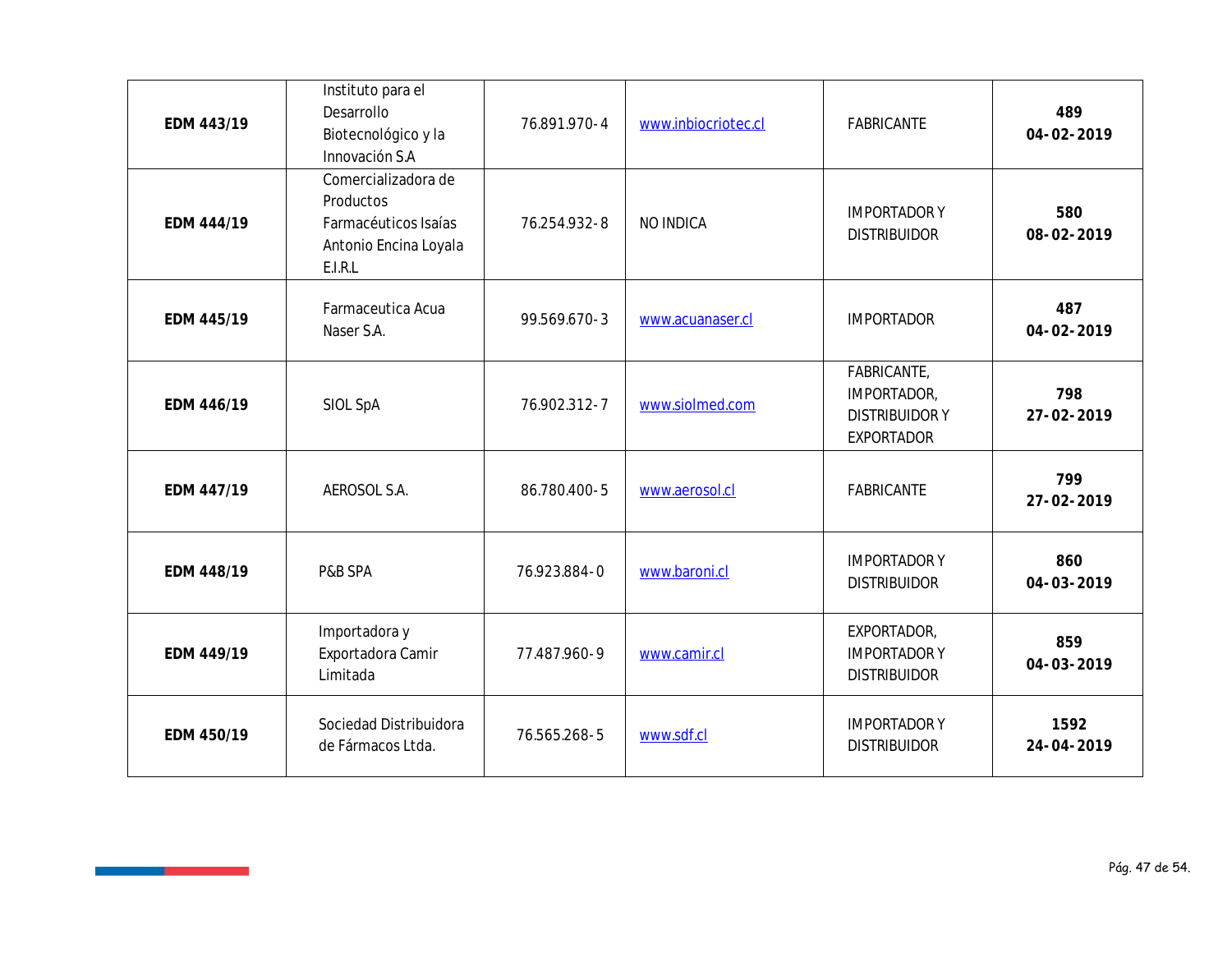| | | | | | |
|---|---|---|---|---|---|
| **EDM 443/19** | Instituto para el Desarrollo Biotecnológico y la Innovación S.A | 76.891.970-4 | www.inbiocriotec.cl | FABRICANTE | **489**<br>**04-02-2019** |
| **EDM 444/19** | Comercializadora de Productos Farmacéuticos Isaías Antonio Encina Loyala E.I.R.L | 76.254.932-8 | NO INDICA | IMPORTADOR Y DISTRIBUIDOR | **580**<br>**08-02-2019** |
| **EDM 445/19** | Farmaceutica Acua Naser S.A. | 99.569.670-3 | www.acuanaser.cl | IMPORTADOR | **487**<br>**04-02-2019** |
| **EDM 446/19** | SIOL SpA | 76.902.312-7 | www.siolmed.com | FABRICANTE, IMPORTADOR, DISTRIBUIDOR Y EXPORTADOR | **798**<br>**27-02-2019** |
| **EDM 447/19** | AEROSOL S.A. | 86.780.400-5 | www.aerosol.cl | FABRICANTE | **799**<br>**27-02-2019** |
| **EDM 448/19** | P&B SPA | 76.923.884-0 | www.baroni.cl | IMPORTADOR Y DISTRIBUIDOR | **860**<br>**04-03-2019** |
| **EDM 449/19** | Importadora y Exportadora Camir Limitada | 77.487.960-9 | www.camir.cl | EXPORTADOR, IMPORTADOR Y DISTRIBUIDOR | **859**<br>**04-03-2019** |
| **EDM 450/19** | Sociedad Distribuidora de Fármacos Ltda. | 76.565.268-5 | www.sdf.cl | IMPORTADOR Y DISTRIBUIDOR | **1592**<br>**24-04-2019** |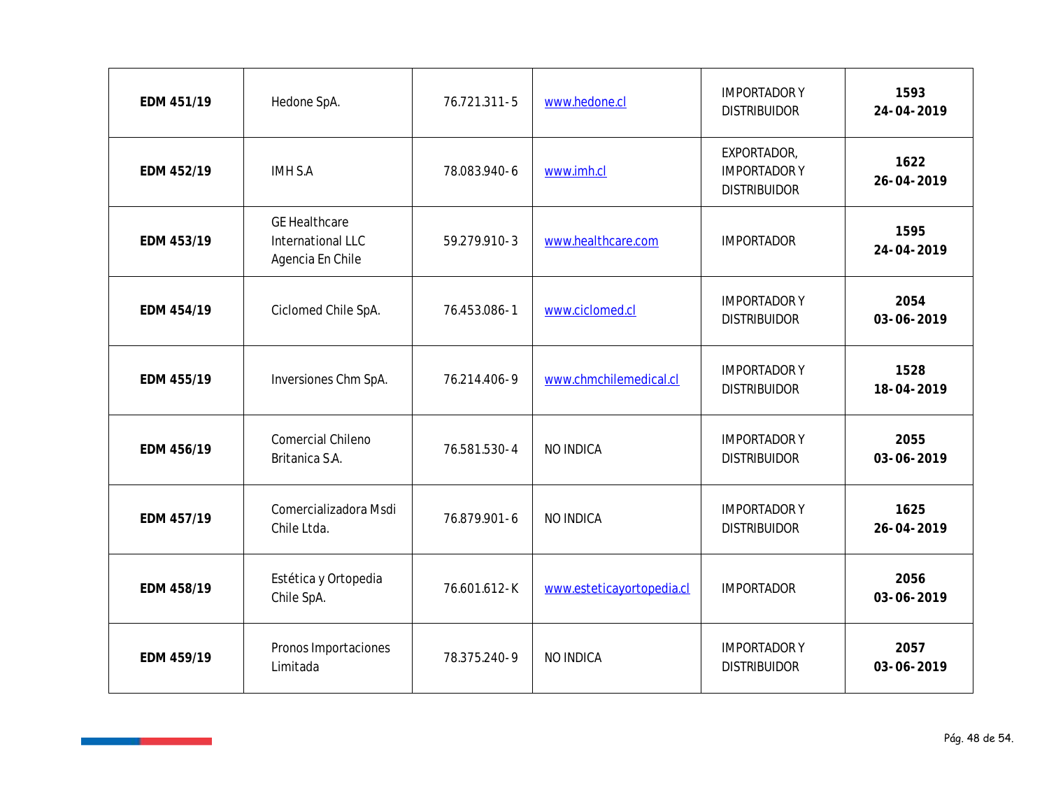| | | | | | |
|---|---|---|---|---|---|
| **EDM 451/19** | Hedone SpA. | 76.721.311-5 | www.hedone.cl | IMPORTADOR Y DISTRIBUIDOR | **1593 24-04-2019** |
| **EDM 452/19** | IMH S.A | 78.083.940-6 | www.imh.cl | EXPORTADOR, IMPORTADOR Y DISTRIBUIDOR | **1622 26-04-2019** |
| **EDM 453/19** | GE Healthcare International LLC Agencia En Chile | 59.279.910-3 | www.healthcare.com | IMPORTADOR | **1595 24-04-2019** |
| **EDM 454/19** | Ciclomed Chile SpA. | 76.453.086-1 | www.ciclomed.cl | IMPORTADOR Y DISTRIBUIDOR | **2054 03-06-2019** |
| **EDM 455/19** | Inversiones Chm SpA. | 76.214.406-9 | www.chmchilemedical.cl | IMPORTADOR Y DISTRIBUIDOR | **1528 18-04-2019** |
| **EDM 456/19** | Comercial Chileno Britanica S.A. | 76.581.530-4 | NO INDICA | IMPORTADOR Y DISTRIBUIDOR | **2055 03-06-2019** |
| **EDM 457/19** | Comercializadora Msdi Chile Ltda. | 76.879.901-6 | NO INDICA | IMPORTADOR Y DISTRIBUIDOR | **1625 26-04-2019** |
| **EDM 458/19** | Estética y Ortopedia Chile SpA. | 76.601.612-K | www.esteticayortopedia.cl | IMPORTADOR | **2056 03-06-2019** |
| **EDM 459/19** | Pronos Importaciones Limitada | 78.375.240-9 | NO INDICA | IMPORTADOR Y DISTRIBUIDOR | **2057 03-06-2019** |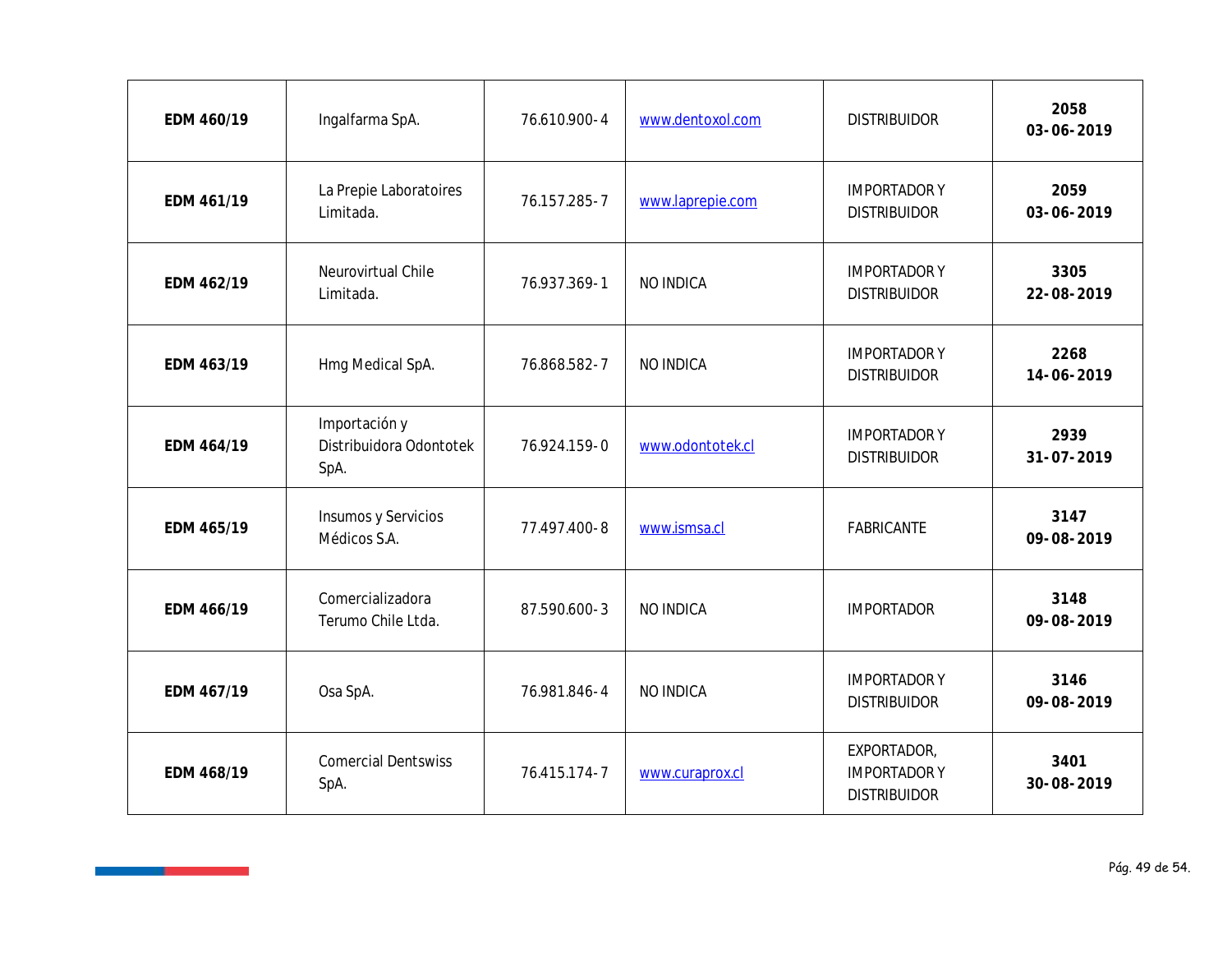| | | | | | |
|---|---|---|---|---|---|
| **EDM 460/19** | Ingalfarma SpA. | 76.610.900-4 | www.dentoxol.com | DISTRIBUIDOR | **2058 03-06-2019** |
| **EDM 461/19** | La Prepie Laboratoires Limitada. | 76.157.285-7 | www.laprepie.com | IMPORTADOR Y DISTRIBUIDOR | **2059 03-06-2019** |
| **EDM 462/19** | Neurovirtual Chile Limitada. | 76.937.369-1 | NO INDICA | IMPORTADOR Y DISTRIBUIDOR | **3305 22-08-2019** |
| **EDM 463/19** | Hmg Medical SpA. | 76.868.582-7 | NO INDICA | IMPORTADOR Y DISTRIBUIDOR | **2268 14-06-2019** |
| **EDM 464/19** | Importación y Distribuidora Odontotek SpA. | 76.924.159-0 | www.odontotek.cl | IMPORTADOR Y DISTRIBUIDOR | **2939 31-07-2019** |
| **EDM 465/19** | Insumos y Servicios Médicos S.A. | 77.497.400-8 | www.ismsa.cl | FABRICANTE | **3147 09-08-2019** |
| **EDM 466/19** | Comercializadora Terumo Chile Ltda. | 87.590.600-3 | NO INDICA | IMPORTADOR | **3148 09-08-2019** |
| **EDM 467/19** | Osa SpA. | 76.981.846-4 | NO INDICA | IMPORTADOR Y DISTRIBUIDOR | **3146 09-08-2019** |
| **EDM 468/19** | Comercial Dentswiss SpA. | 76.415.174-7 | www.curaprox.cl | EXPORTADOR, IMPORTADOR Y DISTRIBUIDOR | **3401 30-08-2019** |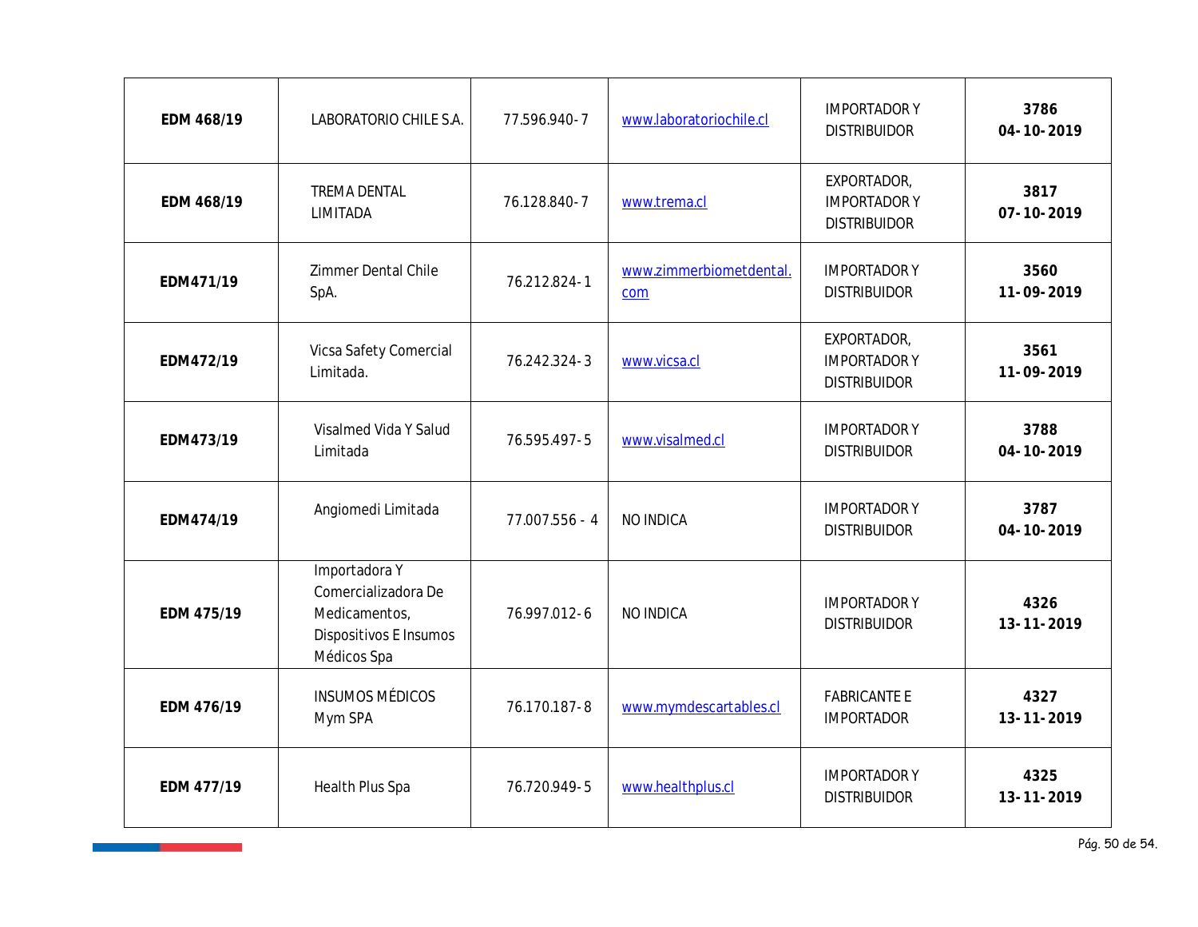| | | | | | |
|---|---|---|---|---|---|
| **EDM 468/19** | LABORATORIO CHILE S.A. | 77.596.940-7 | www.laboratoriochile.cl | IMPORTADOR Y DISTRIBUIDOR | **3786 04-10-2019** |
| **EDM 468/19** | TREMA DENTAL LIMITADA | 76.128.840-7 | www.trema.cl | EXPORTADOR, IMPORTADOR Y DISTRIBUIDOR | **3817 07-10-2019** |
| **EDM471/19** | Zimmer Dental Chile SpA. | 76.212.824-1 | www.zimmerbiometdental.com | IMPORTADOR Y DISTRIBUIDOR | **3560 11-09-2019** |
| **EDM472/19** | Vicsa Safety Comercial Limitada. | 76.242.324-3 | www.vicsa.cl | EXPORTADOR, IMPORTADOR Y DISTRIBUIDOR | **3561 11-09-2019** |
| **EDM473/19** | Visalmed Vida Y Salud Limitada | 76.595.497-5 | www.visalmed.cl | IMPORTADOR Y DISTRIBUIDOR | **3788 04-10-2019** |
| **EDM474/19** | Angiomedi Limitada | 77.007.556 - 4 | NO INDICA | IMPORTADOR Y DISTRIBUIDOR | **3787 04-10-2019** |
| **EDM 475/19** | Importadora Y Comercializadora De Medicamentos, Dispositivos E Insumos Médicos Spa | 76.997.012-6 | NO INDICA | IMPORTADOR Y DISTRIBUIDOR | **4326 13-11-2019** |
| **EDM 476/19** | INSUMOS MÉDICOS Mym SPA | 76.170.187-8 | www.mymdescartables.cl | FABRICANTE E IMPORTADOR | **4327 13-11-2019** |
| **EDM 477/19** | Health Plus Spa | 76.720.949-5 | www.healthplus.cl | IMPORTADOR Y DISTRIBUIDOR | **4325 13-11-2019** |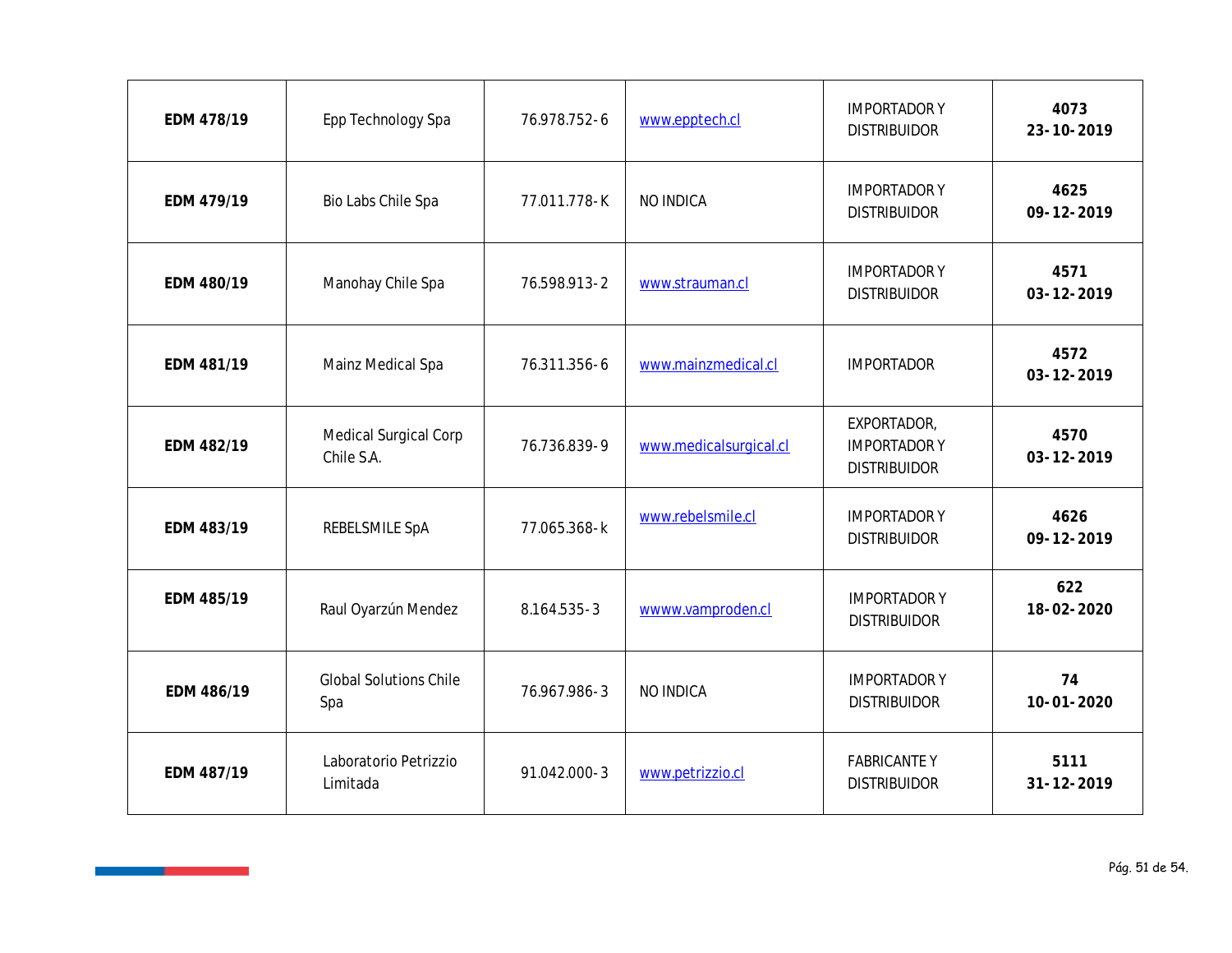| EDM 478/19 | Epp Technology Spa | 76.978.752-6 | www.epptech.cl | IMPORTADOR Y DISTRIBUIDOR | **4073 23-10-2019** |
|---|---|---|---|---|---|
| **EDM 479/19** | Bio Labs Chile Spa | 77.011.778-K | NO INDICA | IMPORTADOR Y DISTRIBUIDOR | **4625 09-12-2019** |
| **EDM 480/19** | Manohay Chile Spa | 76.598.913-2 | www.strauman.cl | IMPORTADOR Y DISTRIBUIDOR | **4571 03-12-2019** |
| **EDM 481/19** | Mainz Medical Spa | 76.311.356-6 | www.mainzmedical.cl | IMPORTADOR | **4572 03-12-2019** |
| **EDM 482/19** | Medical Surgical Corp Chile S.A. | 76.736.839-9 | www.medicalsurgical.cl | EXPORTADOR, IMPORTADOR Y DISTRIBUIDOR | **4570 03-12-2019** |
| **EDM 483/19** | REBELSMILE SpA | 77.065.368-k | www.rebelsmile.cl | IMPORTADOR Y DISTRIBUIDOR | **4626 09-12-2019** |
| **EDM 485/19** | Raul Oyarzún Mendez | 8.164.535-3 | wwww.vamproden.cl | IMPORTADOR Y DISTRIBUIDOR | **622 18-02-2020** |
| **EDM 486/19** | Global Solutions Chile Spa | 76.967.986-3 | NO INDICA | IMPORTADOR Y DISTRIBUIDOR | **74 10-01-2020** |
| **EDM 487/19** | Laboratorio Petrizzio Limitada | 91.042.000-3 | www.petrizzio.cl | FABRICANTE Y DISTRIBUIDOR | **5111 31-12-2019** |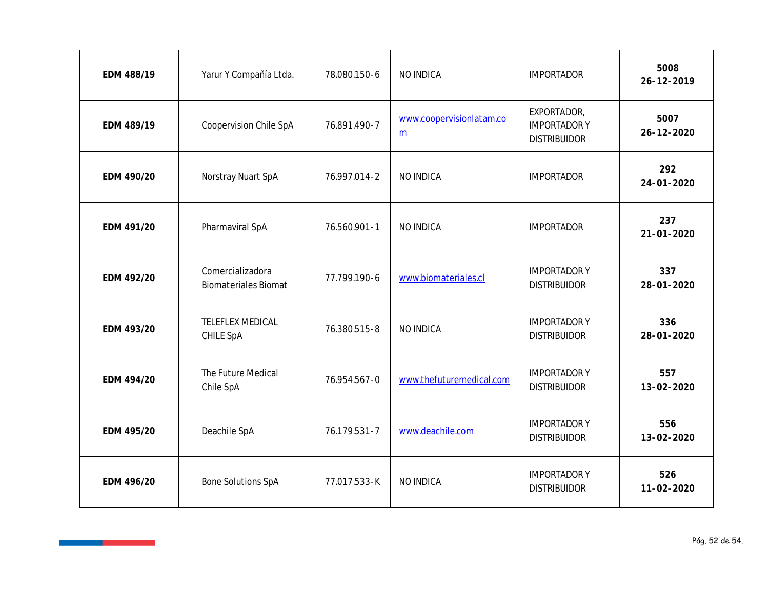| **EDM 488/19** | Yarur Y Compañía Ltda. | 78.080.150-6 | NO INDICA | IMPORTADOR | **5008**<br>**26-12-2019** |
|---|---|---|---|---|---|
| **EDM 489/19** | Coopervision Chile SpA | 76.891.490-7 | www.coopervisionlatam.com | EXPORTADOR, IMPORTADOR Y DISTRIBUIDOR | **5007**<br>**26-12-2020** |
| **EDM 490/20** | Norstray Nuart SpA | 76.997.014-2 | NO INDICA | IMPORTADOR | **292**<br>**24-01-2020** |
| **EDM 491/20** | Pharmaviral SpA | 76.560.901-1 | NO INDICA | IMPORTADOR | **237**<br>**21-01-2020** |
| **EDM 492/20** | Comercializadora Biomateriales Biomat | 77.799.190-6 | www.biomateriales.cl | IMPORTADOR Y DISTRIBUIDOR | **337**<br>**28-01-2020** |
| **EDM 493/20** | TELEFLEX MEDICAL CHILE SpA | 76.380.515-8 | NO INDICA | IMPORTADOR Y DISTRIBUIDOR | **336**<br>**28-01-2020** |
| **EDM 494/20** | The Future Medical Chile SpA | 76.954.567-0 | www.thefuturemedical.com | IMPORTADOR Y DISTRIBUIDOR | **557**<br>**13-02-2020** |
| **EDM 495/20** | Deachile SpA | 76.179.531-7 | www.deachile.com | IMPORTADOR Y DISTRIBUIDOR | **556**<br>**13-02-2020** |
| **EDM 496/20** | Bone Solutions SpA | 77.017.533-K | NO INDICA | IMPORTADOR Y DISTRIBUIDOR | **526**<br>**11-02-2020** |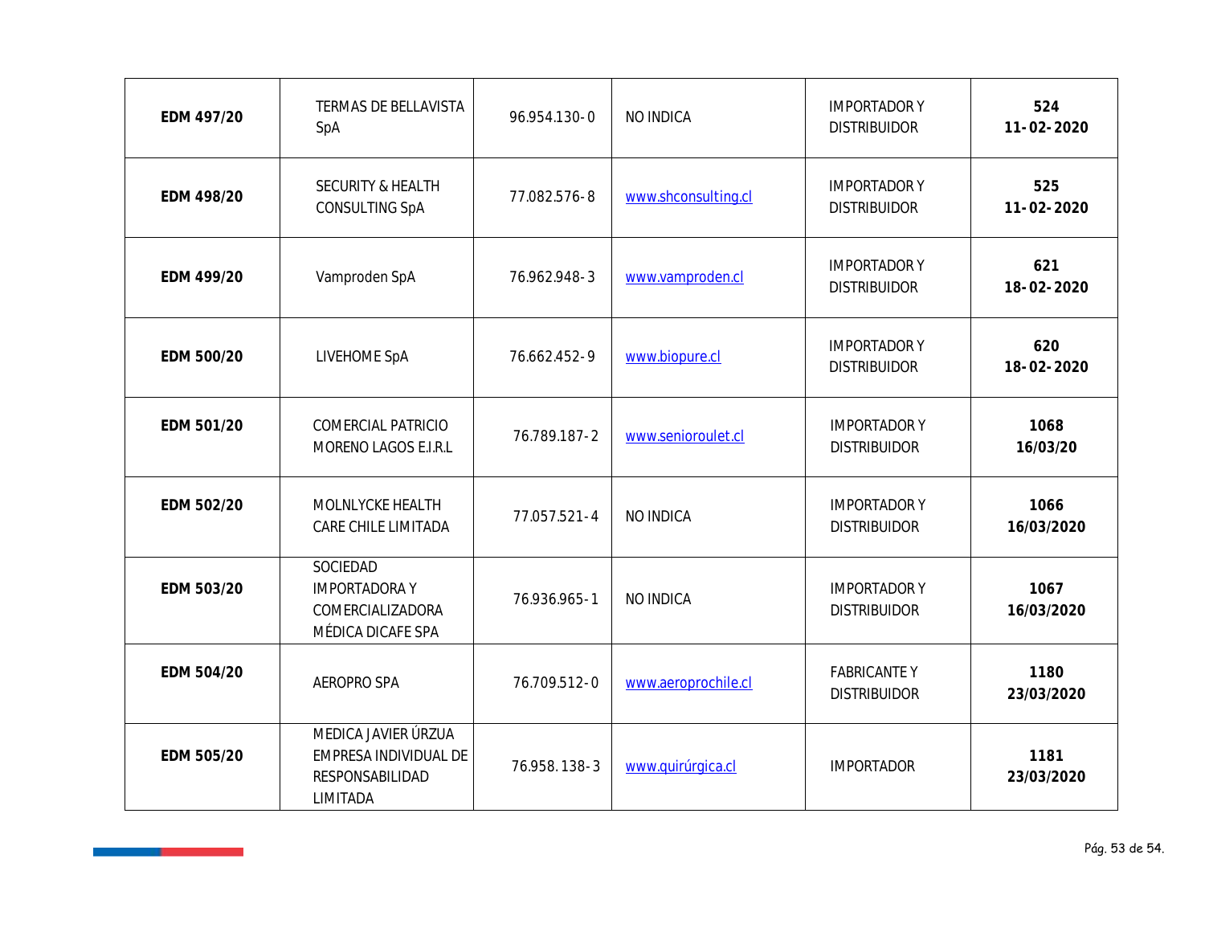| **EDM 497/20** | TERMAS DE BELLAVISTA SpA | 96.954.130-0 | NO INDICA | IMPORTADOR Y DISTRIBUIDOR | **524**<br>**11-02-2020** |
|---|---|---|---|---|---|
| **EDM 498/20** | SECURITY & HEALTH CONSULTING SpA | 77.082.576-8 | www.shconsulting.cl | IMPORTADOR Y DISTRIBUIDOR | **525**<br>**11-02-2020** |
| **EDM 499/20** | Vamproden SpA | 76.962.948-3 | www.vamproden.cl | IMPORTADOR Y DISTRIBUIDOR | **621**<br>**18-02-2020** |
| **EDM 500/20** | LIVEHOME SpA | 76.662.452-9 | www.biopure.cl | IMPORTADOR Y DISTRIBUIDOR | **620**<br>**18-02-2020** |
| **EDM 501/20** | COMERCIAL PATRICIO MORENO LAGOS E.I.R.L | 76.789.187-2 | www.senioroulet.cl | IMPORTADOR Y DISTRIBUIDOR | **1068**<br>**16/03/20** |
| **EDM 502/20** | MOLNLYCKE HEALTH CARE CHILE LIMITADA | 77.057.521-4 | NO INDICA | IMPORTADOR Y DISTRIBUIDOR | **1066**<br>**16/03/2020** |
| **EDM 503/20** | SOCIEDAD IMPORTADORA Y COMERCIALIZADORA MÉDICA DICAFE SPA | 76.936.965-1 | NO INDICA | IMPORTADOR Y DISTRIBUIDOR | **1067**<br>**16/03/2020** |
| **EDM 504/20** | AEROPRO SPA | 76.709.512-0 | www.aeroprochile.cl | FABRICANTE Y DISTRIBUIDOR | **1180**<br>**23/03/2020** |
| **EDM 505/20** | MEDICA JAVIER ÚRZUA EMPRESA INDIVIDUAL DE RESPONSABILIDAD LIMITADA | 76.958.138-3 | www.quirúrgica.cl | IMPORTADOR | **1181**<br>**23/03/2020** |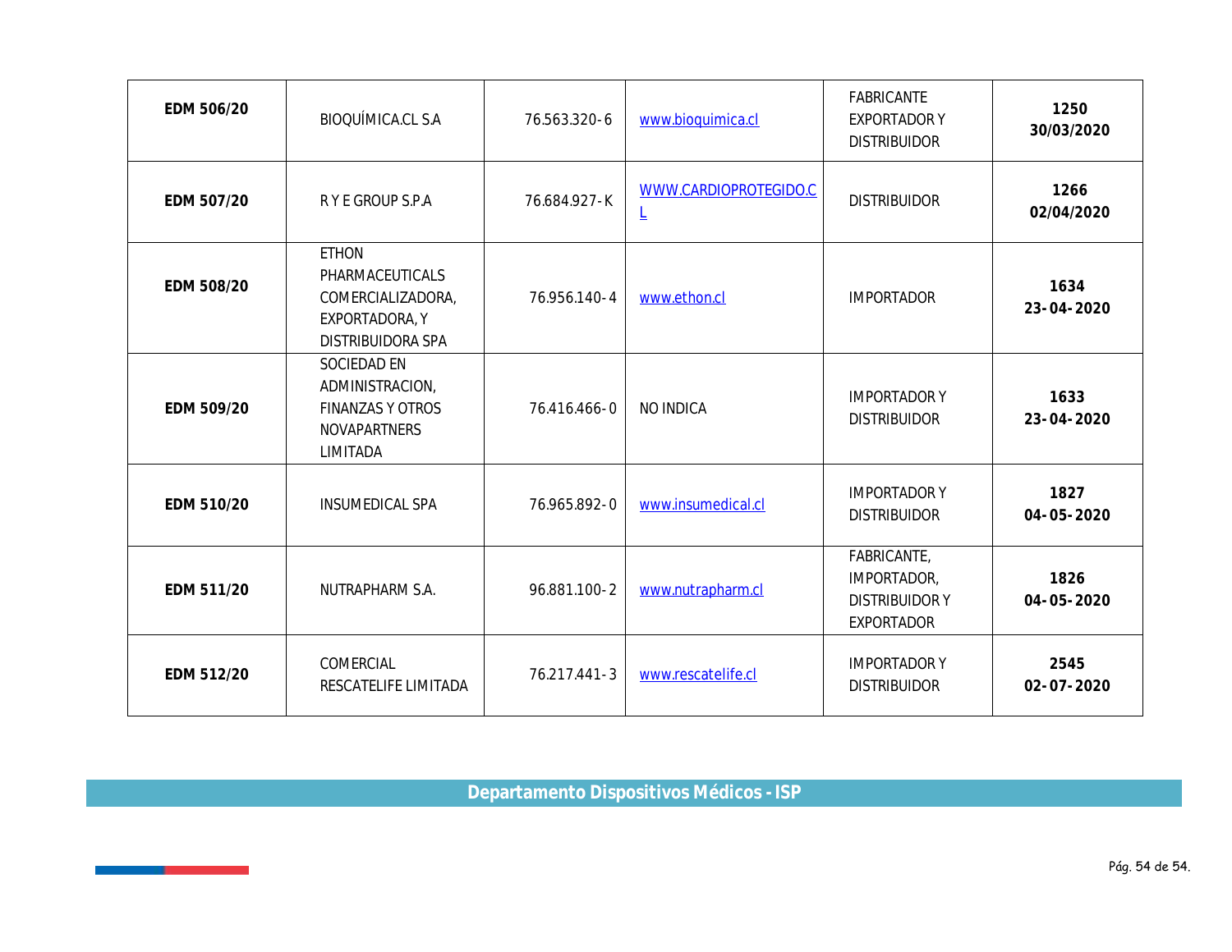| | | | | | |
|---|---|---|---|---|---|
| **EDM 506/20** | BIOQUÍMICA.CL S.A | 76.563.320-6 | www.bioquimica.cl | FABRICANTE EXPORTADOR Y DISTRIBUIDOR | **1250 30/03/2020** |
| **EDM 507/20** | R Y E GROUP S.P.A | 76.684.927-K | WWW.CARDIOPROTEGIDO.CL | DISTRIBUIDOR | **1266 02/04/2020** |
| **EDM 508/20** | ETHON PHARMACEUTICALS COMERCIALIZADORA, EXPORTADORA, Y DISTRIBUIDORA SPA | 76.956.140-4 | www.ethon.cl | IMPORTADOR | **1634 23-04-2020** |
| **EDM 509/20** | SOCIEDAD EN ADMINISTRACION, FINANZAS Y OTROS NOVAPARTNERS LIMITADA | 76.416.466-0 | NO INDICA | IMPORTADOR Y DISTRIBUIDOR | **1633 23-04-2020** |
| **EDM 510/20** | INSUMEDICAL SPA | 76.965.892-0 | www.insumedical.cl | IMPORTADOR Y DISTRIBUIDOR | **1827 04-05-2020** |
| **EDM 511/20** | NUTRAPHARM S.A. | 96.881.100-2 | www.nutrapharm.cl | FABRICANTE, IMPORTADOR, DISTRIBUIDOR Y EXPORTADOR | **1826 04-05-2020** |
| **EDM 512/20** | COMERCIAL RESCATELIFE LIMITADA | 76.217.441-3 | www.rescatelife.cl | IMPORTADOR Y DISTRIBUIDOR | **2545 02-07-2020** |